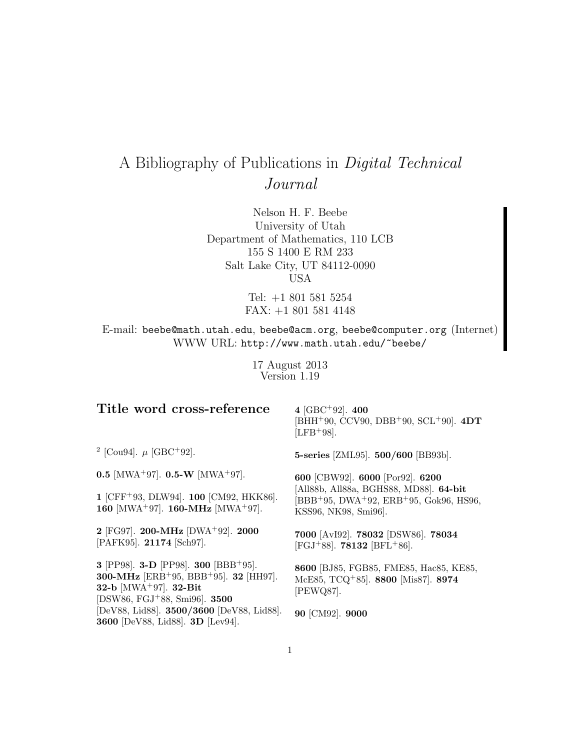# A Bibliography of Publications in *Digital Technical Journal*

Nelson H. F. Beebe
University of Utah
Department of Mathematics, 110 LCB
155 S 1400 E RM 233
Salt Lake City, UT 84112-0090
USA

Tel: +1 801 581 5254
FAX: +1 801 581 4148

E-mail: `beebe@math.utah.edu`, `beebe@acm.org`, `beebe@computer.org` (Internet)
WWW URL: `http://www.math.utah.edu/~beebe/`

17 August 2013
Version 1.19

## Title word cross-reference

$^2$ [Cou94]. $\mu$ [GBC+92].

**0.5** [MWA+97]. **0.5-W** [MWA+97].

**1** [CFF+93, DLW94]. **100** [CM92, HKK86]. **160** [MWA+97]. **160-MHz** [MWA+97].

**2** [FG97]. **200-MHz** [DWA+92]. **2000** [PAFK95]. **21174** [Sch97].

**3** [PP98]. **3-D** [PP98]. **300** [BBB+95]. **300-MHz** [ERB+95, BBB+95]. **32** [HH97]. **32-b** [MWA+97]. **32-Bit** [DSW86, FGJ+88, Smi96]. **3500** [DeV88, Lid88]. **3500/3600** [DeV88, Lid88]. **3600** [DeV88, Lid88]. **3D** [Lev94].

**4** [GBC+92]. **400** [BHH+90, CCV90, DBB+90, SCL+90]. **4DT** [LFB+98].

**5-series** [ZML95]. **500/600** [BB93b].

**600** [CBW92]. **6000** [Por92]. **6200** [All88b, All88a, BGHS88, MD88]. **64-bit** [BBB+95, DWA+92, ERB+95, Gok96, HS96, KSS96, NK98, Smi96].

**7000** [AvI92]. **78032** [DSW86]. **78034** [FGJ+88]. **78132** [BFL+86].

**8600** [BJ85, FGB85, FME85, Hac85, KE85, McE85, TCQ+85]. **8800** [Mis87]. **8974** [PEWQ87].

**90** [CM92]. **9000**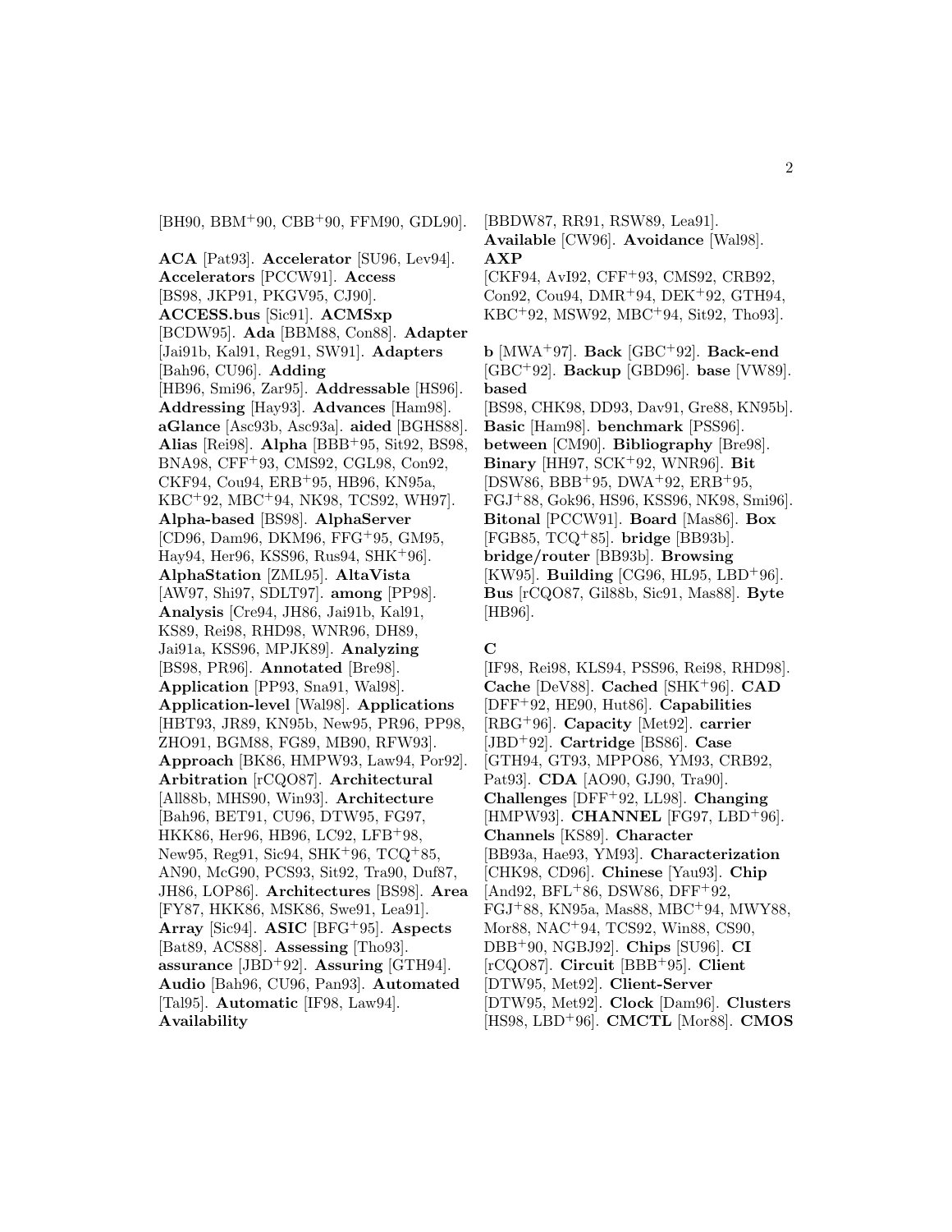[BH90, BBM+90, CBB+90, FFM90, GDL90].

**ACA** [Pat93]. **Accelerator** [SU96, Lev94]. **Accelerators** [PCCW91]. **Access** [BS98, JKP91, PKGV95, CJ90]. **ACCESS.bus** [Sic91]. **ACMSxp** [BCDW95]. **Ada** [BBM88, Con88]. **Adapter** [Jai91b, Kal91, Reg91, SW91]. **Adapters** [Bah96, CU96]. **Adding** [HB96, Smi96, Zar95]. **Addressable** [HS96]. **Addressing** [Hay93]. **Advances** [Ham98]. **aGlance** [Asc93b, Asc93a]. **aided** [BGHS88]. **Alias** [Rei98]. **Alpha** [BBB+95, Sit92, BS98, BNA98, CFF+93, CMS92, CGL98, Con92, CKF94, Cou94, ERB+95, HB96, KN95a, KBC+92, MBC+94, NK98, TCS92, WH97]. **Alpha-based** [BS98]. **AlphaServer** [CD96, Dam96, DKM96, FFG+95, GM95, Hay94, Her96, KSS96, Rus94, SHK+96]. **AlphaStation** [ZML95]. **AltaVista** [AW97, Shi97, SDLT97]. **among** [PP98]. **Analysis** [Cre94, JH86, Jai91b, Kal91, KS89, Rei98, RHD98, WNR96, DH89, Jai91a, KSS96, MPJK89]. **Analyzing** [BS98, PR96]. **Annotated** [Bre98]. **Application** [PP93, Sna91, Wal98]. **Application-level** [Wal98]. **Applications** [HBT93, JR89, KN95b, New95, PR96, PP98, ZHO91, BGM88, FG89, MB90, RFW93]. **Approach** [BK86, HMPW93, Law94, Por92]. **Arbitration** [rCQO87]. **Architectural** [All88b, MHS90, Win93]. **Architecture** [Bah96, BET91, CU96, DTW95, FG97, HKK86, Her96, HB96, LC92, LFB+98, New95, Reg91, Sic94, SHK+96, TCQ+85, AN90, McG90, PCS93, Sit92, Tra90, Duf87, JH86, LOP86]. **Architectures** [BS98]. **Area** [FY87, HKK86, MSK86, Swe91, Lea91]. **Array** [Sic94]. **ASIC** [BFG+95]. **Aspects** [Bat89, ACS88]. **Assessing** [Tho93]. **assurance** [JBD+92]. **Assuring** [GTH94]. **Audio** [Bah96, CU96, Pan93]. **Automated** [Tal95]. **Automatic** [IF98, Law94]. **Availability** [BBDW87, RR91, RSW89, Lea91]. **Available** [CW96]. **Avoidance** [Wal98]. **AXP** [CKF94, AvI92, CFF+93, CMS92, CRB92, Con92, Cou94, DMR+94, DEK+92, GTH94, KBC+92, MSW92, MBC+94, Sit92, Tho93].

**b** [MWA+97]. **Back** [GBC+92]. **Back-end** [GBC+92]. **Backup** [GBD96]. **base** [VW89]. **based** [BS98, CHK98, DD93, Dav91, Gre88, KN95b]. **Basic** [Ham98]. **benchmark** [PSS96]. **between** [CM90]. **Bibliography** [Bre98]. **Binary** [HH97, SCK+92, WNR96]. **Bit** [DSW86, BBB+95, DWA+92, ERB+95, FGJ+88, Gok96, HS96, KSS96, NK98, Smi96]. **Bitonal** [PCCW91]. **Board** [Mas86]. **Box** [FGB85, TCQ+85]. **bridge** [BB93b]. **bridge/router** [BB93b]. **Browsing** [KW95]. **Building** [CG96, HL95, LBD+96]. **Bus** [rCQO87, Gil88b, Sic91, Mas88]. **Byte** [HB96].

**C** [IF98, Rei98, KLS94, PSS96, Rei98, RHD98]. **Cache** [DeV88]. **Cached** [SHK+96]. **CAD** [DFF+92, HE90, Hut86]. **Capabilities** [RBG+96]. **Capacity** [Met92]. **carrier** [JBD+92]. **Cartridge** [BS86]. **Case** [GTH94, GT93, MPPO86, YM93, CRB92, Pat93]. **CDA** [AO90, GJ90, Tra90]. **Challenges** [DFF+92, LL98]. **Changing** [HMPW93]. **CHANNEL** [FG97, LBD+96]. **Channels** [KS89]. **Character** [BB93a, Hae93, YM93]. **Characterization** [CHK98, CD96]. **Chinese** [Yau93]. **Chip** [And92, BFL+86, DSW86, DFF+92, FGJ+88, KN95a, Mas88, MBC+94, MWY88, Mor88, NAC+94, TCS92, Win88, CS90, DBB+90, NGBJ92]. **Chips** [SU96]. **CI** [rCQO87]. **Circuit** [BBB+95]. **Client** [DTW95, Met92]. **Client-Server** [DTW95, Met92]. **Clock** [Dam96]. **Clusters** [HS98, LBD+96]. **CMCTL** [Mor88]. **CMOS**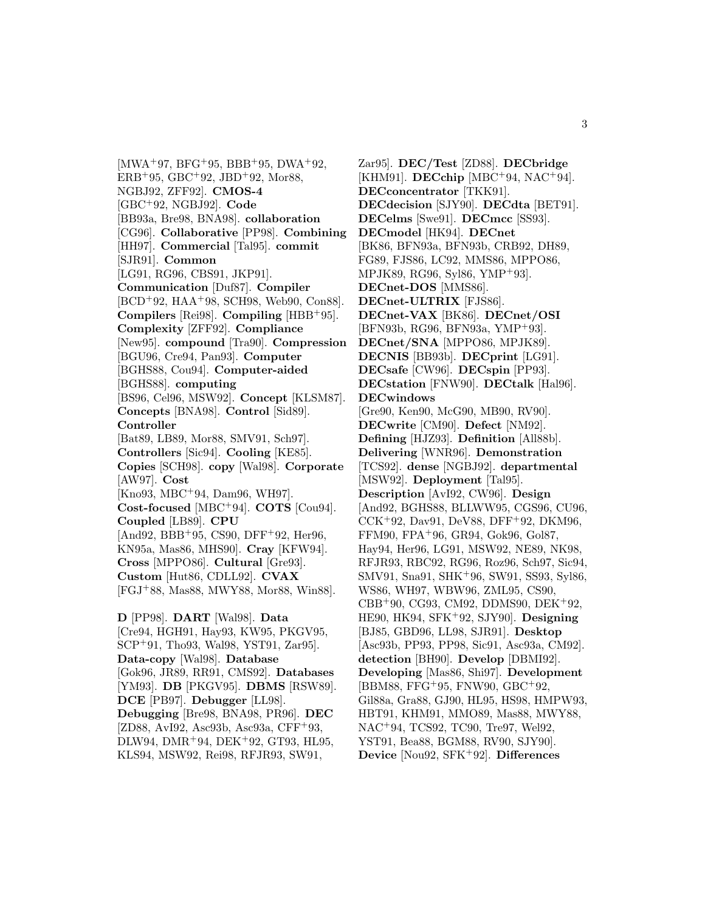[MWA[+]97, BFG[+]95, BBB[+]95, DWA[+]92, ERB[+]95, GBC[+]92, JBD[+]92, Mor88, NGBJ92, ZFF92]. **CMOS-4** [GBC[+]92, NGBJ92]. **Code** [BB93a, Bre98, BNA98]. **collaboration** [CG96]. **Collaborative** [PP98]. **Combining** [HH97]. **Commercial** [Tal95]. **commit** [SJR91]. **Common** [LG91, RG96, CBS91, JKP91]. **Communication** [Duf87]. **Compiler** [BCD[+]92, HAA[+]98, SCH98, Web90, Con88]. **Compilers** [Rei98]. **Compiling** [HBB[+]95]. **Complexity** [ZFF92]. **Compliance** [New95]. **compound** [Tra90]. **Compression** [BGU96, Cre94, Pan93]. **Computer** [BGHS88, Cou94]. **Computer-aided** [BGHS88]. **computing** [BS96, Cel96, MSW92]. **Concept** [KLSM87]. **Concepts** [BNA98]. **Control** [Sid89]. **Controller** [Bat89, LB89, Mor88, SMV91, Sch97]. **Controllers** [Sic94]. **Cooling** [KE85]. **Copies** [SCH98]. **copy** [Wal98]. **Corporate** [AW97]. **Cost** [Kno93, MBC[+]94, Dam96, WH97]. **Cost-focused** [MBC[+]94]. **COTS** [Cou94]. **Coupled** [LB89]. **CPU** [And92, BBB[+]95, CS90, DFF[+]92, Her96, KN95a, Mas86, MHS90]. **Cray** [KFW94]. **Cross** [MPPO86]. **Cultural** [Gre93]. **Custom** [Hut86, CDLL92]. **CVAX** [FGJ[+]88, Mas88, MWY88, Mor88, Win88].

**D** [PP98]. **DART** [Wal98]. **Data** [Cre94, HGH91, Hay93, KW95, PKGV95, SCP[+]91, Tho93, Wal98, YST91, Zar95]. **Data-copy** [Wal98]. **Database** [Gok96, JR89, RR91, CMS92]. **Databases** [YM93]. **DB** [PKGV95]. **DBMS** [RSW89]. **DCE** [PB97]. **Debugger** [LL98]. **Debugging** [Bre98, BNA98, PR96]. **DEC** [ZD88, AvI92, Asc93b, Asc93a, CFF[+]93, DLW94, DMR[+]94, DEK[+]92, GT93, HL95, KLS94, MSW92, Rei98, RFJR93, SW91, Zar95]. **DEC/Test** [ZD88]. **DECbridge** [KHM91]. **DECchip** [MBC[+]94, NAC[+]94]. **DECconcentrator** [TKK91]. **DECdecision** [SJY90]. **DECdta** [BET91]. **DECelms** [Swe91]. **DECmcc** [SS93]. **DECmodel** [HK94]. **DECnet** [BK86, BFN93a, BFN93b, CRB92, DH89, FG89, FJS86, LC92, MMS86, MPPO86, MPJK89, RG96, Syl86, YMP[+]93]. **DECnet-DOS** [MMS86]. **DECnet-ULTRIX** [FJS86]. **DECnet-VAX** [BK86]. **DECnet/OSI** [BFN93b, RG96, BFN93a, YMP[+]93]. **DECnet/SNA** [MPPO86, MPJK89]. **DECNIS** [BB93b]. **DECprint** [LG91]. **DECsafe** [CW96]. **DECspin** [PP93]. **DECstation** [FNW90]. **DECtalk** [Hal96]. **DECwindows** [Gre90, Ken90, McG90, MB90, RV90]. **DECwrite** [CM90]. **Defect** [NM92]. **Defining** [HJZ93]. **Definition** [All88b]. **Delivering** [WNR96]. **Demonstration** [TCS92]. **dense** [NGBJ92]. **departmental** [MSW92]. **Deployment** [Tal95]. **Description** [AvI92, CW96]. **Design** [And92, BGHS88, BLLWW95, CGS96, CU96, CCK[+]92, Dav91, DeV88, DFF[+]92, DKM96, FFM90, FPA[+]96, GR94, Gok96, Gol87, Hay94, Her96, LG91, MSW92, NE89, NK98, RFJR93, RBC92, RG96, Roz96, Sch97, Sic94, SMV91, Sna91, SHK[+]96, SW91, SS93, Syl86, WS86, WH97, WBW96, ZML95, CS90, CBB[+]90, CG93, CM92, DDMS90, DEK[+]92, HE90, HK94, SFK[+]92, SJY90]. **Designing** [BJ85, GBD96, LL98, SJR91]. **Desktop** [Asc93b, PP93, PP98, Sic91, Asc93a, CM92]. **detection** [BH90]. **Develop** [DBMI92]. **Developing** [Mas86, Shi97]. **Development** [BBM88, FFG[+]95, FNW90, GBC[+]92, Gil88a, Gra88, GJ90, HL95, HS98, HMPW93, HBT91, KHM91, MMO89, Mas88, MWY88, NAC[+]94, TCS92, TC90, Tre97, Wel92, YST91, Bea88, BGM88, RV90, SJY90]. **Device** [Nou92, SFK[+]92]. **Differences**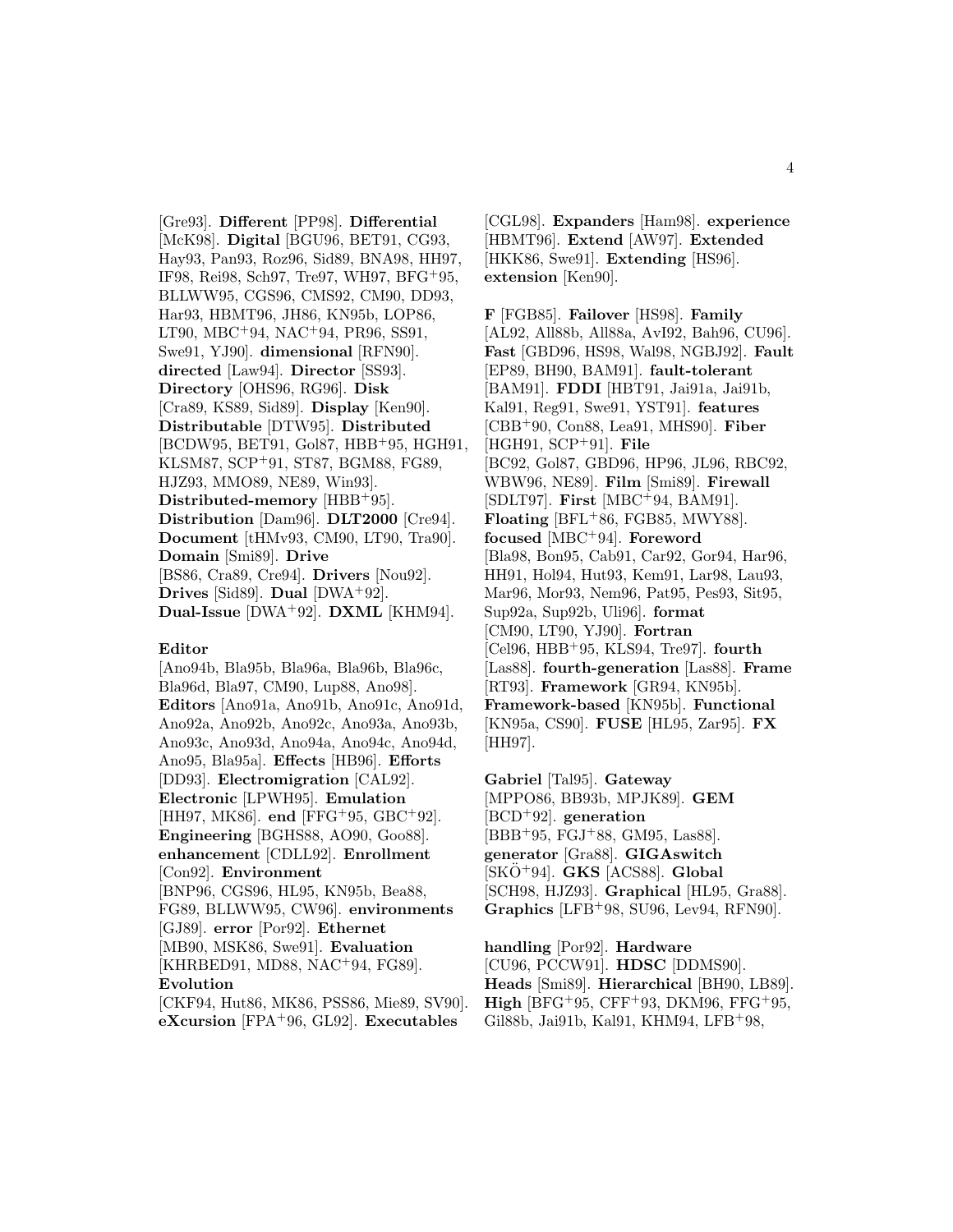[Gre93]. **Different** [PP98]. **Differential** [McK98]. **Digital** [BGU96, BET91, CG93, Hay93, Pan93, Roz96, Sid89, BNA98, HH97, IF98, Rei98, Sch97, Tre97, WH97, BFG+95, BLLWW95, CGS96, CMS92, CM90, DD93, Har93, HBMT96, JH86, KN95b, LOP86, LT90, MBC+94, NAC+94, PR96, SS91, Swe91, YJ90]. **dimensional** [RFN90]. **directed** [Law94]. **Director** [SS93]. **Directory** [OHS96, RG96]. **Disk** [Cra89, KS89, Sid89]. **Display** [Ken90]. **Distributable** [DTW95]. **Distributed** [BCDW95, BET91, Gol87, HBB+95, HGH91, KLSM87, SCP+91, ST87, BGM88, FG89, HJZ93, MMO89, NE89, Win93]. **Distributed-memory** [HBB+95]. **Distribution** [Dam96]. **DLT2000** [Cre94]. **Document** [tHMv93, CM90, LT90, Tra90]. **Domain** [Smi89]. **Drive** [BS86, Cra89, Cre94]. **Drivers** [Nou92]. **Drives** [Sid89]. **Dual** [DWA+92]. **Dual-Issue** [DWA+92]. **DXML** [KHM94].

**Editor** [Ano94b, Bla95b, Bla96a, Bla96b, Bla96c, Bla96d, Bla97, CM90, Lup88, Ano98]. **Editors** [Ano91a, Ano91b, Ano91c, Ano91d, Ano92a, Ano92b, Ano92c, Ano93a, Ano93b, Ano93c, Ano93d, Ano94a, Ano94c, Ano94d, Ano95, Bla95a]. **Effects** [HB96]. **Efforts** [DD93]. **Electromigration** [CAL92]. **Electronic** [LPWH95]. **Emulation** [HH97, MK86]. **end** [FFG+95, GBC+92]. **Engineering** [BGHS88, AO90, Goo88]. **enhancement** [CDLL92]. **Enrollment** [Con92]. **Environment** [BNP96, CGS96, HL95, KN95b, Bea88, FG89, BLLWW95, CW96]. **environments** [GJ89]. **error** [Por92]. **Ethernet** [MB90, MSK86, Swe91]. **Evaluation** [KHRBED91, MD88, NAC+94, FG89]. **Evolution** [CKF94, Hut86, MK86, PSS86, Mie89, SV90]. **eXcursion** [FPA+96, GL92]. **Executables** [CGL98]. **Expanders** [Ham98]. **experience** [HBMT96]. **Extend** [AW97]. **Extended** [HKK86, Swe91]. **Extending** [HS96]. **extension** [Ken90].

**F** [FGB85]. **Failover** [HS98]. **Family** [AL92, All88b, All88a, AvI92, Bah96, CU96]. **Fast** [GBD96, HS98, Wal98, NGBJ92]. **Fault** [EP89, BH90, BAM91]. **fault-tolerant** [BAM91]. **FDDI** [HBT91, Jai91a, Jai91b, Kal91, Reg91, Swe91, YST91]. **features** [CBB+90, Con88, Lea91, MHS90]. **Fiber** [HGH91, SCP+91]. **File** [BC92, Gol87, GBD96, HP96, JL96, RBC92, WBW96, NE89]. **Film** [Smi89]. **Firewall** [SDLT97]. **First** [MBC+94, BAM91]. **Floating** [BFL+86, FGB85, MWY88]. **focused** [MBC+94]. **Foreword** [Bla98, Bon95, Cab91, Car92, Gor94, Har96, HH91, Hol94, Hut93, Kem91, Lar98, Lau93, Mar96, Mor93, Nem96, Pat95, Pes93, Sit95, Sup92a, Sup92b, Uli96]. **format** [CM90, LT90, YJ90]. **Fortran** [Cel96, HBB+95, KLS94, Tre97]. **fourth** [Las88]. **fourth-generation** [Las88]. **Frame** [RT93]. **Framework** [GR94, KN95b]. **Framework-based** [KN95b]. **Functional** [KN95a, CS90]. **FUSE** [HL95, Zar95]. **FX** [HH97].

**Gabriel** [Tal95]. **Gateway** [MPPO86, BB93b, MPJK89]. **GEM** [BCD+92]. **generation** [BBB+95, FGJ+88, GM95, Las88]. **generator** [Gra88]. **GIGAswitch** [SKÖ+94]. **GKS** [ACS88]. **Global** [SCH98, HJZ93]. **Graphical** [HL95, Gra88]. **Graphics** [LFB+98, SU96, Lev94, RFN90].

**handling** [Por92]. **Hardware** [CU96, PCCW91]. **HDSC** [DDMS90]. **Heads** [Smi89]. **Hierarchical** [BH90, LB89]. **High** [BFG+95, CFF+93, DKM96, FFG+95, Gil88b, Jai91b, Kal91, KHM94, LFB+98,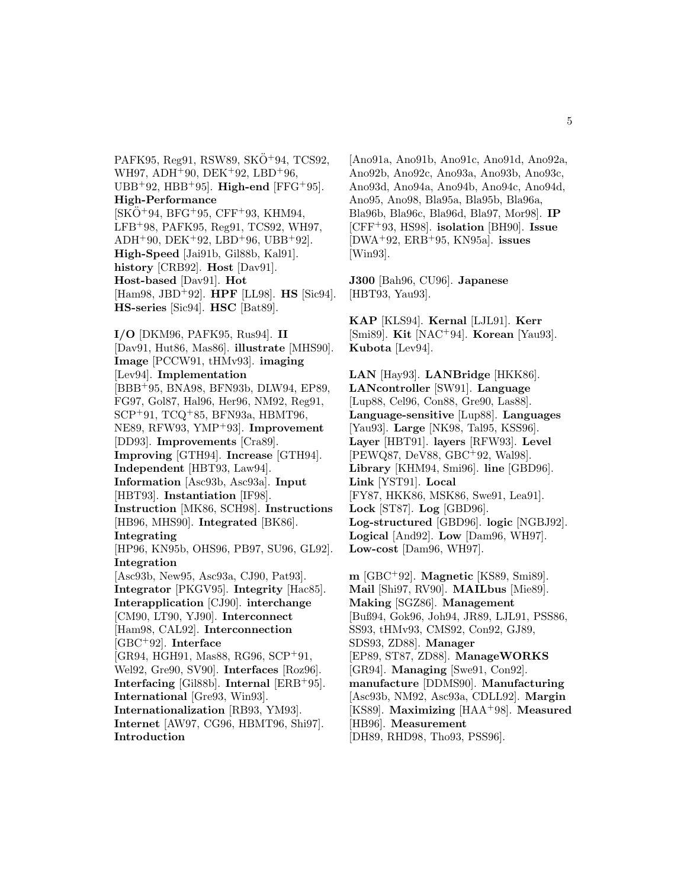PAFK95, Reg91, RSW89, SKÖ+94, TCS92, WH97, ADH+90, DEK+92, LBD+96, UBB+92, HBB+95]. **High-end** [FFG+95]. **High-Performance** [SKÖ+94, BFG+95, CFF+93, KHM94, LFB+98, PAFK95, Reg91, TCS92, WH97, ADH+90, DEK+92, LBD+96, UBB+92]. **High-Speed** [Jai91b, Gil88b, Kal91]. **history** [CRB92]. **Host** [Dav91]. **Host-based** [Dav91]. **Hot** [Ham98, JBD+92]. **HPF** [LL98]. **HS** [Sic94]. **HS-series** [Sic94]. **HSC** [Bat89].

**I/O** [DKM96, PAFK95, Rus94]. **II** [Dav91, Hut86, Mas86]. **illustrate** [MHS90]. **Image** [PCCW91, tHMv93]. **imaging** [Lev94]. **Implementation** [BBB+95, BNA98, BFN93b, DLW94, EP89, FG97, Gol87, Hal96, Her96, NM92, Reg91, SCP+91, TCQ+85, BFN93a, HBMT96, NE89, RFW93, YMP+93]. **Improvement** [DD93]. **Improvements** [Cra89]. **Improving** [GTH94]. **Increase** [GTH94]. **Independent** [HBT93, Law94]. **Information** [Asc93b, Asc93a]. **Input** [HBT93]. **Instantiation** [IF98]. **Instruction** [MK86, SCH98]. **Instructions** [HB96, MHS90]. **Integrated** [BK86]. **Integrating** [HP96, KN95b, OHS96, PB97, SU96, GL92]. **Integration** [Asc93b, New95, Asc93a, CJ90, Pat93]. **Integrator** [PKGV95]. **Integrity** [Hac85]. **Interapplication** [CJ90]. **interchange** [CM90, LT90, YJ90]. **Interconnect** [Ham98, CAL92]. **Interconnection** [GBC+92]. **Interface** [GR94, HGH91, Mas88, RG96, SCP+91, Wel92, Gre90, SV90]. **Interfaces** [Roz96]. **Interfacing** [Gil88b]. **Internal** [ERB+95]. **International** [Gre93, Win93]. **Internationalization** [RB93, YM93]. **Internet** [AW97, CG96, HBMT96, Shi97]. **Introduction** [Ano91a, Ano91b, Ano91c, Ano91d, Ano92a, Ano92b, Ano92c, Ano93a, Ano93b, Ano93c, Ano93d, Ano94a, Ano94b, Ano94c, Ano94d, Ano95, Ano98, Bla95a, Bla95b, Bla96a, Bla96b, Bla96c, Bla96d, Bla97, Mor98]. **IP** [CFF+93, HS98]. **isolation** [BH90]. **Issue** [DWA+92, ERB+95, KN95a]. **issues** [Win93].

**J300** [Bah96, CU96]. **Japanese** [HBT93, Yau93].

**KAP** [KLS94]. **Kernal** [LJL91]. **Kerr** [Smi89]. **Kit** [NAC+94]. **Korean** [Yau93]. **Kubota** [Lev94].

**LAN** [Hay93]. **LANBridge** [HKK86]. **LANcontroller** [SW91]. **Language** [Lup88, Cel96, Con88, Gre90, Las88]. **Language-sensitive** [Lup88]. **Languages** [Yau93]. **Large** [NK98, Tal95, KSS96]. **Layer** [HBT91]. **layers** [RFW93]. **Level** [PEWQ87, DeV88, GBC+92, Wal98]. **Library** [KHM94, Smi96]. **line** [GBD96]. **Link** [YST91]. **Local** [FY87, HKK86, MSK86, Swe91, Lea91]. **Lock** [ST87]. **Log** [GBD96]. **Log-structured** [GBD96]. **logic** [NGBJ92]. **Logical** [And92]. **Low** [Dam96, WH97]. **Low-cost** [Dam96, WH97].

**m** [GBC+92]. **Magnetic** [KS89, Smi89]. **Mail** [Shi97, RV90]. **MAILbus** [Mie89]. **Making** [SGZ86]. **Management** [Buß94, Gok96, Joh94, JR89, LJL91, PSS86, SS93, tHMv93, CMS92, Con92, GJ89, SDS93, ZD88]. **Manager** [EP89, ST87, ZD88]. **ManageWORKS** [GR94]. **Managing** [Swe91, Con92]. **manufacture** [DDMS90]. **Manufacturing** [Asc93b, NM92, Asc93a, CDLL92]. **Margin** [KS89]. **Maximizing** [HAA+98]. **Measured** [HB96]. **Measurement** [DH89, RHD98, Tho93, PSS96].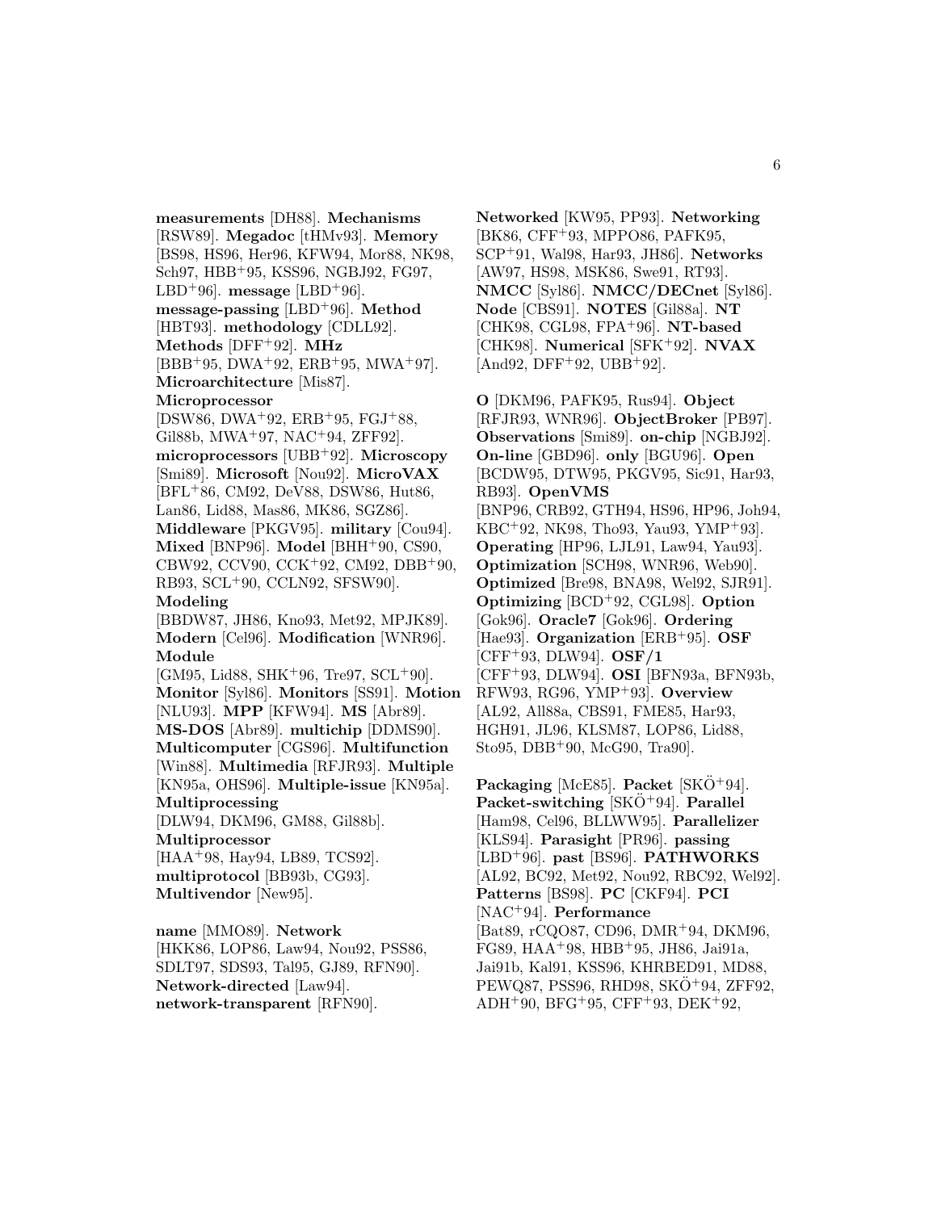**measurements** [DH88]. **Mechanisms** [RSW89]. **Megadoc** [tHMv93]. **Memory** [BS98, HS96, Her96, KFW94, Mor88, NK98, Sch97, HBB+95, KSS96, NGBJ92, FG97, LBD+96]. **message** [LBD+96]. **message-passing** [LBD+96]. **Method** [HBT93]. **methodology** [CDLL92]. **Methods** [DFF+92]. **MHz** [BBB+95, DWA+92, ERB+95, MWA+97]. **Microarchitecture** [Mis87]. **Microprocessor** [DSW86, DWA+92, ERB+95, FGJ+88, Gil88b, MWA+97, NAC+94, ZFF92]. **microprocessors** [UBB+92]. **Microscopy** [Smi89]. **Microsoft** [Nou92]. **MicroVAX** [BFL+86, CM92, DeV88, DSW86, Hut86, Lan86, Lid88, Mas86, MK86, SGZ86]. **Middleware** [PKGV95]. **military** [Cou94]. **Mixed** [BNP96]. **Model** [BHH+90, CS90, CBW92, CCV90, CCK+92, CM92, DBB+90, RB93, SCL+90, CCLN92, SFSW90]. **Modeling** [BBDW87, JH86, Kno93, Met92, MPJK89]. **Modern** [Cel96]. **Modification** [WNR96]. **Module** [GM95, Lid88, SHK+96, Tre97, SCL+90]. **Monitor** [Syl86]. **Monitors** [SS91]. **Motion** [NLU93]. **MPP** [KFW94]. **MS** [Abr89]. **MS-DOS** [Abr89]. **multichip** [DDMS90]. **Multicomputer** [CGS96]. **Multifunction** [Win88]. **Multimedia** [RFJR93]. **Multiple** [KN95a, OHS96]. **Multiple-issue** [KN95a]. **Multiprocessing** [DLW94, DKM96, GM88, Gil88b]. **Multiprocessor** [HAA+98, Hay94, LB89, TCS92]. **multiprotocol** [BB93b, CG93]. **Multivendor** [New95].

**name** [MMO89]. **Network** [HKK86, LOP86, Law94, Nou92, PSS86, SDLT97, SDS93, Tal95, GJ89, RFN90]. **Network-directed** [Law94]. **network-transparent** [RFN90]. **Networked** [KW95, PP93]. **Networking** [BK86, CFF+93, MPPO86, PAFK95, SCP+91, Wal98, Har93, JH86]. **Networks** [AW97, HS98, MSK86, Swe91, RT93]. **NMCC** [Syl86]. **NMCC/DECnet** [Syl86]. **Node** [CBS91]. **NOTES** [Gil88a]. **NT** [CHK98, CGL98, FPA+96]. **NT-based** [CHK98]. **Numerical** [SFK+92]. **NVAX** [And92, DFF+92, UBB+92].

**O** [DKM96, PAFK95, Rus94]. **Object** [RFJR93, WNR96]. **ObjectBroker** [PB97]. **Observations** [Smi89]. **on-chip** [NGBJ92]. **On-line** [GBD96]. **only** [BGU96]. **Open** [BCDW95, DTW95, PKGV95, Sic91, Har93, RB93]. **OpenVMS** [BNP96, CRB92, GTH94, HS96, HP96, Joh94, KBC+92, NK98, Tho93, Yau93, YMP+93]. **Operating** [HP96, LJL91, Law94, Yau93]. **Optimization** [SCH98, WNR96, Web90]. **Optimized** [Bre98, BNA98, Wel92, SJR91]. **Optimizing** [BCD+92, CGL98]. **Option** [Gok96]. **Oracle7** [Gok96]. **Ordering** [Hae93]. **Organization** [ERB+95]. **OSF** [CFF+93, DLW94]. **OSF/1** [CFF+93, DLW94]. **OSI** [BFN93a, BFN93b, RFW93, RG96, YMP+93]. **Overview** [AL92, All88a, CBS91, FME85, Har93, HGH91, JL96, KLSM87, LOP86, Lid88, Sto95, DBB+90, McG90, Tra90].

**Packaging** [McE85]. **Packet** [SKÖ+94]. **Packet-switching** [SKÖ+94]. **Parallel** [Ham98, Cel96, BLLWW95]. **Parallelizer** [KLS94]. **Parasight** [PR96]. **passing** [LBD+96]. **past** [BS96]. **PATHWORKS** [AL92, BC92, Met92, Nou92, RBC92, Wel92]. **Patterns** [BS98]. **PC** [CKF94]. **PCI** [NAC+94]. **Performance** [Bat89, rCQO87, CD96, DMR+94, DKM96, FG89, HAA+98, HBB+95, JH86, Jai91a, Jai91b, Kal91, KSS96, KHRBED91, MD88, PEWQ87, PSS96, RHD98, SKÖ+94, ZFF92, ADH+90, BFG+95, CFF+93, DEK+92,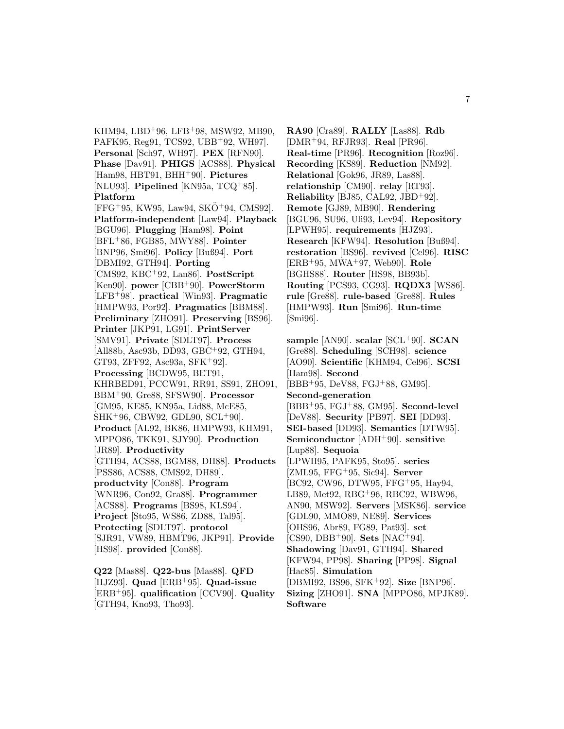KHM94, LBD[+]96, LFB[+]98, MSW92, MB90, PAFK95, Reg91, TCS92, UBB[+]92, WH97]. **Personal** [Sch97, WH97]. **PEX** [RFN90]. **Phase** [Dav91]. **PHIGS** [ACS88]. **Physical** [Ham98, HBT91, BHH[+]90]. **Pictures** [NLU93]. **Pipelined** [KN95a, TCQ[+]85]. **Platform** [FFG[+]95, KW95, Law94, SKÖ[+]94, CMS92]. **Platform-independent** [Law94]. **Playback** [BGU96]. **Plugging** [Ham98]. **Point** [BFL[+]86, FGB85, MWY88]. **Pointer** [BNP96, Smi96]. **Policy** [Buß94]. **Port** [DBMI92, GTH94]. **Porting** [CMS92, KBC[+]92, Lan86]. **PostScript** [Ken90]. **power** [CBB[+]90]. **PowerStorm** [LFB[+]98]. **practical** [Win93]. **Pragmatic** [HMPW93, Por92]. **Pragmatics** [BBM88]. **Preliminary** [ZHO91]. **Preserving** [BS96]. **Printer** [JKP91, LG91]. **PrintServer** [SMV91]. **Private** [SDLT97]. **Process** [All88b, Asc93b, DD93, GBC[+]92, GTH94, GT93, ZFF92, Asc93a, SFK[+]92]. **Processing** [BCDW95, BET91, KHRBED91, PCCW91, RR91, SS91, ZHO91, BBM[+]90, Gre88, SFSW90]. **Processor** [GM95, KE85, KN95a, Lid88, McE85, SHK[+]96, CBW92, GDL90, SCL[+]90]. **Product** [AL92, BK86, HMPW93, KHM91, MPPO86, TKK91, SJY90]. **Production** [JR89]. **Productivity** [GTH94, ACS88, BGM88, DH88]. **Products** [PSS86, ACS88, CMS92, DH89]. **productvity** [Con88]. **Program** [WNR96, Con92, Gra88]. **Programmer** [ACS88]. **Programs** [BS98, KLS94]. **Project** [Sto95, WS86, ZD88, Tal95]. **Protecting** [SDLT97]. **protocol** [SJR91, VW89, HBMT96, JKP91]. **Provide** [HS98]. **provided** [Con88].

**Q22** [Mas88]. **Q22-bus** [Mas88]. **QFD** [HJZ93]. **Quad** [ERB[+]95]. **Quad-issue** [ERB[+]95]. **qualification** [CCV90]. **Quality** [GTH94, Kno93, Tho93].

**RA90** [Cra89]. **RALLY** [Las88]. **Rdb** [DMR[+]94, RFJR93]. **Real** [PR96]. **Real-time** [PR96]. **Recognition** [Roz96]. **Recording** [KS89]. **Reduction** [NM92]. **Relational** [Gok96, JR89, Las88]. **relationship** [CM90]. **relay** [RT93]. **Reliability** [BJ85, CAL92, JBD[+]92]. **Remote** [GJ89, MB90]. **Rendering** [BGU96, SU96, Uli93, Lev94]. **Repository** [LPWH95]. **requirements** [HJZ93]. **Research** [KFW94]. **Resolution** [Buß94]. **restoration** [BS96]. **revived** [Cel96]. **RISC** [ERB[+]95, MWA[+]97, Web90]. **Role** [BGHS88]. **Router** [HS98, BB93b]. **Routing** [PCS93, CG93]. **RQDX3** [WS86]. **rule** [Gre88]. **rule-based** [Gre88]. **Rules** [HMPW93]. **Run** [Smi96]. **Run-time** [Smi96].

**sample** [AN90]. **scalar** [SCL[+]90]. **SCAN** [Gre88]. **Scheduling** [SCH98]. **science** [AO90]. **Scientific** [KHM94, Cel96]. **SCSI** [Ham98]. **Second** [BBB[+]95, DeV88, FGJ[+]88, GM95]. **Second-generation** [BBB[+]95, FGJ[+]88, GM95]. **Second-level** [DeV88]. **Security** [PB97]. **SEI** [DD93]. **SEI-based** [DD93]. **Semantics** [DTW95]. **Semiconductor** [ADH[+]90]. **sensitive** [Lup88]. **Sequoia** [LPWH95, PAFK95, Sto95]. **series** [ZML95, FFG[+]95, Sic94]. **Server** [BC92, CW96, DTW95, FFG[+]95, Hay94, LB89, Met92, RBG[+]96, RBC92, WBW96, AN90, MSW92]. **Servers** [MSK86]. **service** [GDL90, MMO89, NE89]. **Services** [OHS96, Abr89, FG89, Pat93]. **set** [CS90, DBB[+]90]. **Sets** [NAC[+]94]. **Shadowing** [Dav91, GTH94]. **Shared** [KFW94, PP98]. **Sharing** [PP98]. **Signal** [Hac85]. **Simulation** [DBMI92, BS96, SFK[+]92]. **Size** [BNP96]. **Sizing** [ZHO91]. **SNA** [MPPO86, MPJK89]. **Software**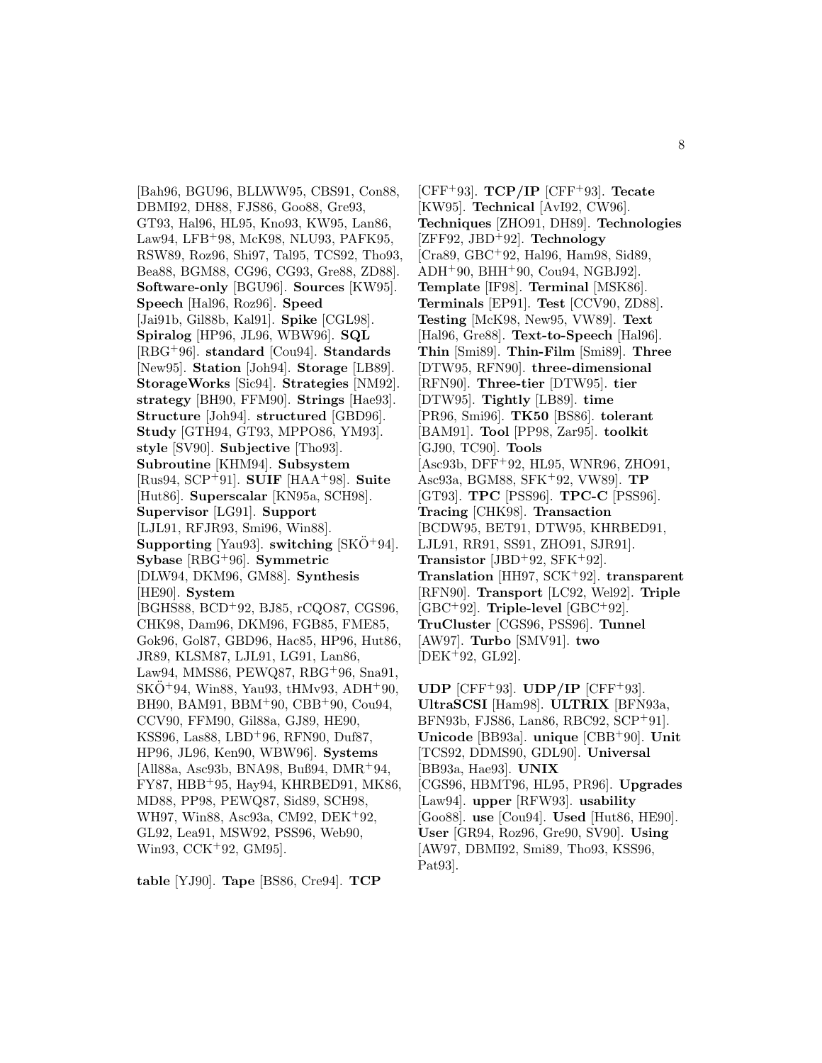[Bah96, BGU96, BLLWW95, CBS91, Con88, DBMI92, DH88, FJS86, Goo88, Gre93, GT93, Hal96, HL95, Kno93, KW95, Lan86, Law94, LFB+98, McK98, NLU93, PAFK95, RSW89, Roz96, Shi97, Tal95, TCS92, Tho93, Bea88, BGM88, CG96, CG93, Gre88, ZD88]. **Software-only** [BGU96]. **Sources** [KW95]. **Speech** [Hal96, Roz96]. **Speed** [Jai91b, Gil88b, Kal91]. **Spike** [CGL98]. **Spiralog** [HP96, JL96, WBW96]. **SQL** [RBG+96]. **standard** [Cou94]. **Standards** [New95]. **Station** [Joh94]. **Storage** [LB89]. **StorageWorks** [Sic94]. **Strategies** [NM92]. **strategy** [BH90, FFM90]. **Strings** [Hae93]. **Structure** [Joh94]. **structured** [GBD96]. **Study** [GTH94, GT93, MPPO86, YM93]. **style** [SV90]. **Subjective** [Tho93]. **Subroutine** [KHM94]. **Subsystem** [Rus94, SCP+91]. **SUIF** [HAA+98]. **Suite** [Hut86]. **Superscalar** [KN95a, SCH98]. **Supervisor** [LG91]. **Support** [LJL91, RFJR93, Smi96, Win88]. **Supporting** [Yau93]. **switching** [SKÖ+94]. **Sybase** [RBG+96]. **Symmetric** [DLW94, DKM96, GM88]. **Synthesis** [HE90]. **System** [BGHS88, BCD+92, BJ85, rCQO87, CGS96, CHK98, Dam96, DKM96, FGB85, FME85, Gok96, Gol87, GBD96, Hac85, HP96, Hut86, JR89, KLSM87, LJL91, LG91, Lan86, Law94, MMS86, PEWQ87, RBG+96, Sna91, SKÖ+94, Win88, Yau93, tHMv93, ADH+90, BH90, BAM91, BBM+90, CBB+90, Cou94, CCV90, FFM90, Gil88a, GJ89, HE90, KSS96, Las88, LBD+96, RFN90, Duf87, HP96, JL96, Ken90, WBW96]. **Systems** [All88a, Asc93b, BNA98, Buß94, DMR+94, FY87, HBB+95, Hay94, KHRBED91, MK86, MD88, PP98, PEWQ87, Sid89, SCH98, WH97, Win88, Asc93a, CM92, DEK+92, GL92, Lea91, MSW92, PSS96, Web90, Win93, CCK+92, GM95].

**table** [YJ90]. **Tape** [BS86, Cre94]. **TCP** [CFF+93]. **TCP/IP** [CFF+93]. **Tecate** [KW95]. **Technical** [AvI92, CW96]. **Techniques** [ZHO91, DH89]. **Technologies** [ZFF92, JBD+92]. **Technology** [Cra89, GBC+92, Hal96, Ham98, Sid89, ADH+90, BHH+90, Cou94, NGBJ92]. **Template** [IF98]. **Terminal** [MSK86]. **Terminals** [EP91]. **Test** [CCV90, ZD88]. **Testing** [McK98, New95, VW89]. **Text** [Hal96, Gre88]. **Text-to-Speech** [Hal96]. **Thin** [Smi89]. **Thin-Film** [Smi89]. **Three** [DTW95, RFN90]. **three-dimensional** [RFN90]. **Three-tier** [DTW95]. **tier** [DTW95]. **Tightly** [LB89]. **time** [PR96, Smi96]. **TK50** [BS86]. **tolerant** [BAM91]. **Tool** [PP98, Zar95]. **toolkit** [GJ90, TC90]. **Tools** [Asc93b, DFF+92, HL95, WNR96, ZHO91, Asc93a, BGM88, SFK+92, VW89]. **TP** [GT93]. **TPC** [PSS96]. **TPC-C** [PSS96]. **Tracing** [CHK98]. **Transaction** [BCDW95, BET91, DTW95, KHRBED91, LJL91, RR91, SS91, ZHO91, SJR91]. **Transistor** [JBD+92, SFK+92]. **Translation** [HH97, SCK+92]. **transparent** [RFN90]. **Transport** [LC92, Wel92]. **Triple** [GBC+92]. **Triple-level** [GBC+92]. **TruCluster** [CGS96, PSS96]. **Tunnel** [AW97]. **Turbo** [SMV91]. **two** [DEK+92, GL92].

**UDP** [CFF+93]. **UDP/IP** [CFF+93]. **UltraSCSI** [Ham98]. **ULTRIX** [BFN93a, BFN93b, FJS86, Lan86, RBC92, SCP+91]. **Unicode** [BB93a]. **unique** [CBB+90]. **Unit** [TCS92, DDMS90, GDL90]. **Universal** [BB93a, Hae93]. **UNIX** [CGS96, HBMT96, HL95, PR96]. **Upgrades** [Law94]. **upper** [RFW93]. **usability** [Goo88]. **use** [Cou94]. **Used** [Hut86, HE90]. **User** [GR94, Roz96, Gre90, SV90]. **Using** [AW97, DBMI92, Smi89, Tho93, KSS96, Pat93].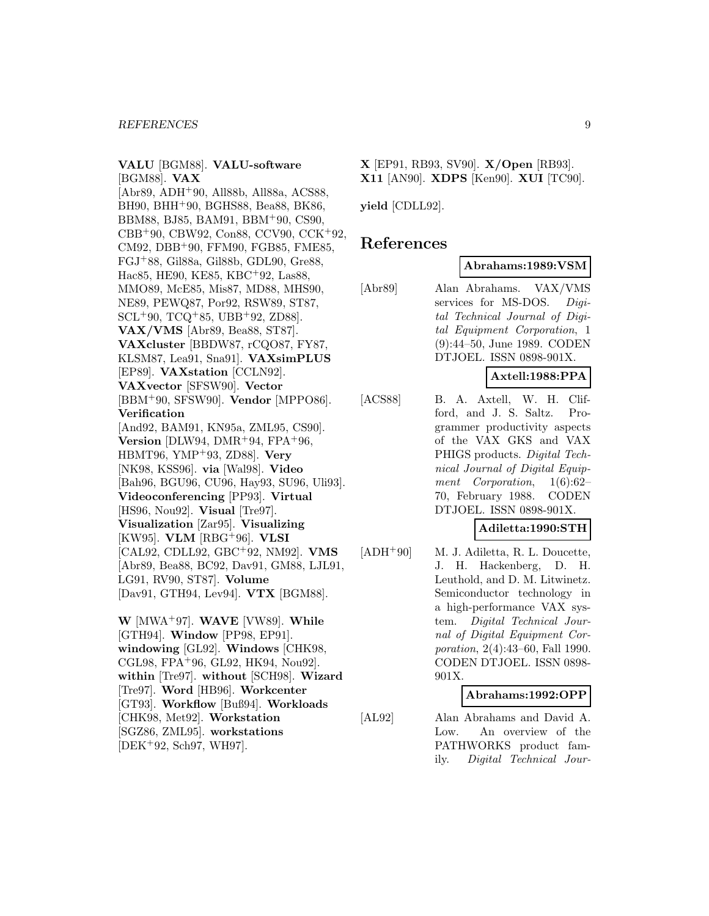**VALU** [BGM88]. **VALU-software** [BGM88]. **VAX** [Abr89, ADH+90, All88b, All88a, ACS88, BH90, BHH+90, BGHS88, Bea88, BK86, BBM88, BJ85, BAM91, BBM+90, CS90, CBB+90, CBW92, Con88, CCV90, CCK+92, CM92, DBB+90, FFM90, FGB85, FME85, FGJ+88, Gil88a, Gil88b, GDL90, Gre88, Hac85, HE90, KE85, KBC+92, Las88, MMO89, McE85, Mis87, MD88, MHS90, NE89, PEWQ87, Por92, RSW89, ST87, SCL+90, TCQ+85, UBB+92, ZD88]. **VAX/VMS** [Abr89, Bea88, ST87]. **VAXcluster** [BBDW87, rCQO87, FY87, KLSM87, Lea91, Sna91]. **VAXsimPLUS** [EP89]. **VAXstation** [CCLN92]. **VAXvector** [SFSW90]. **Vector** [BBM+90, SFSW90]. **Vendor** [MPPO86]. **Verification** [And92, BAM91, KN95a, ZML95, CS90]. **Version** [DLW94, DMR+94, FPA+96, HBMT96, YMP+93, ZD88]. **Very** [NK98, KSS96]. **via** [Wal98]. **Video** [Bah96, BGU96, CU96, Hay93, SU96, Uli93]. **Videoconferencing** [PP93]. **Virtual** [HS96, Nou92]. **Visual** [Tre97]. **Visualization** [Zar95]. **Visualizing** [KW95]. **VLM** [RBG+96]. **VLSI** [CAL92, CDLL92, GBC+92, NM92]. **VMS** [Abr89, Bea88, BC92, Dav91, GM88, LJL91, LG91, RV90, ST87]. **Volume** [Dav91, GTH94, Lev94]. **VTX** [BGM88].

**W** [MWA+97]. **WAVE** [VW89]. **While** [GTH94]. **Window** [PP98, EP91]. **windowing** [GL92]. **Windows** [CHK98, CGL98, FPA+96, GL92, HK94, Nou92]. **within** [Tre97]. **without** [SCH98]. **Wizard** [Tre97]. **Word** [HB96]. **Workcenter** [GT93]. **Workflow** [Buß94]. **Workloads** [CHK98, Met92]. **Workstation** [SGZ86, ZML95]. **workstations** [DEK+92, Sch97, WH97].

**X** [EP91, RB93, SV90]. **X/Open** [RB93]. **X11** [AN90]. **XDPS** [Ken90]. **XUI** [TC90].

**yield** [CDLL92].

# References

**Abrahams:1989:VSM**

[Abr89] Alan Abrahams. VAX/VMS services for MS-DOS. *Digital Technical Journal of Digital Equipment Corporation*, 1 (9):44–50, June 1989. CODEN DTJOEL. ISSN 0898-901X.

**Axtell:1988:PPA**

[ACS88] B. A. Axtell, W. H. Clifford, and J. S. Saltz. Programmer productivity aspects of the VAX GKS and VAX PHIGS products. *Digital Technical Journal of Digital Equipment Corporation*, 1(6):62–70, February 1988. CODEN DTJOEL. ISSN 0898-901X.

**Adiletta:1990:STH**

[ADH+90] M. J. Adiletta, R. L. Doucette, J. H. Hackenberg, D. H. Leuthold, and D. M. Litwinetz. Semiconductor technology in a high-performance VAX system. *Digital Technical Journal of Digital Equipment Corporation*, 2(4):43–60, Fall 1990. CODEN DTJOEL. ISSN 0898-901X.

**Abrahams:1992:OPP**

[AL92] Alan Abrahams and David A. Low. An overview of the PATHWORKS product family. *Digital Technical Jour-*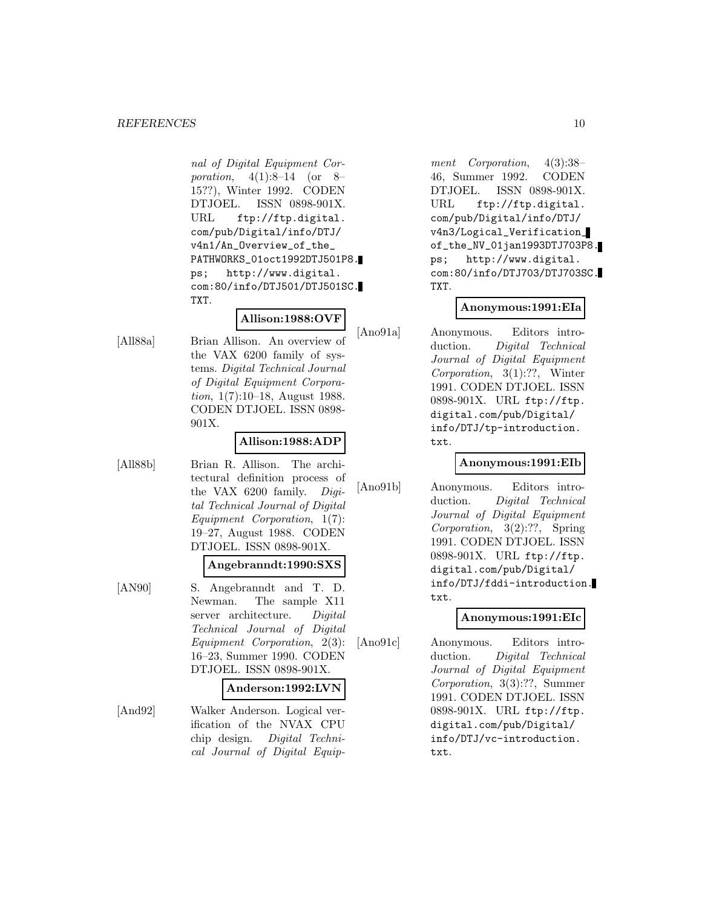nal of Digital Equipment Corporation*, 4(1):8–14 (or 8–15??), Winter 1992. CODEN DTJOEL. ISSN 0898-901X. URL ftp://ftp.digital.com/pub/Digital/info/DTJ/v4n1/An_Overview_of_the_PATHWORKS_01oct1992DTJ501P8.ps; http://www.digital.com:80/info/DTJ501/DTJ501SC.TXT.

**Allison:1988:OVF**

[All88a] Brian Allison. An overview of the VAX 6200 family of systems. *Digital Technical Journal of Digital Equipment Corporation*, 1(7):10–18, August 1988. CODEN DTJOEL. ISSN 0898-901X.

**Allison:1988:ADP**

[All88b] Brian R. Allison. The architectural definition process of the VAX 6200 family. *Digital Technical Journal of Digital Equipment Corporation*, 1(7):19–27, August 1988. CODEN DTJOEL. ISSN 0898-901X.

**Angebranndt:1990:SXS**

[AN90] S. Angebranndt and T. D. Newman. The sample X11 server architecture. *Digital Technical Journal of Digital Equipment Corporation*, 2(3):16–23, Summer 1990. CODEN DTJOEL. ISSN 0898-901X.

**Anderson:1992:LVN**

[And92] Walker Anderson. Logical verification of the NVAX CPU chip design. *Digital Technical Journal of Digital Equipment Corporation*, 4(3):38–46, Summer 1992. CODEN DTJOEL. ISSN 0898-901X. URL ftp://ftp.digital.com/pub/Digital/info/DTJ/v4n3/Logical_Verification_of_the_NV_01jan1993DTJ703P8.ps; http://www.digital.com:80/info/DTJ703/DTJ703SC.TXT.

**Anonymous:1991:EIa**

[Ano91a] Anonymous. Editors introduction. *Digital Technical Journal of Digital Equipment Corporation*, 3(1):??, Winter 1991. CODEN DTJOEL. ISSN 0898-901X. URL ftp://ftp.digital.com/pub/Digital/info/DTJ/tp-introduction.txt.

**Anonymous:1991:EIb**

[Ano91b] Anonymous. Editors introduction. *Digital Technical Journal of Digital Equipment Corporation*, 3(2):??, Spring 1991. CODEN DTJOEL. ISSN 0898-901X. URL ftp://ftp.digital.com/pub/Digital/info/DTJ/fddi-introduction.txt.

**Anonymous:1991:EIc**

[Ano91c] Anonymous. Editors introduction. *Digital Technical Journal of Digital Equipment Corporation*, 3(3):??, Summer 1991. CODEN DTJOEL. ISSN 0898-901X. URL ftp://ftp.digital.com/pub/Digital/info/DTJ/vc-introduction.txt.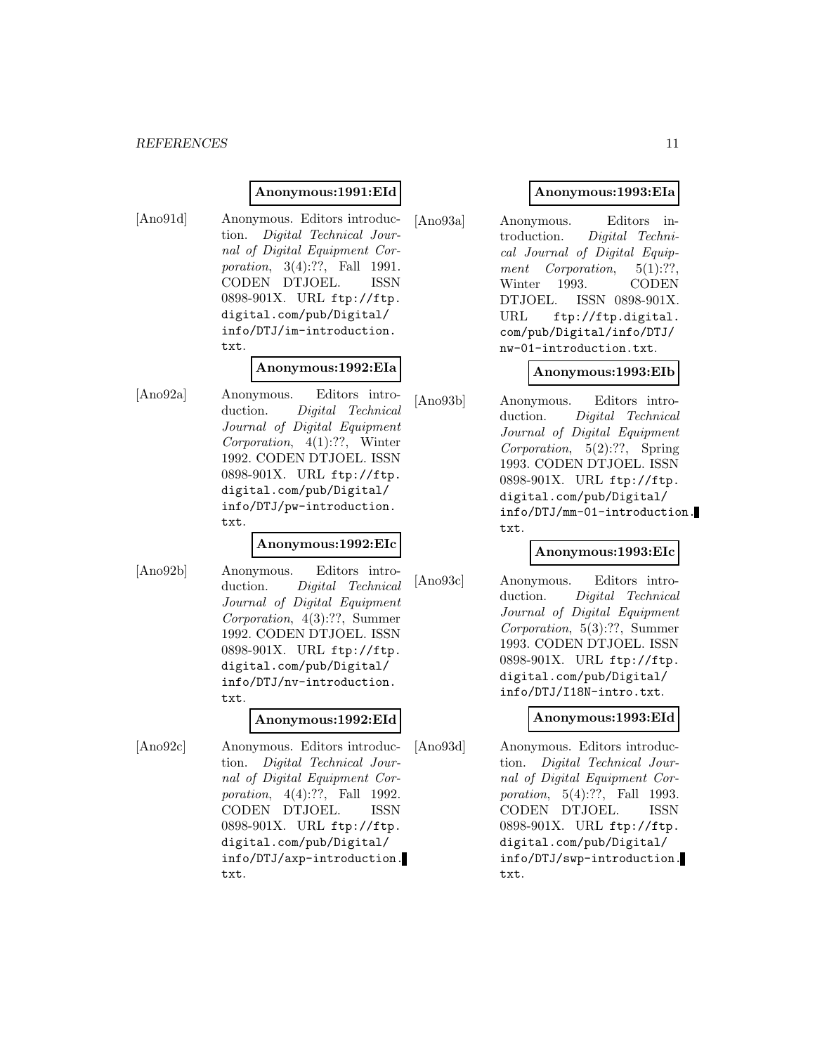**Anonymous:1991:EId**

[Ano91d] Anonymous. Editors introduction. *Digital Technical Journal of Digital Equipment Corporation*, 3(4):??, Fall 1991. CODEN DTJOEL. ISSN 0898-901X. URL `ftp://ftp.digital.com/pub/Digital/info/DTJ/im-introduction.txt`.

**Anonymous:1992:EIa**

[Ano92a] Anonymous. Editors introduction. *Digital Technical Journal of Digital Equipment Corporation*, 4(1):??, Winter 1992. CODEN DTJOEL. ISSN 0898-901X. URL `ftp://ftp.digital.com/pub/Digital/info/DTJ/pw-introduction.txt`.

**Anonymous:1992:EIc**

[Ano92b] Anonymous. Editors introduction. *Digital Technical Journal of Digital Equipment Corporation*, 4(3):??, Summer 1992. CODEN DTJOEL. ISSN 0898-901X. URL `ftp://ftp.digital.com/pub/Digital/info/DTJ/nv-introduction.txt`.

**Anonymous:1992:EId**

[Ano92c] Anonymous. Editors introduction. *Digital Technical Journal of Digital Equipment Corporation*, 4(4):??, Fall 1992. CODEN DTJOEL. ISSN 0898-901X. URL `ftp://ftp.digital.com/pub/Digital/info/DTJ/axp-introduction.txt`.

**Anonymous:1993:EIa**

[Ano93a] Anonymous. Editors introduction. *Digital Technical Journal of Digital Equipment Corporation*, 5(1):??, Winter 1993. CODEN DTJOEL. ISSN 0898-901X. URL `ftp://ftp.digital.com/pub/Digital/info/DTJ/nw-01-introduction.txt`.

**Anonymous:1993:EIb**

[Ano93b] Anonymous. Editors introduction. *Digital Technical Journal of Digital Equipment Corporation*, 5(2):??, Spring 1993. CODEN DTJOEL. ISSN 0898-901X. URL `ftp://ftp.digital.com/pub/Digital/info/DTJ/mm-01-introduction.txt`.

**Anonymous:1993:EIc**

[Ano93c] Anonymous. Editors introduction. *Digital Technical Journal of Digital Equipment Corporation*, 5(3):??, Summer 1993. CODEN DTJOEL. ISSN 0898-901X. URL `ftp://ftp.digital.com/pub/Digital/info/DTJ/I18N-intro.txt`.

**Anonymous:1993:EId**

[Ano93d] Anonymous. Editors introduction. *Digital Technical Journal of Digital Equipment Corporation*, 5(4):??, Fall 1993. CODEN DTJOEL. ISSN 0898-901X. URL `ftp://ftp.digital.com/pub/Digital/info/DTJ/swp-introduction.txt`.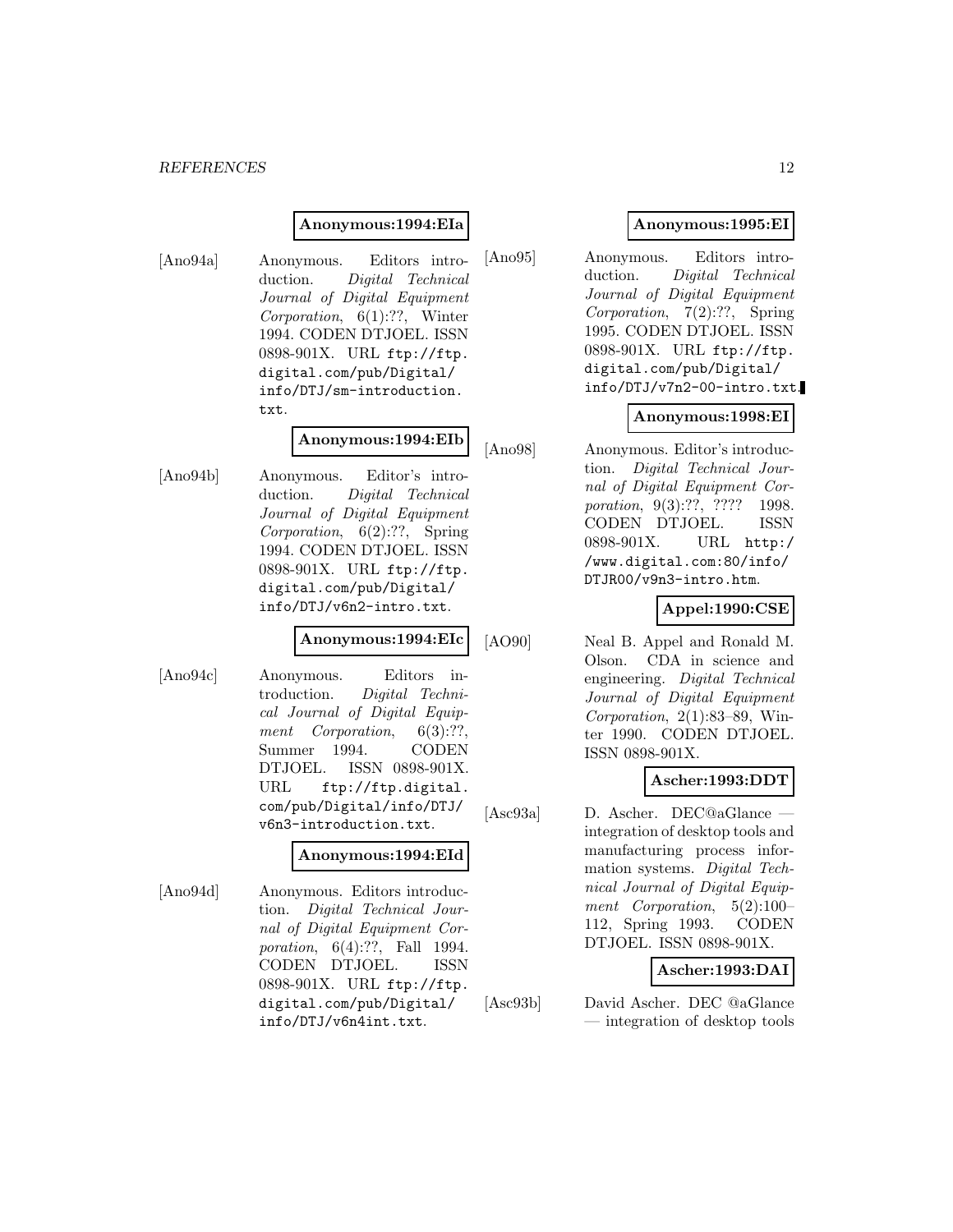**Anonymous:1994:EIa**

[Ano94a] Anonymous. Editors introduction. *Digital Technical Journal of Digital Equipment Corporation*, 6(1):??, Winter 1994. CODEN DTJOEL. ISSN 0898-901X. URL ftp://ftp.digital.com/pub/Digital/info/DTJ/sm-introduction.txt.

**Anonymous:1994:EIb**

[Ano94b] Anonymous. Editor's introduction. *Digital Technical Journal of Digital Equipment Corporation*, 6(2):??, Spring 1994. CODEN DTJOEL. ISSN 0898-901X. URL ftp://ftp.digital.com/pub/Digital/info/DTJ/v6n2-intro.txt.

**Anonymous:1994:EIc**

[Ano94c] Anonymous. Editors introduction. *Digital Technical Journal of Digital Equipment Corporation*, 6(3):??, Summer 1994. CODEN DTJOEL. ISSN 0898-901X. URL ftp://ftp.digital.com/pub/Digital/info/DTJ/v6n3-introduction.txt.

**Anonymous:1994:EId**

[Ano94d] Anonymous. Editors introduction. *Digital Technical Journal of Digital Equipment Corporation*, 6(4):??, Fall 1994. CODEN DTJOEL. ISSN 0898-901X. URL ftp://ftp.digital.com/pub/Digital/info/DTJ/v6n4int.txt.

**Anonymous:1995:EI**

[Ano95] Anonymous. Editors introduction. *Digital Technical Journal of Digital Equipment Corporation*, 7(2):??, Spring 1995. CODEN DTJOEL. ISSN 0898-901X. URL ftp://ftp.digital.com/pub/Digital/info/DTJ/v7n2-00-intro.txt.

**Anonymous:1998:EI**

[Ano98] Anonymous. Editor's introduction. *Digital Technical Journal of Digital Equipment Corporation*, 9(3):??, ???? 1998. CODEN DTJOEL. ISSN 0898-901X. URL http://www.digital.com:80/info/DTJR00/v9n3-intro.htm.

**Appel:1990:CSE**

[AO90] Neal B. Appel and Ronald M. Olson. CDA in science and engineering. *Digital Technical Journal of Digital Equipment Corporation*, 2(1):83–89, Winter 1990. CODEN DTJOEL. ISSN 0898-901X.

**Ascher:1993:DDT**

[Asc93a] D. Ascher. DEC@aGlance — integration of desktop tools and manufacturing process information systems. *Digital Technical Journal of Digital Equipment Corporation*, 5(2):100–112, Spring 1993. CODEN DTJOEL. ISSN 0898-901X.

**Ascher:1993:DAI**

[Asc93b] David Ascher. DEC @aGlance — integration of desktop tools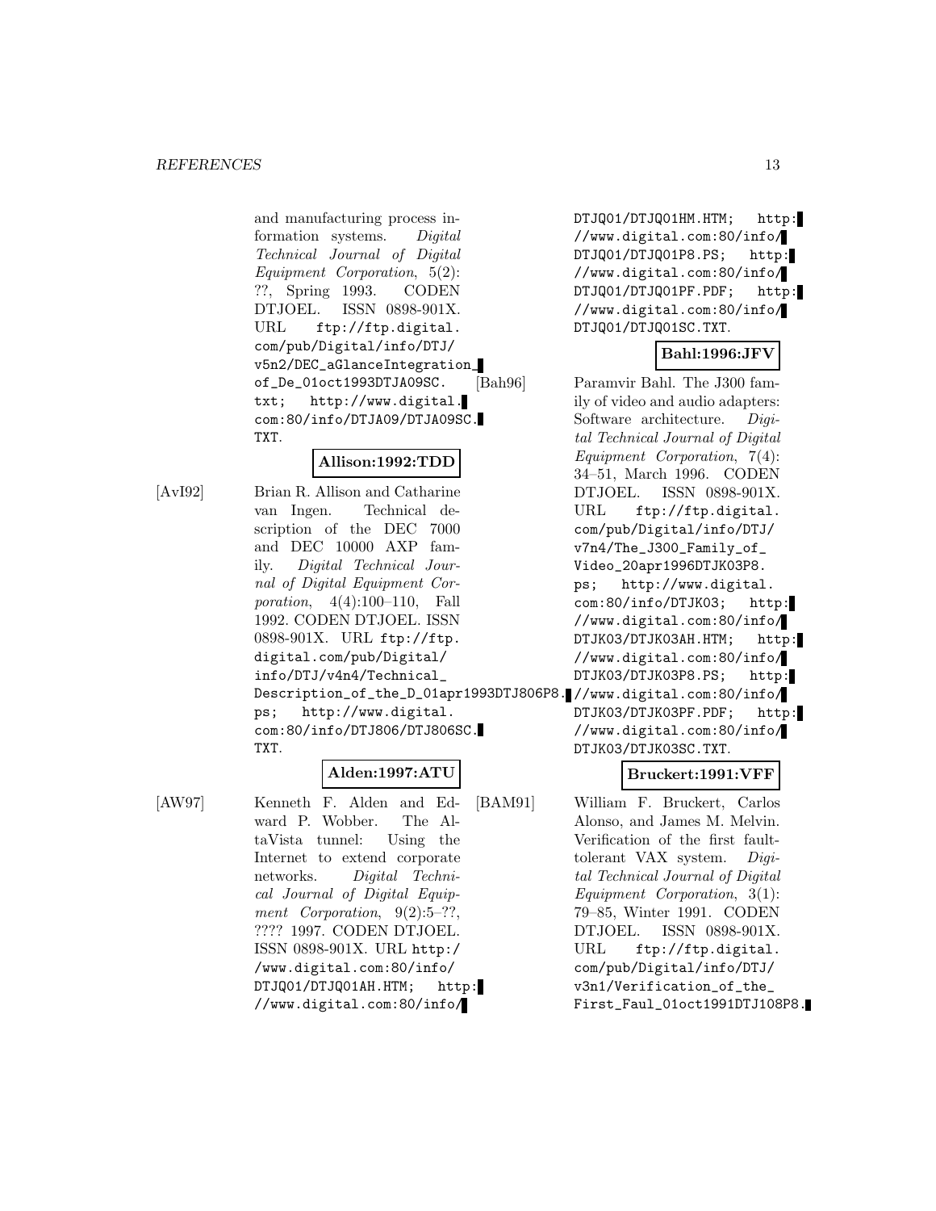and manufacturing process information systems. *Digital Technical Journal of Digital Equipment Corporation*, 5(2): ??, Spring 1993. CODEN DTJOEL. ISSN 0898-901X. URL ftp://ftp.digital.com/pub/Digital/info/DTJ/v5n2/DEC_aGlanceIntegration_of_De_01oct1993DTJA09SC.txt; http://www.digital.com:80/info/DTJA09/DTJA09SC.TXT.

**Allison:1992:TDD**

[AvI92] Brian R. Allison and Catharine van Ingen. Technical description of the DEC 7000 and DEC 10000 AXP family. *Digital Technical Journal of Digital Equipment Corporation*, 4(4):100–110, Fall 1992. CODEN DTJOEL. ISSN 0898-901X. URL ftp://ftp.digital.com/pub/Digital/info/DTJ/v4n4/Technical_Description_of_the_D_01apr1993DTJ806P8.ps; http://www.digital.com:80/info/DTJ806/DTJ806SC.TXT.

**Alden:1997:ATU**

[AW97] Kenneth F. Alden and Edward P. Wobber. The AltaVista tunnel: Using the Internet to extend corporate networks. *Digital Technical Journal of Digital Equipment Corporation*, 9(2):5–??, ???? 1997. CODEN DTJOEL. ISSN 0898-901X. URL http://www.digital.com:80/info/DTJQ01/DTJQ01AH.HTM; http://www.digital.com:80/info/DTJQ01/DTJQ01HM.HTM; http://www.digital.com:80/info/DTJQ01/DTJQ01P8.PS; http://www.digital.com:80/info/DTJQ01/DTJQ01PF.PDF; http://www.digital.com:80/info/DTJQ01/DTJQ01SC.TXT.

**Bahl:1996:JFV**

[Bah96] Paramvir Bahl. The J300 family of video and audio adapters: Software architecture. *Digital Technical Journal of Digital Equipment Corporation*, 7(4): 34–51, March 1996. CODEN DTJOEL. ISSN 0898-901X. URL ftp://ftp.digital.com/pub/Digital/info/DTJ/v7n4/The_J300_Family_of_Video_20apr1996DTJK03P8.ps; http://www.digital.com:80/info/DTJK03; http://www.digital.com:80/info/DTJK03/DTJK03AH.HTM; http://www.digital.com:80/info/DTJK03/DTJK03P8.PS; http://www.digital.com:80/info/DTJK03/DTJK03PF.PDF; http://www.digital.com:80/info/DTJK03/DTJK03SC.TXT.

**Bruckert:1991:VFF**

[BAM91] William F. Bruckert, Carlos Alonso, and James M. Melvin. Verification of the first fault-tolerant VAX system. *Digital Technical Journal of Digital Equipment Corporation*, 3(1): 79–85, Winter 1991. CODEN DTJOEL. ISSN 0898-901X. URL ftp://ftp.digital.com/pub/Digital/info/DTJ/v3n1/Verification_of_the_First_Faul_01oct1991DTJ108P8.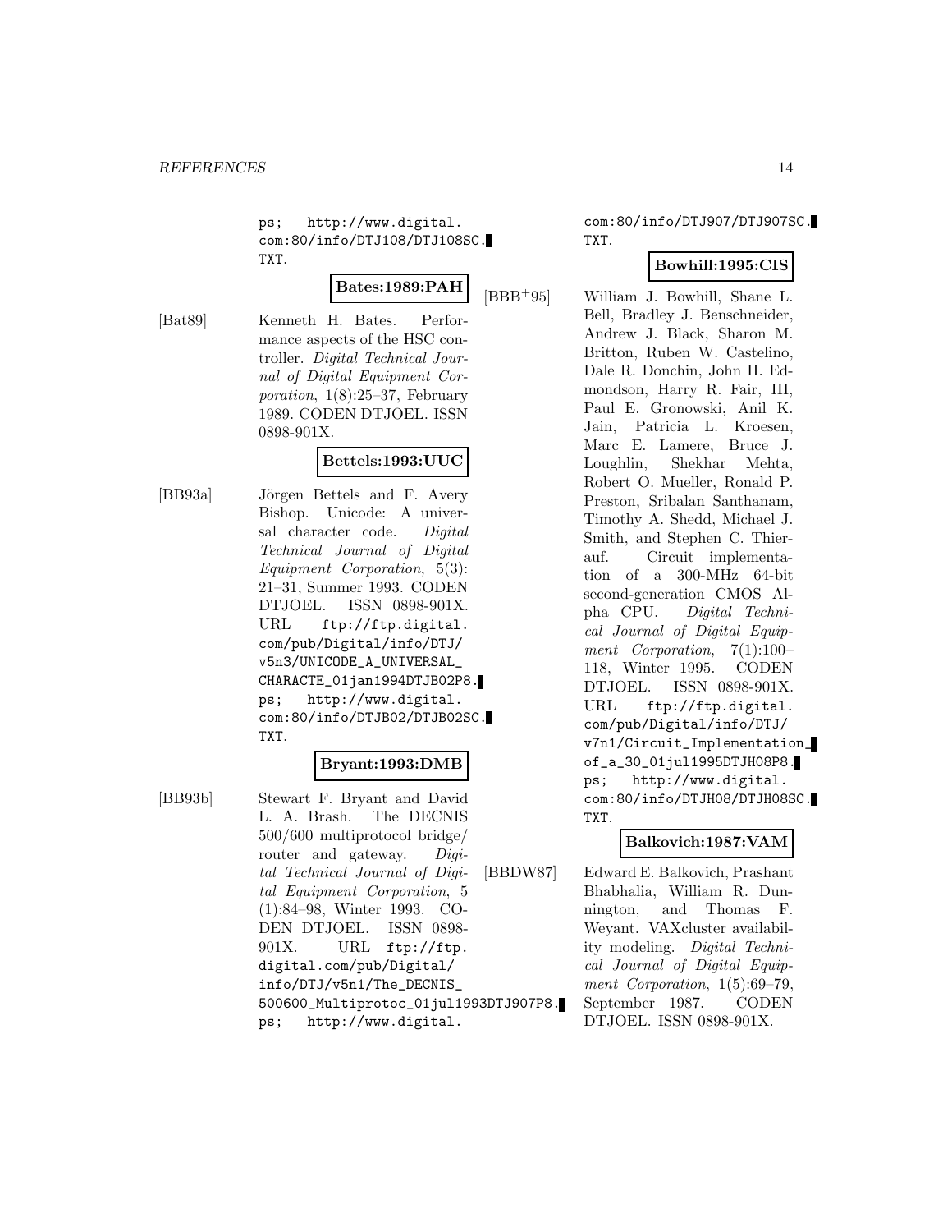ps; http://www.digital.com:80/info/DTJ108/DTJ108SC.TXT.

**Bates:1989:PAH**

[Bat89] Kenneth H. Bates. Performance aspects of the HSC controller. *Digital Technical Journal of Digital Equipment Corporation*, 1(8):25–37, February 1989. CODEN DTJOEL. ISSN 0898-901X.

**Bettels:1993:UUC**

[BB93a] Jörgen Bettels and F. Avery Bishop. Unicode: A universal character code. *Digital Technical Journal of Digital Equipment Corporation*, 5(3): 21–31, Summer 1993. CODEN DTJOEL. ISSN 0898-901X. URL ftp://ftp.digital.com/pub/Digital/info/DTJ/v5n3/UNICODE_A_UNIVERSAL_CHARACTE_01jan1994DTJB02P8.ps; http://www.digital.com:80/info/DTJB02/DTJB02SC.TXT.

**Bryant:1993:DMB**

[BB93b] Stewart F. Bryant and David L. A. Brash. The DECNIS 500/600 multiprotocol bridge/router and gateway. *Digital Technical Journal of Digital Equipment Corporation*, 5 (1):84–98, Winter 1993. CODEN DTJOEL. ISSN 0898-901X. URL ftp://ftp.digital.com/pub/Digital/info/DTJ/v5n1/The_DECNIS_500600_Multiprotoc_01jul1993DTJ907P8.ps; http://www.digital.com:80/info/DTJ907/DTJ907SC.TXT.

**Bowhill:1995:CIS**

[BBB+95] William J. Bowhill, Shane L. Bell, Bradley J. Benschneider, Andrew J. Black, Sharon M. Britton, Ruben W. Castelino, Dale R. Donchin, John H. Edmondson, Harry R. Fair, III, Paul E. Gronowski, Anil K. Jain, Patricia L. Kroesen, Marc E. Lamere, Bruce J. Loughlin, Shekhar Mehta, Robert O. Mueller, Ronald P. Preston, Sribalan Santhanam, Timothy A. Shedd, Michael J. Smith, and Stephen C. Thierauf. Circuit implementation of a 300-MHz 64-bit second-generation CMOS Alpha CPU. *Digital Technical Journal of Digital Equipment Corporation*, 7(1):100–118, Winter 1995. CODEN DTJOEL. ISSN 0898-901X. URL ftp://ftp.digital.com/pub/Digital/info/DTJ/v7n1/Circuit_Implementation_of_a_30_01jul1995DTJH08P8.ps; http://www.digital.com:80/info/DTJH08/DTJH08SC.TXT.

**Balkovich:1987:VAM**

[BBDW87] Edward E. Balkovich, Prashant Bhabhalia, William R. Dunnington, and Thomas F. Weyant. VAXcluster availability modeling. *Digital Technical Journal of Digital Equipment Corporation*, 1(5):69–79, September 1987. CODEN DTJOEL. ISSN 0898-901X.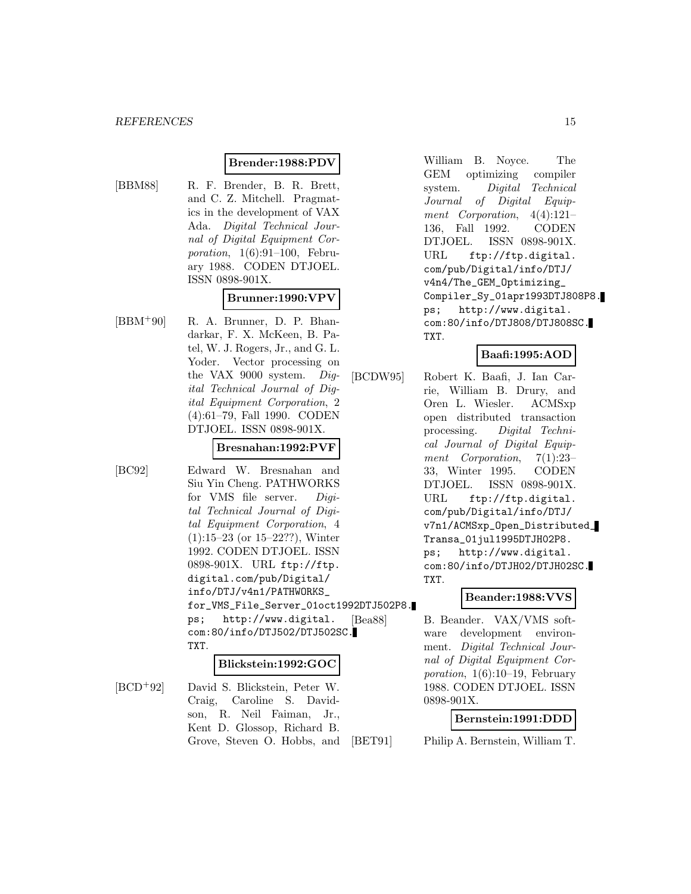**Brender:1988:PDV**

[BBM88] R. F. Brender, B. R. Brett, and C. Z. Mitchell. Pragmatics in the development of VAX Ada. *Digital Technical Journal of Digital Equipment Corporation*, 1(6):91–100, February 1988. CODEN DTJOEL. ISSN 0898-901X.

**Brunner:1990:VPV**

[BBM+90] R. A. Brunner, D. P. Bhandarkar, F. X. McKeen, B. Patel, W. J. Rogers, Jr., and G. L. Yoder. Vector processing on the VAX 9000 system. *Digital Technical Journal of Digital Equipment Corporation*, 2 (4):61–79, Fall 1990. CODEN DTJOEL. ISSN 0898-901X.

**Bresnahan:1992:PVF**

[BC92] Edward W. Bresnahan and Siu Yin Cheng. PATHWORKS for VMS file server. *Digital Technical Journal of Digital Equipment Corporation*, 4 (1):15–23 (or 15–22??), Winter 1992. CODEN DTJOEL. ISSN 0898-901X. URL `ftp://ftp.digital.com/pub/Digital/info/DTJ/v4n1/PATHWORKS_for_VMS_File_Server_01oct1992DTJ502P8.ps`; `http://www.digital.com:80/info/DTJ502/DTJ502SC.TXT`.

**Blickstein:1992:GOC**

[BCD+92] David S. Blickstein, Peter W. Craig, Caroline S. Davidson, R. Neil Faiman, Jr., Kent D. Glossop, Richard B. Grove, Steven O. Hobbs, and William B. Noyce. The GEM optimizing compiler system. *Digital Technical Journal of Digital Equipment Corporation*, 4(4):121–136, Fall 1992. CODEN DTJOEL. ISSN 0898-901X. URL `ftp://ftp.digital.com/pub/Digital/info/DTJ/v4n4/The_GEM_Optimizing_Compiler_Sy_01apr1993DTJ808P8.ps`; `http://www.digital.com:80/info/DTJ808/DTJ808SC.TXT`.

**Baafi:1995:AOD**

[BCDW95] Robert K. Baafi, J. Ian Carrie, William B. Drury, and Oren L. Wiesler. ACMSxp open distributed transaction processing. *Digital Technical Journal of Digital Equipment Corporation*, 7(1):23–33, Winter 1995. CODEN DTJOEL. ISSN 0898-901X. URL `ftp://ftp.digital.com/pub/Digital/info/DTJ/v7n1/ACMSxp_Open_Distributed_Transa_01jul1995DTJH02P8.ps`; `http://www.digital.com:80/info/DTJH02/DTJH02SC.TXT`.

**Beander:1988:VVS**

[Bea88] B. Beander. VAX/VMS software development environment. *Digital Technical Journal of Digital Equipment Corporation*, 1(6):10–19, February 1988. CODEN DTJOEL. ISSN 0898-901X.

**Bernstein:1991:DDD**

[BET91] Philip A. Bernstein, William T.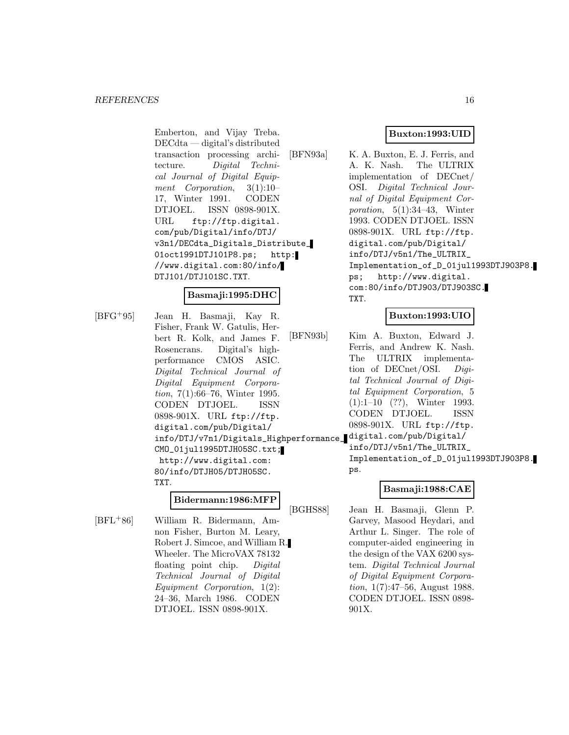Emberton, and Vijay Treba. DECdta — digital's distributed transaction processing architecture. *Digital Technical Journal of Digital Equipment Corporation*, 3(1):10–17, Winter 1991. CODEN DTJOEL. ISSN 0898-901X. URL `ftp://ftp.digital.com/pub/Digital/info/DTJ/v3n1/DECdta_Digitals_Distribute_01oct1991DTJ101P8.ps`; `http://www.digital.com:80/info/DTJ101/DTJ101SC.TXT`.

**Basmaji:1995:DHC**

[BFG+95] Jean H. Basmaji, Kay R. Fisher, Frank W. Gatulis, Herbert R. Kolk, and James F. Rosencrans. Digital's high-performance CMOS ASIC. *Digital Technical Journal of Digital Equipment Corporation*, 7(1):66–76, Winter 1995. CODEN DTJOEL. ISSN 0898-901X. URL `ftp://ftp.digital.com/pub/Digital/info/DTJ/v7n1/Digitals_Highperformance_CMO_01jul1995DTJH05SC.txt`; `http://www.digital.com:80/info/DTJH05/DTJH05SC.TXT`.

**Bidermann:1986:MFP**

[BFL+86] William R. Bidermann, Amnon Fisher, Burton M. Leary, Robert J. Simcoe, and William R. Wheeler. The MicroVAX 78132 floating point chip. *Digital Technical Journal of Digital Equipment Corporation*, 1(2):24–36, March 1986. CODEN DTJOEL. ISSN 0898-901X.

**Buxton:1993:UID**

[BFN93a] K. A. Buxton, E. J. Ferris, and A. K. Nash. The ULTRIX implementation of DECnet/OSI. *Digital Technical Journal of Digital Equipment Corporation*, 5(1):34–43, Winter 1993. CODEN DTJOEL. ISSN 0898-901X. URL `ftp://ftp.digital.com/pub/Digital/info/DTJ/v5n1/The_ULTRIX_Implementation_of_D_01jul1993DTJ903P8.ps`; `http://www.digital.com:80/info/DTJ903/DTJ903SC.TXT`.

**Buxton:1993:UIO**

[BFN93b] Kim A. Buxton, Edward J. Ferris, and Andrew K. Nash. The ULTRIX implementation of DECnet/OSI. *Digital Technical Journal of Digital Equipment Corporation*, 5 (1):1–10 (??), Winter 1993. CODEN DTJOEL. ISSN 0898-901X. URL `ftp://ftp.digital.com/pub/Digital/info/DTJ/v5n1/The_ULTRIX_Implementation_of_D_01jul1993DTJ903P8.ps`.

**Basmaji:1988:CAE**

[BGHS88] Jean H. Basmaji, Glenn P. Garvey, Masood Heydari, and Arthur L. Singer. The role of computer-aided engineering in the design of the VAX 6200 system. *Digital Technical Journal of Digital Equipment Corporation*, 1(7):47–56, August 1988. CODEN DTJOEL. ISSN 0898-901X.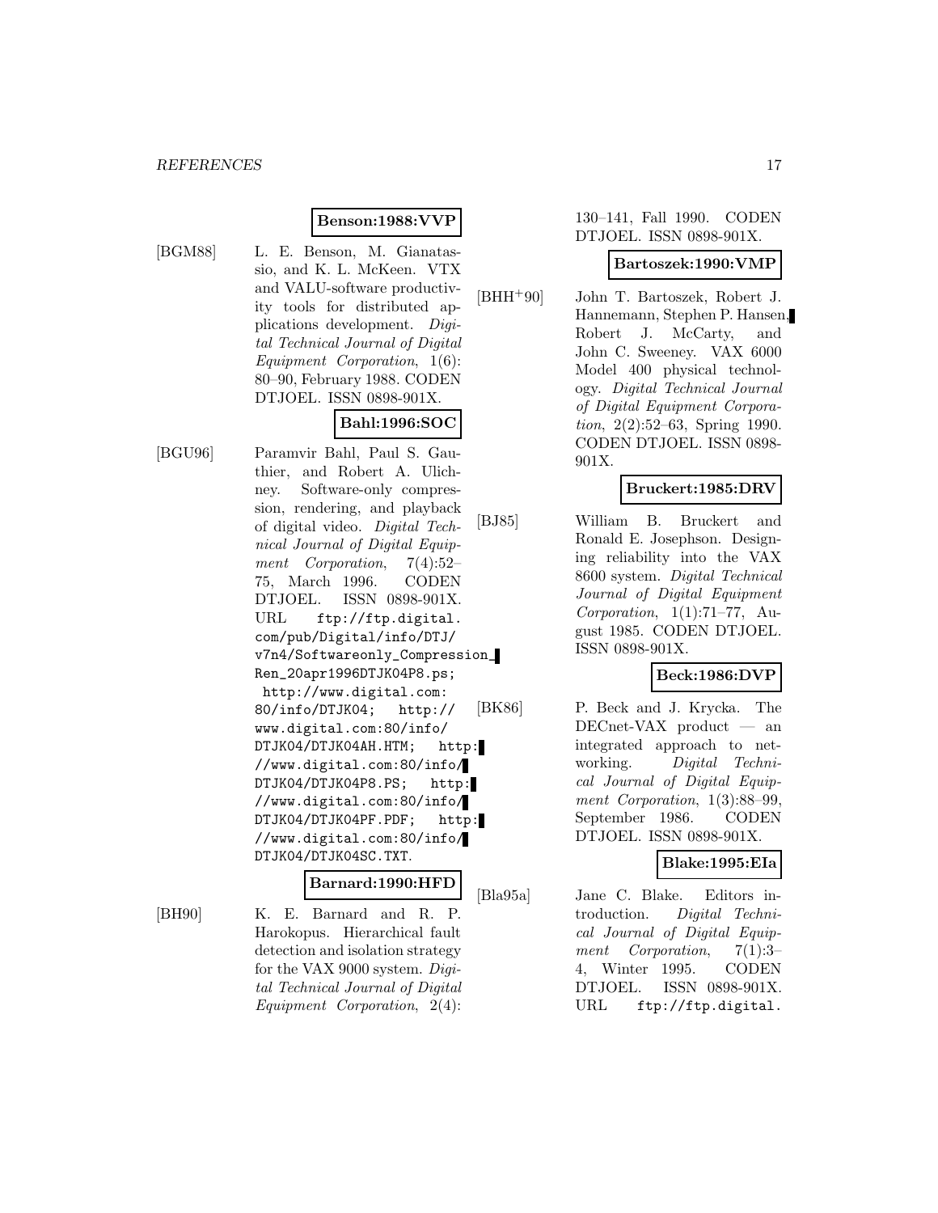**Benson:1988:VVP**

[BGM88] L. E. Benson, M. Gianatassio, and K. L. McKeen. VTX and VALU-software productivity tools for distributed applications development. *Digital Technical Journal of Digital Equipment Corporation*, 1(6): 80–90, February 1988. CODEN DTJOEL. ISSN 0898-901X.

**Bahl:1996:SOC**

[BGU96] Paramvir Bahl, Paul S. Gauthier, and Robert A. Ulichney. Software-only compression, rendering, and playback of digital video. *Digital Technical Journal of Digital Equipment Corporation*, 7(4):52–75, March 1996. CODEN DTJOEL. ISSN 0898-901X. URL ftp://ftp.digital.com/pub/Digital/info/DTJ/v7n4/Softwareonly_Compression_Ren_20apr1996DTJK04P8.ps; http://www.digital.com:80/info/DTJK04; http://www.digital.com:80/info/DTJK04/DTJK04AH.HTM; http://www.digital.com:80/info/DTJK04/DTJK04P8.PS; http://www.digital.com:80/info/DTJK04/DTJK04PF.PDF; http://www.digital.com:80/info/DTJK04/DTJK04SC.TXT.

**Barnard:1990:HFD**

[BH90] K. E. Barnard and R. P. Harokopus. Hierarchical fault detection and isolation strategy for the VAX 9000 system. *Digital Technical Journal of Digital Equipment Corporation*, 2(4): 130–141, Fall 1990. CODEN DTJOEL. ISSN 0898-901X.

**Bartoszek:1990:VMP**

[BHH+90] John T. Bartoszek, Robert J. Hannemann, Stephen P. Hansen, Robert J. McCarty, and John C. Sweeney. VAX 6000 Model 400 physical technology. *Digital Technical Journal of Digital Equipment Corporation*, 2(2):52–63, Spring 1990. CODEN DTJOEL. ISSN 0898-901X.

**Bruckert:1985:DRV**

[BJ85] William B. Bruckert and Ronald E. Josephson. Designing reliability into the VAX 8600 system. *Digital Technical Journal of Digital Equipment Corporation*, 1(1):71–77, August 1985. CODEN DTJOEL. ISSN 0898-901X.

**Beck:1986:DVP**

[BK86] P. Beck and J. Krycka. The DECnet-VAX product — an integrated approach to networking. *Digital Technical Journal of Digital Equipment Corporation*, 1(3):88–99, September 1986. CODEN DTJOEL. ISSN 0898-901X.

**Blake:1995:EIa**

[Bla95a] Jane C. Blake. Editors introduction. *Digital Technical Journal of Digital Equipment Corporation*, 7(1):3–4, Winter 1995. CODEN DTJOEL. ISSN 0898-901X. URL ftp://ftp.digital.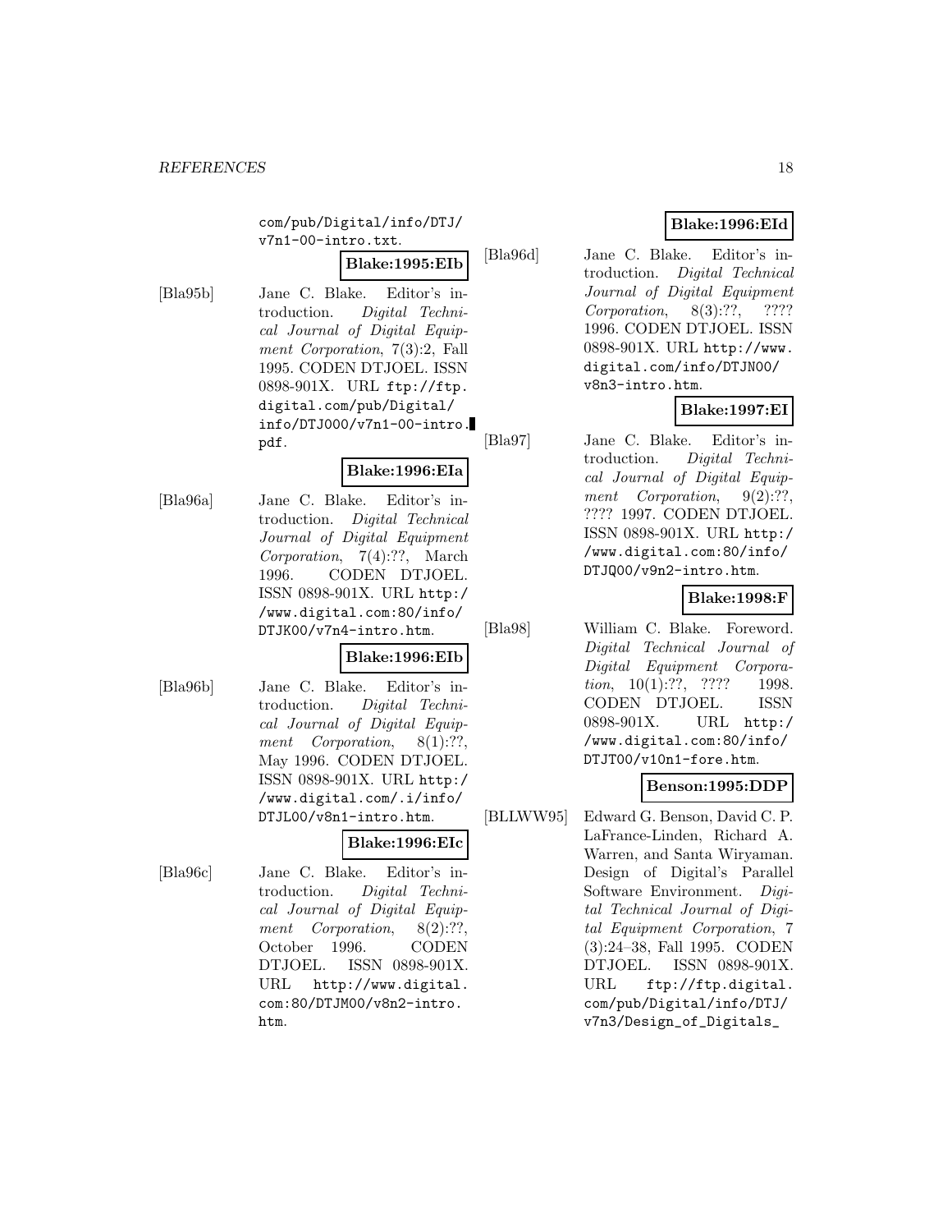com/pub/Digital/info/DTJ/v7n1-00-intro.txt.

**Blake:1995:EIb**

[Bla95b] Jane C. Blake. Editor's introduction. *Digital Technical Journal of Digital Equipment Corporation*, 7(3):2, Fall 1995. CODEN DTJOEL. ISSN 0898-901X. URL ftp://ftp.digital.com/pub/Digital/info/DTJ000/v7n1-00-intro.pdf.

**Blake:1996:EIa**

[Bla96a] Jane C. Blake. Editor's introduction. *Digital Technical Journal of Digital Equipment Corporation*, 7(4):??, March 1996. CODEN DTJOEL. ISSN 0898-901X. URL http://www.digital.com:80/info/DTJK00/v7n4-intro.htm.

**Blake:1996:EIb**

[Bla96b] Jane C. Blake. Editor's introduction. *Digital Technical Journal of Digital Equipment Corporation*, 8(1):??, May 1996. CODEN DTJOEL. ISSN 0898-901X. URL http://www.digital.com/.i/info/DTJL00/v8n1-intro.htm.

**Blake:1996:EIc**

[Bla96c] Jane C. Blake. Editor's introduction. *Digital Technical Journal of Digital Equipment Corporation*, 8(2):??, October 1996. CODEN DTJOEL. ISSN 0898-901X. URL http://www.digital.com:80/DTJM00/v8n2-intro.htm.

**Blake:1996:EId**

[Bla96d] Jane C. Blake. Editor's introduction. *Digital Technical Journal of Digital Equipment Corporation*, 8(3):??, ???? 1996. CODEN DTJOEL. ISSN 0898-901X. URL http://www.digital.com/info/DTJN00/v8n3-intro.htm.

**Blake:1997:EI**

[Bla97] Jane C. Blake. Editor's introduction. *Digital Technical Journal of Digital Equipment Corporation*, 9(2):??, ???? 1997. CODEN DTJOEL. ISSN 0898-901X. URL http://www.digital.com:80/info/DTJQ00/v9n2-intro.htm.

**Blake:1998:F**

[Bla98] William C. Blake. Foreword. *Digital Technical Journal of Digital Equipment Corporation*, 10(1):??, ???? 1998. CODEN DTJOEL. ISSN 0898-901X. URL http://www.digital.com:80/info/DTJT00/v10n1-fore.htm.

**Benson:1995:DDP**

[BLLWW95] Edward G. Benson, David C. P. LaFrance-Linden, Richard A. Warren, and Santa Wiryaman. Design of Digital's Parallel Software Environment. *Digital Technical Journal of Digital Equipment Corporation*, 7(3):24–38, Fall 1995. CODEN DTJOEL. ISSN 0898-901X. URL ftp://ftp.digital.com/pub/Digital/info/DTJ/v7n3/Design_of_Digitals_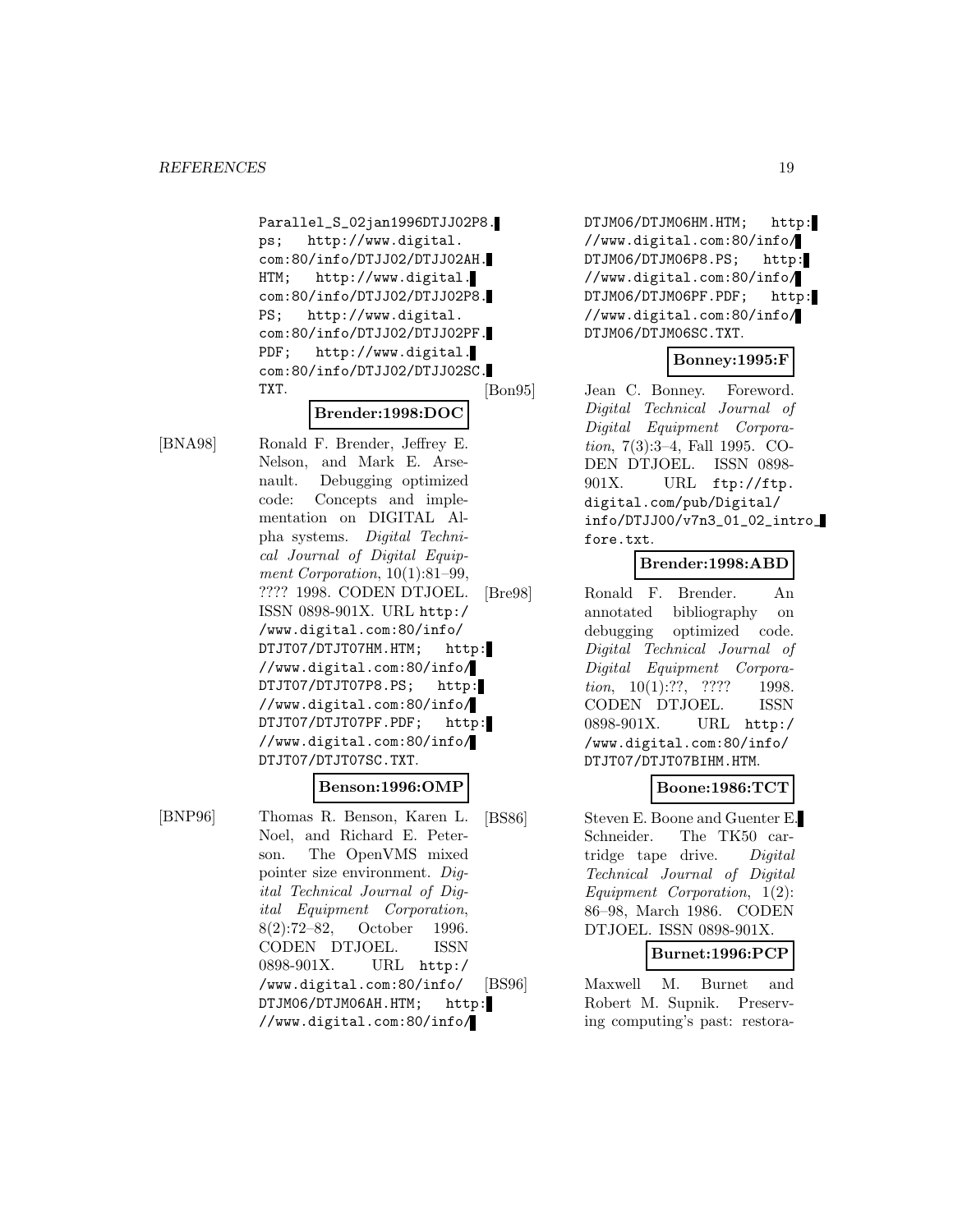Parallel_S_02jan1996DTJJ02P8.ps; http://www.digital.com:80/info/DTJJ02/DTJJ02AH.HTM; http://www.digital.com:80/info/DTJJ02/DTJJ02P8.PS; http://www.digital.com:80/info/DTJJ02/DTJJ02PF.PDF; http://www.digital.com:80/info/DTJJ02/DTJJ02SC.TXT.

**Brender:1998:DOC**

[BNA98] Ronald F. Brender, Jeffrey E. Nelson, and Mark E. Arsenault. Debugging optimized code: Concepts and implementation on DIGITAL Alpha systems. *Digital Technical Journal of Digital Equipment Corporation*, 10(1):81–99, ???? 1998. CODEN DTJOEL. ISSN 0898-901X. URL http://www.digital.com:80/info/DTJT07/DTJT07HM.HTM; http://www.digital.com:80/info/DTJT07/DTJT07P8.PS; http://www.digital.com:80/info/DTJT07/DTJT07PF.PDF; http://www.digital.com:80/info/DTJT07/DTJT07SC.TXT.

**Benson:1996:OMP**

[BNP96] Thomas R. Benson, Karen L. Noel, and Richard E. Peterson. The OpenVMS mixed pointer size environment. *Digital Technical Journal of Digital Equipment Corporation*, 8(2):72–82, October 1996. CODEN DTJOEL. ISSN 0898-901X. URL http://www.digital.com:80/info/DTJM06/DTJM06AH.HTM; http://www.digital.com:80/info/DTJM06/DTJM06HM.HTM; http://www.digital.com:80/info/DTJM06/DTJM06P8.PS; http://www.digital.com:80/info/DTJM06/DTJM06PF.PDF; http://www.digital.com:80/info/DTJM06/DTJM06SC.TXT.

**Bonney:1995:F**

[Bon95] Jean C. Bonney. Foreword. *Digital Technical Journal of Digital Equipment Corporation*, 7(3):3–4, Fall 1995. CODEN DTJOEL. ISSN 0898-901X. URL ftp://ftp.digital.com/pub/Digital/info/DTJJ00/v7n3_01_02_intro_fore.txt.

**Brender:1998:ABD**

[Bre98] Ronald F. Brender. An annotated bibliography on debugging optimized code. *Digital Technical Journal of Digital Equipment Corporation*, 10(1):??, ???? 1998. CODEN DTJOEL. ISSN 0898-901X. URL http://www.digital.com:80/info/DTJT07/DTJT07BIHM.HTM.

**Boone:1986:TCT**

[BS86] Steven E. Boone and Guenter E. Schneider. The TK50 cartridge tape drive. *Digital Technical Journal of Digital Equipment Corporation*, 1(2):86–98, March 1986. CODEN DTJOEL. ISSN 0898-901X.

**Burnet:1996:PCP**

[BS96] Maxwell M. Burnet and Robert M. Supnik. Preserving computing's past: restora-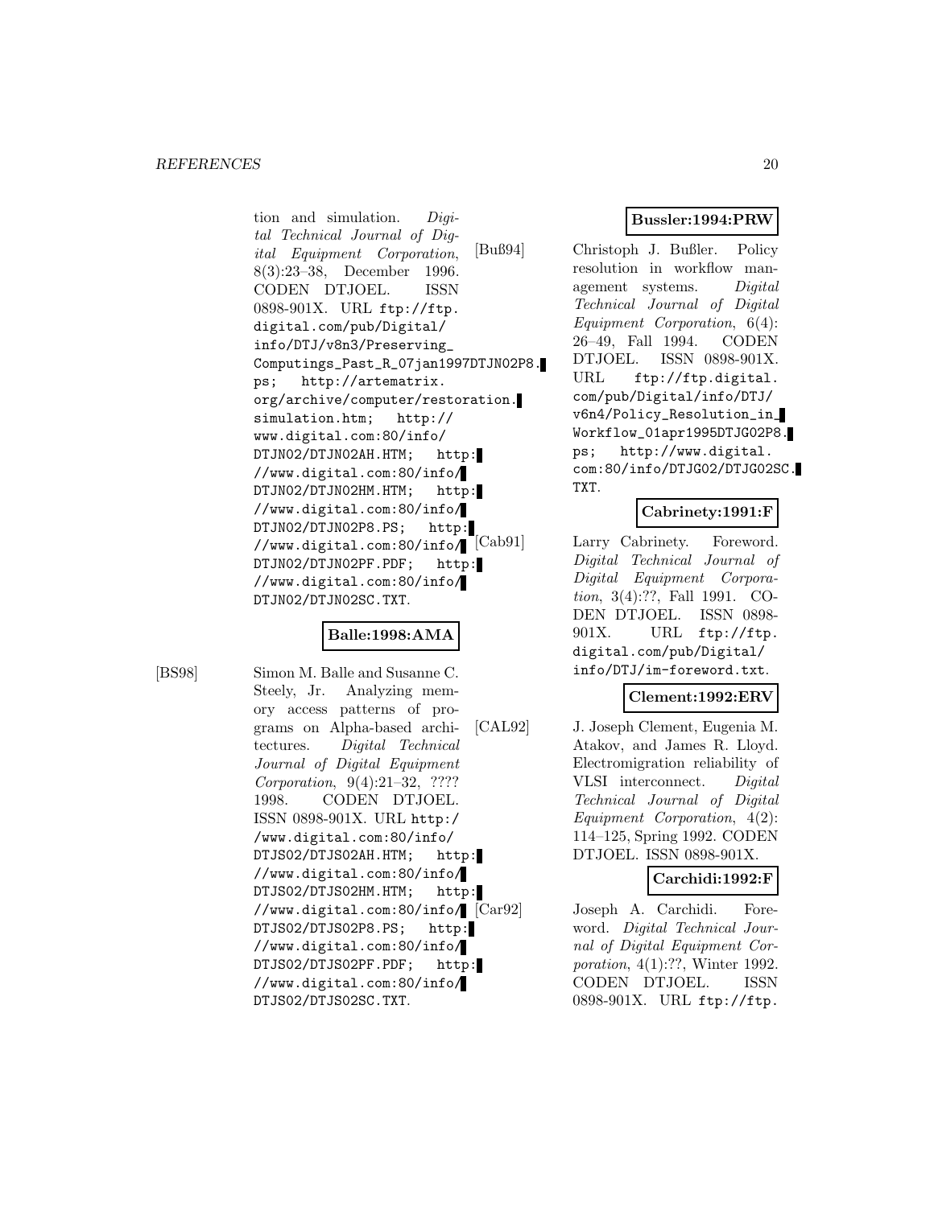tion and simulation. *Digital Technical Journal of Digital Equipment Corporation*, 8(3):23–38, December 1996. CODEN DTJOEL. ISSN 0898-901X. URL ftp://ftp.digital.com/pub/Digital/info/DTJ/v8n3/Preserving_Computings_Past_R_07jan1997DTJN02P8.ps; http://artematrix.org/archive/computer/restoration.simulation.htm; http://www.digital.com:80/info/DTJN02/DTJN02AH.HTM; http://www.digital.com:80/info/DTJN02/DTJN02HM.HTM; http://www.digital.com:80/info/DTJN02/DTJN02P8.PS; http://www.digital.com:80/info/DTJN02/DTJN02PF.PDF; http://www.digital.com:80/info/DTJN02/DTJN02SC.TXT.

**Balle:1998:AMA**

[BS98] Simon M. Balle and Susanne C. Steely, Jr. Analyzing memory access patterns of programs on Alpha-based architectures. *Digital Technical Journal of Digital Equipment Corporation*, 9(4):21–32, ???? 1998. CODEN DTJOEL. ISSN 0898-901X. URL http://www.digital.com:80/info/DTJS02/DTJS02AH.HTM; http://www.digital.com:80/info/DTJS02/DTJS02HM.HTM; http://www.digital.com:80/info/DTJS02/DTJS02P8.PS; http://www.digital.com:80/info/DTJS02/DTJS02PF.PDF; http://www.digital.com:80/info/DTJS02/DTJS02SC.TXT.

**Bussler:1994:PRW**

[Buß94] Christoph J. Bußler. Policy resolution in workflow management systems. *Digital Technical Journal of Digital Equipment Corporation*, 6(4): 26–49, Fall 1994. CODEN DTJOEL. ISSN 0898-901X. URL ftp://ftp.digital.com/pub/Digital/info/DTJ/v6n4/Policy_Resolution_in_Workflow_01apr1995DTJG02P8.ps; http://www.digital.com:80/info/DTJG02/DTJG02SC.TXT.

**Cabrinety:1991:F**

[Cab91] Larry Cabrinety. Foreword. *Digital Technical Journal of Digital Equipment Corporation*, 3(4):??, Fall 1991. CODEN DTJOEL. ISSN 0898-901X. URL ftp://ftp.digital.com/pub/Digital/info/DTJ/im-foreword.txt.

**Clement:1992:ERV**

[CAL92] J. Joseph Clement, Eugenia M. Atakov, and James R. Lloyd. Electromigration reliability of VLSI interconnect. *Digital Technical Journal of Digital Equipment Corporation*, 4(2): 114–125, Spring 1992. CODEN DTJOEL. ISSN 0898-901X.

**Carchidi:1992:F**

[Car92] Joseph A. Carchidi. Foreword. *Digital Technical Journal of Digital Equipment Corporation*, 4(1):??, Winter 1992. CODEN DTJOEL. ISSN 0898-901X. URL ftp://ftp.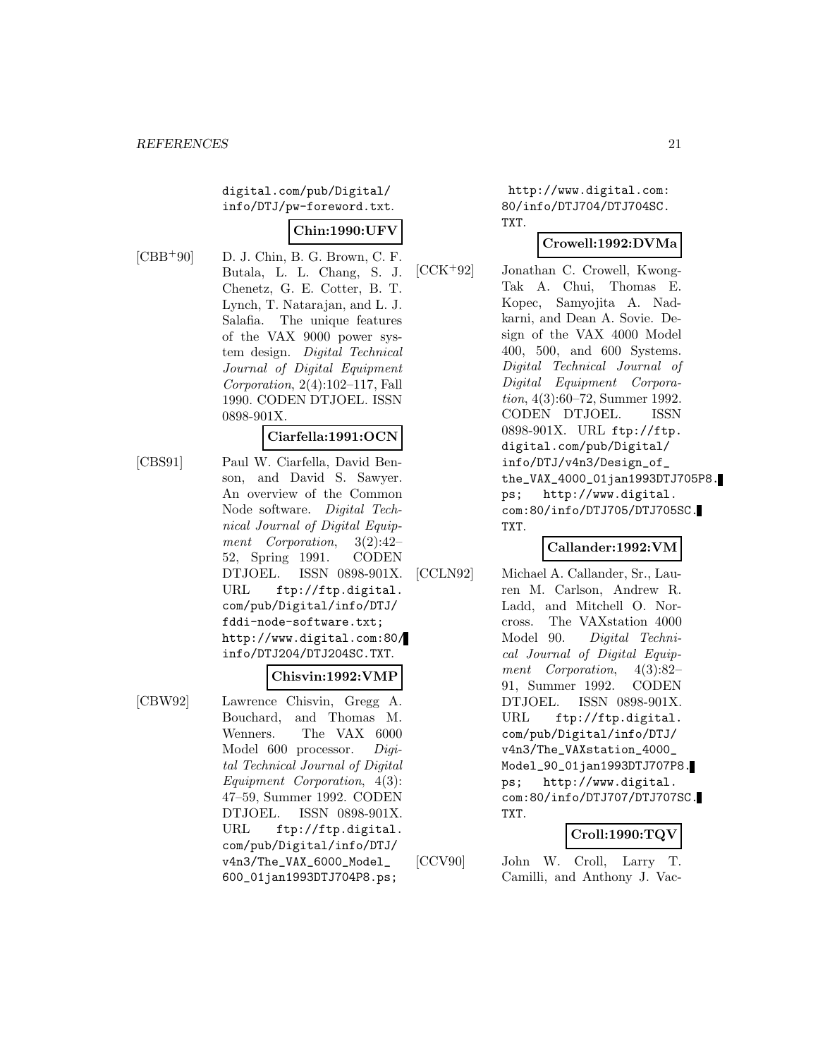digital.com/pub/Digital/info/DTJ/pw-foreword.txt.

**Chin:1990:UFV**

[CBB+90] D. J. Chin, B. G. Brown, C. F. Butala, L. L. Chang, S. J. Chenetz, G. E. Cotter, B. T. Lynch, T. Natarajan, and L. J. Salafia. The unique features of the VAX 9000 power system design. *Digital Technical Journal of Digital Equipment Corporation*, 2(4):102–117, Fall 1990. CODEN DTJOEL. ISSN 0898-901X.

**Ciarfella:1991:OCN**

[CBS91] Paul W. Ciarfella, David Benson, and David S. Sawyer. An overview of the Common Node software. *Digital Technical Journal of Digital Equipment Corporation*, 3(2):42–52, Spring 1991. CODEN DTJOEL. ISSN 0898-901X. URL ftp://ftp.digital.com/pub/Digital/info/DTJ/fddi-node-software.txt; http://www.digital.com:80/info/DTJ204/DTJ204SC.TXT.

**Chisvin:1992:VMP**

[CBW92] Lawrence Chisvin, Gregg A. Bouchard, and Thomas M. Wenners. The VAX 6000 Model 600 processor. *Digital Technical Journal of Digital Equipment Corporation*, 4(3):47–59, Summer 1992. CODEN DTJOEL. ISSN 0898-901X. URL ftp://ftp.digital.com/pub/Digital/info/DTJ/v4n3/The_VAX_6000_Model_600_01jan1993DTJ704P8.ps; http://www.digital.com:80/info/DTJ704/DTJ704SC.TXT.

**Crowell:1992:DVMa**

[CCK+92] Jonathan C. Crowell, Kwong-Tak A. Chui, Thomas E. Kopec, Samyojita A. Nadkarni, and Dean A. Sovie. Design of the VAX 4000 Model 400, 500, and 600 Systems. *Digital Technical Journal of Digital Equipment Corporation*, 4(3):60–72, Summer 1992. CODEN DTJOEL. ISSN 0898-901X. URL ftp://ftp.digital.com/pub/Digital/info/DTJ/v4n3/Design_of_the_VAX_4000_01jan1993DTJ705P8.ps; http://www.digital.com:80/info/DTJ705/DTJ705SC.TXT.

**Callander:1992:VM**

[CCLN92] Michael A. Callander, Sr., Lauren M. Carlson, Andrew R. Ladd, and Mitchell O. Norcross. The VAXstation 4000 Model 90. *Digital Technical Journal of Digital Equipment Corporation*, 4(3):82–91, Summer 1992. CODEN DTJOEL. ISSN 0898-901X. URL ftp://ftp.digital.com/pub/Digital/info/DTJ/v4n3/The_VAXstation_4000_Model_90_01jan1993DTJ707P8.ps; http://www.digital.com:80/info/DTJ707/DTJ707SC.TXT.

**Croll:1990:TQV**

[CCV90] John W. Croll, Larry T. Camilli, and Anthony J. Vac-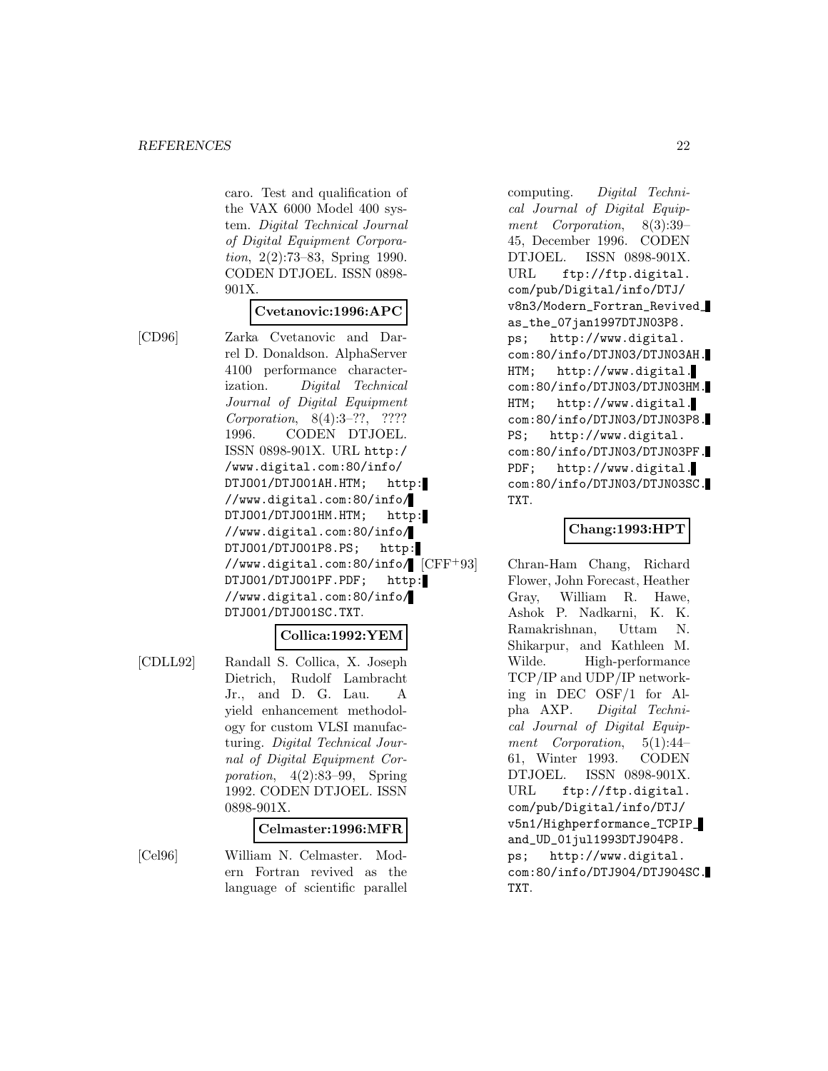caro. Test and qualification of the VAX 6000 Model 400 system. *Digital Technical Journal of Digital Equipment Corporation*, 2(2):73–83, Spring 1990. CODEN DTJOEL. ISSN 0898-901X.

**Cvetanovic:1996:APC**

[CD96] Zarka Cvetanovic and Darrel D. Donaldson. AlphaServer 4100 performance characterization. *Digital Technical Journal of Digital Equipment Corporation*, 8(4):3–??, ???? 1996. CODEN DTJOEL. ISSN 0898-901X. URL `http://www.digital.com:80/info/DTJO01/DTJO01AH.HTM`; `http://www.digital.com:80/info/DTJO01/DTJO01HM.HTM`; `http://www.digital.com:80/info/DTJO01/DTJO01P8.PS`; `http://www.digital.com:80/info/DTJO01/DTJO01PF.PDF`; `http://www.digital.com:80/info/DTJO01/DTJO01SC.TXT`.

**Collica:1992:YEM**

[CDLL92] Randall S. Collica, X. Joseph Dietrich, Rudolf Lambracht Jr., and D. G. Lau. A yield enhancement methodology for custom VLSI manufacturing. *Digital Technical Journal of Digital Equipment Corporation*, 4(2):83–99, Spring 1992. CODEN DTJOEL. ISSN 0898-901X.

**Celmaster:1996:MFR**

[Cel96] William N. Celmaster. Modern Fortran revived as the language of scientific parallel computing. *Digital Technical Journal of Digital Equipment Corporation*, 8(3):39–45, December 1996. CODEN DTJOEL. ISSN 0898-901X. URL `ftp://ftp.digital.com/pub/Digital/info/DTJ/v8n3/Modern_Fortran_Revived_as_the_07jan1997DTJN03P8.ps`; `http://www.digital.com:80/info/DTJN03/DTJN03AH.HTM`; `http://www.digital.com:80/info/DTJN03/DTJN03HM.HTM`; `http://www.digital.com:80/info/DTJN03/DTJN03P8.PS`; `http://www.digital.com:80/info/DTJN03/DTJN03PF.PDF`; `http://www.digital.com:80/info/DTJN03/DTJN03SC.TXT`.

**Chang:1993:HPT**

[CFF+93] Chran-Ham Chang, Richard Flower, John Forecast, Heather Gray, William R. Hawe, Ashok P. Nadkarni, K. K. Ramakrishnan, Uttam N. Shikarpur, and Kathleen M. Wilde. High-performance TCP/IP and UDP/IP networking in DEC OSF/1 for Alpha AXP. *Digital Technical Journal of Digital Equipment Corporation*, 5(1):44–61, Winter 1993. CODEN DTJOEL. ISSN 0898-901X. URL `ftp://ftp.digital.com/pub/Digital/info/DTJ/v5n1/Highperformance_TCPIP_and_UD_01jul1993DTJ904P8.ps`; `http://www.digital.com:80/info/DTJ904/DTJ904SC.TXT`.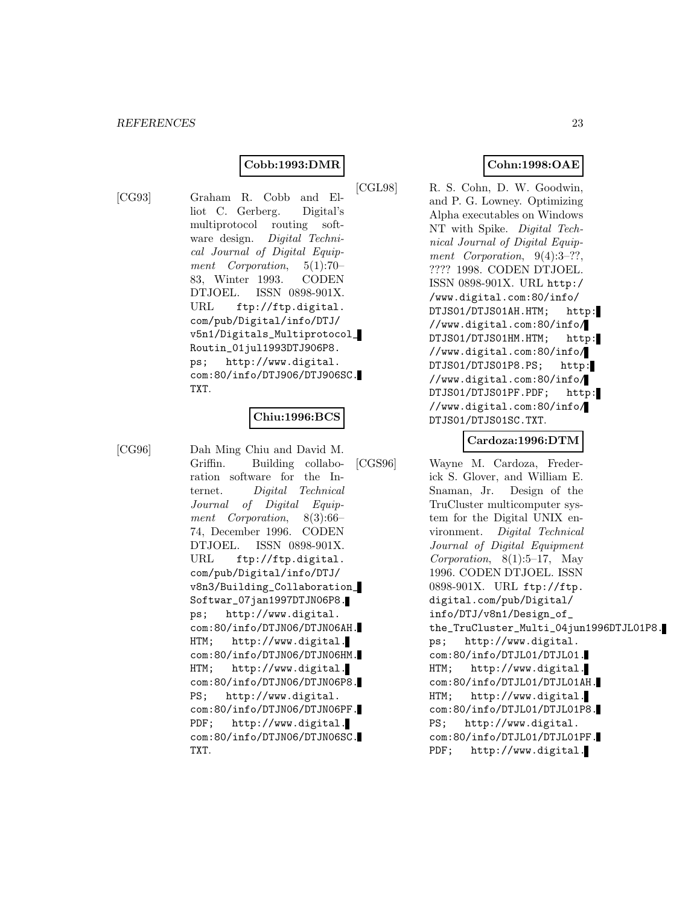**Cobb:1993:DMR**

[CG93] Graham R. Cobb and Elliot C. Gerberg. Digital's multiprotocol routing software design. *Digital Technical Journal of Digital Equipment Corporation*, 5(1):70–83, Winter 1993. CODEN DTJOEL. ISSN 0898-901X. URL ftp://ftp.digital.com/pub/Digital/info/DTJ/v5n1/Digitals_Multiprotocol_Routin_01jul1993DTJ906P8.ps; http://www.digital.com:80/info/DTJ906/DTJ906SC.TXT.

**Chiu:1996:BCS**

[CG96] Dah Ming Chiu and David M. Griffin. Building collaboration software for the Internet. *Digital Technical Journal of Digital Equipment Corporation*, 8(3):66–74, December 1996. CODEN DTJOEL. ISSN 0898-901X. URL ftp://ftp.digital.com/pub/Digital/info/DTJ/v8n3/Building_Collaboration_Softwar_07jan1997DTJN06P8.ps; http://www.digital.com:80/info/DTJN06/DTJN06AH.HTM; http://www.digital.com:80/info/DTJN06/DTJN06HM.HTM; http://www.digital.com:80/info/DTJN06/DTJN06P8.PS; http://www.digital.com:80/info/DTJN06/DTJN06PF.PDF; http://www.digital.com:80/info/DTJN06/DTJN06SC.TXT.

**Cohn:1998:OAE**

[CGL98] R. S. Cohn, D. W. Goodwin, and P. G. Lowney. Optimizing Alpha executables on Windows NT with Spike. *Digital Technical Journal of Digital Equipment Corporation*, 9(4):3–??, ???? 1998. CODEN DTJOEL. ISSN 0898-901X. URL http://www.digital.com:80/info/DTJS01/DTJS01AH.HTM; http://www.digital.com:80/info/DTJS01/DTJS01HM.HTM; http://www.digital.com:80/info/DTJS01/DTJS01P8.PS; http://www.digital.com:80/info/DTJS01/DTJS01PF.PDF; http://www.digital.com:80/info/DTJS01/DTJS01SC.TXT.

**Cardoza:1996:DTM**

[CGS96] Wayne M. Cardoza, Frederick S. Glover, and William E. Snaman, Jr. Design of the TruCluster multicomputer system for the Digital UNIX environment. *Digital Technical Journal of Digital Equipment Corporation*, 8(1):5–17, May 1996. CODEN DTJOEL. ISSN 0898-901X. URL ftp://ftp.digital.com/pub/Digital/info/DTJ/v8n1/Design_of_the_TruCluster_Multi_04jun1996DTJL01P8.ps; http://www.digital.com:80/info/DTJL01/DTJL01.HTM; http://www.digital.com:80/info/DTJL01/DTJL01AH.HTM; http://www.digital.com:80/info/DTJL01/DTJL01P8.PS; http://www.digital.com:80/info/DTJL01/DTJL01PF.PDF; http://www.digital.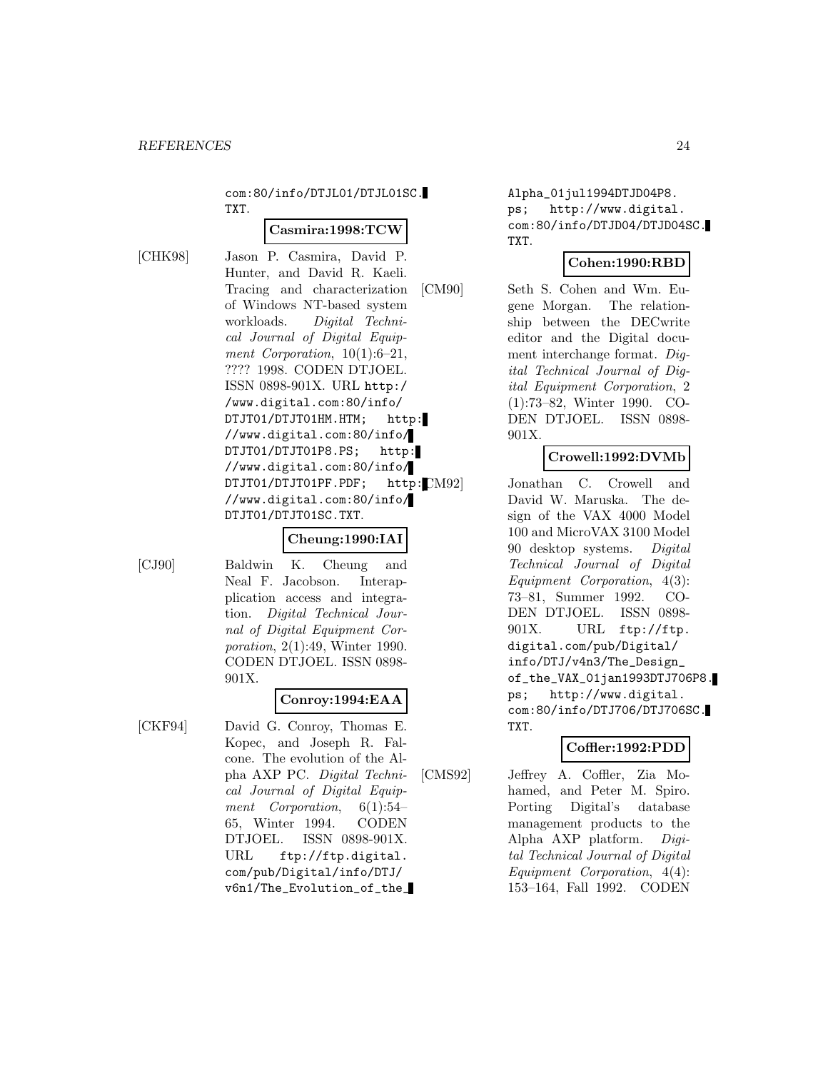com:80/info/DTJL01/DTJL01SC.TXT.

**Casmira:1998:TCW**

[CHK98] Jason P. Casmira, David P. Hunter, and David R. Kaeli. Tracing and characterization of Windows NT-based system workloads. *Digital Technical Journal of Digital Equipment Corporation*, 10(1):6–21, ???? 1998. CODEN DTJOEL. ISSN 0898-901X. URL http://www.digital.com:80/info/DTJT01/DTJT01HM.HTM; http://www.digital.com:80/info/DTJT01/DTJT01P8.PS; http://www.digital.com:80/info/DTJT01/DTJT01PF.PDF; http://www.digital.com:80/info/DTJT01/DTJT01SC.TXT.

**Cheung:1990:IAI**

[CJ90] Baldwin K. Cheung and Neal F. Jacobson. Interapplication access and integration. *Digital Technical Journal of Digital Equipment Corporation*, 2(1):49, Winter 1990. CODEN DTJOEL. ISSN 0898-901X.

**Conroy:1994:EAA**

[CKF94] David G. Conroy, Thomas E. Kopec, and Joseph R. Falcone. The evolution of the Alpha AXP PC. *Digital Technical Journal of Digital Equipment Corporation*, 6(1):54–65, Winter 1994. CODEN DTJOEL. ISSN 0898-901X. URL ftp://ftp.digital.com/pub/Digital/info/DTJ/v6n1/The_Evolution_of_the_Alpha_01jul1994DTJD04P8.ps; http://www.digital.com:80/info/DTJD04/DTJD04SC.TXT.

**Cohen:1990:RBD**

[CM90] Seth S. Cohen and Wm. Eugene Morgan. The relationship between the DECwrite editor and the Digital document interchange format. *Digital Technical Journal of Digital Equipment Corporation*, 2(1):73–82, Winter 1990. CODEN DTJOEL. ISSN 0898-901X.

**Crowell:1992:DVMb**

[CM92] Jonathan C. Crowell and David W. Maruska. The design of the VAX 4000 Model 100 and MicroVAX 3100 Model 90 desktop systems. *Digital Technical Journal of Digital Equipment Corporation*, 4(3):73–81, Summer 1992. CODEN DTJOEL. ISSN 0898-901X. URL ftp://ftp.digital.com/pub/Digital/info/DTJ/v4n3/The_Design_of_the_VAX_01jan1993DTJ706P8.ps; http://www.digital.com:80/info/DTJ706/DTJ706SC.TXT.

**Coffler:1992:PDD**

[CMS92] Jeffrey A. Coffler, Zia Mohamed, and Peter M. Spiro. Porting Digital's database management products to the Alpha AXP platform. *Digital Technical Journal of Digital Equipment Corporation*, 4(4):153–164, Fall 1992. CODEN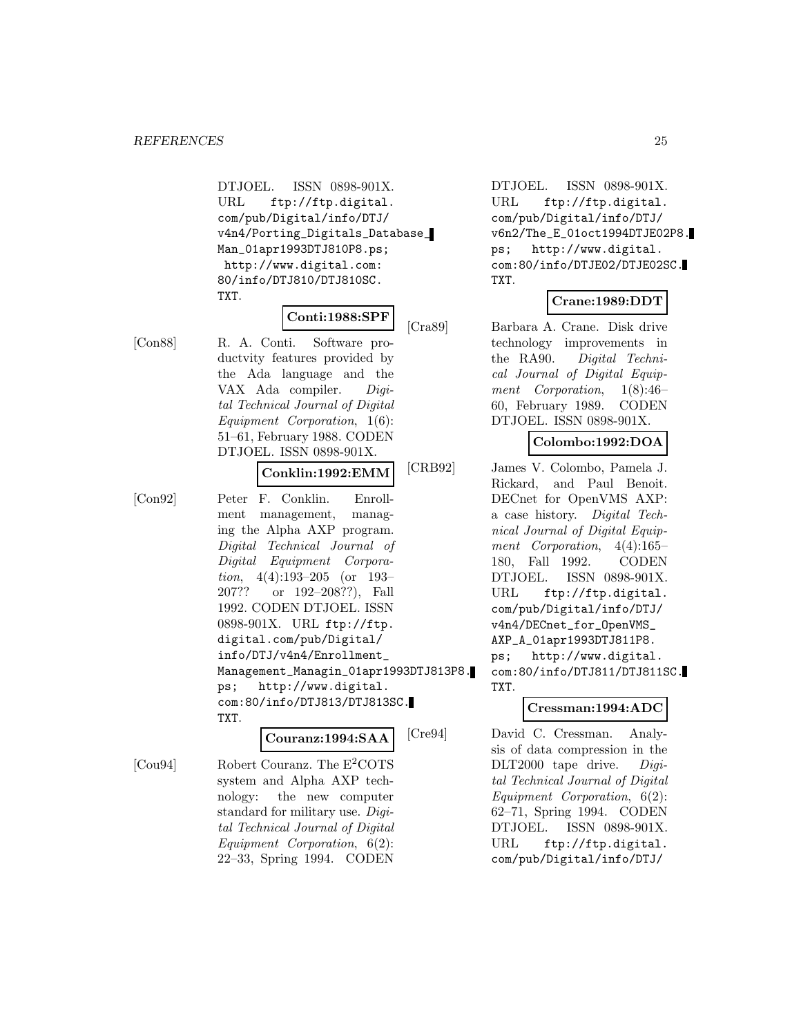DTJOEL. ISSN 0898-901X. URL ftp://ftp.digital.com/pub/Digital/info/DTJ/v4n4/Porting_Digitals_Database_Man_01apr1993DTJ810P8.ps; http://www.digital.com:80/info/DTJ810/DTJ810SC.TXT.

**Conti:1988:SPF**

[Con88] R. A. Conti. Software productvity features provided by the Ada language and the VAX Ada compiler. *Digital Technical Journal of Digital Equipment Corporation*, 1(6): 51–61, February 1988. CODEN DTJOEL. ISSN 0898-901X.

**Conklin:1992:EMM**

[Con92] Peter F. Conklin. Enrollment management, managing the Alpha AXP program. *Digital Technical Journal of Digital Equipment Corporation*, 4(4):193–205 (or 193–207?? or 192–208??), Fall 1992. CODEN DTJOEL. ISSN 0898-901X. URL ftp://ftp.digital.com/pub/Digital/info/DTJ/v4n4/Enrollment_Management_Managin_01apr1993DTJ813P8.ps; http://www.digital.com:80/info/DTJ813/DTJ813SC.TXT.

**Couranz:1994:SAA**

[Cou94] Robert Couranz. The E$^2$COTS system and Alpha AXP technology: the new computer standard for military use. *Digital Technical Journal of Digital Equipment Corporation*, 6(2): 22–33, Spring 1994. CODEN DTJOEL. ISSN 0898-901X. URL ftp://ftp.digital.com/pub/Digital/info/DTJ/v6n2/The_E_01oct1994DTJE02P8.ps; http://www.digital.com:80/info/DTJE02/DTJE02SC.TXT.

**Crane:1989:DDT**

[Cra89] Barbara A. Crane. Disk drive technology improvements in the RA90. *Digital Technical Journal of Digital Equipment Corporation*, 1(8):46–60, February 1989. CODEN DTJOEL. ISSN 0898-901X.

**Colombo:1992:DOA**

[CRB92] James V. Colombo, Pamela J. Rickard, and Paul Benoit. DECnet for OpenVMS AXP: a case history. *Digital Technical Journal of Digital Equipment Corporation*, 4(4):165–180, Fall 1992. CODEN DTJOEL. ISSN 0898-901X. URL ftp://ftp.digital.com/pub/Digital/info/DTJ/v4n4/DECnet_for_OpenVMS_AXP_A_01apr1993DTJ811P8.ps; http://www.digital.com:80/info/DTJ811/DTJ811SC.TXT.

**Cressman:1994:ADC**

[Cre94] David C. Cressman. Analysis of data compression in the DLT2000 tape drive. *Digital Technical Journal of Digital Equipment Corporation*, 6(2): 62–71, Spring 1994. CODEN DTJOEL. ISSN 0898-901X. URL ftp://ftp.digital.com/pub/Digital/info/DTJ/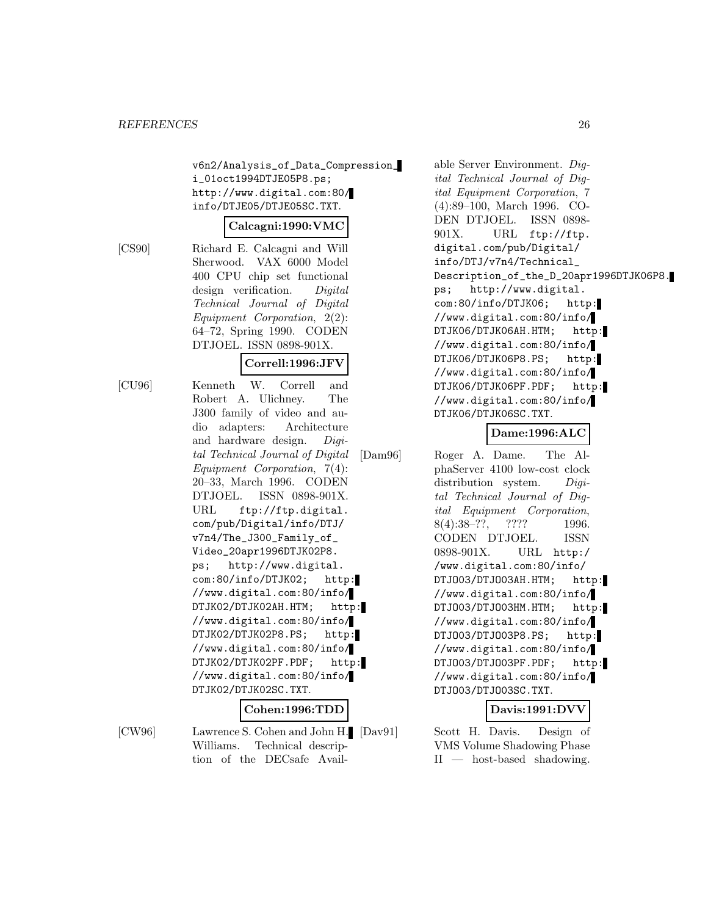v6n2/Analysis_of_Data_Compression_i_01oct1994DTJE05P8.ps; http://www.digital.com:80/info/DTJE05/DTJE05SC.TXT.

**Calcagni:1990:VMC**

[CS90] Richard E. Calcagni and Will Sherwood. VAX 6000 Model 400 CPU chip set functional design verification. *Digital Technical Journal of Digital Equipment Corporation*, 2(2): 64–72, Spring 1990. CODEN DTJOEL. ISSN 0898-901X.

**Correll:1996:JFV**

[CU96] Kenneth W. Correll and Robert A. Ulichney. The J300 family of video and audio adapters: Architecture and hardware design. *Digital Technical Journal of Digital Equipment Corporation*, 7(4): 20–33, March 1996. CODEN DTJOEL. ISSN 0898-901X. URL ftp://ftp.digital.com/pub/Digital/info/DTJ/v7n4/The_J300_Family_of_Video_20apr1996DTJK02P8.ps; http://www.digital.com:80/info/DTJK02; http://www.digital.com:80/info/DTJK02/DTJK02AH.HTM; http://www.digital.com:80/info/DTJK02/DTJK02P8.PS; http://www.digital.com:80/info/DTJK02/DTJK02PF.PDF; http://www.digital.com:80/info/DTJK02/DTJK02SC.TXT.

**Cohen:1996:TDD**

[CW96] Lawrence S. Cohen and John H. Williams. Technical description of the DECsafe Available Server Environment. *Digital Technical Journal of Digital Equipment Corporation*, 7 (4):89–100, March 1996. CODEN DTJOEL. ISSN 0898-901X. URL ftp://ftp.digital.com/pub/Digital/info/DTJ/v7n4/Technical_Description_of_the_D_20apr1996DTJK06P8.ps; http://www.digital.com:80/info/DTJK06; http://www.digital.com:80/info/DTJK06/DTJK06AH.HTM; http://www.digital.com:80/info/DTJK06/DTJK06P8.PS; http://www.digital.com:80/info/DTJK06/DTJK06PF.PDF; http://www.digital.com:80/info/DTJK06/DTJK06SC.TXT.

**Dame:1996:ALC**

[Dam96] Roger A. Dame. The AlphaServer 4100 low-cost clock distribution system. *Digital Technical Journal of Digital Equipment Corporation*, 8(4):38–??, ???? 1996. CODEN DTJOEL. ISSN 0898-901X. URL http://www.digital.com:80/info/DTJO03/DTJO03AH.HTM; http://www.digital.com:80/info/DTJO03/DTJO03HM.HTM; http://www.digital.com:80/info/DTJO03/DTJO03P8.PS; http://www.digital.com:80/info/DTJO03/DTJO03PF.PDF; http://www.digital.com:80/info/DTJO03/DTJO03SC.TXT.

**Davis:1991:DVV**

[Dav91] Scott H. Davis. Design of VMS Volume Shadowing Phase II — host-based shadowing.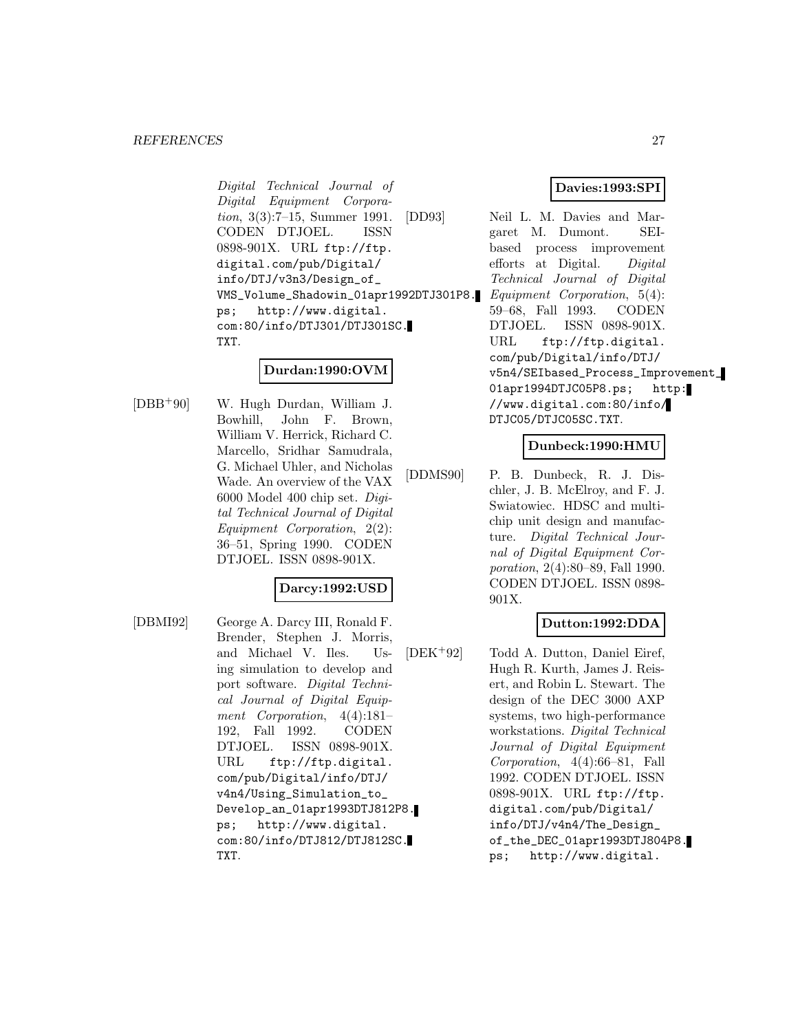*Digital Technical Journal of Digital Equipment Corporation*, 3(3):7–15, Summer 1991. CODEN DTJOEL. ISSN 0898-901X. URL ftp://ftp.digital.com/pub/Digital/info/DTJ/v3n3/Design_of_VMS_Volume_Shadowin_01apr1992DTJ301P8.ps; http://www.digital.com:80/info/DTJ301/DTJ301SC.TXT.

**Durdan:1990:OVM**

[DBB+90] W. Hugh Durdan, William J. Bowhill, John F. Brown, William V. Herrick, Richard C. Marcello, Sridhar Samudrala, G. Michael Uhler, and Nicholas Wade. An overview of the VAX 6000 Model 400 chip set. *Digital Technical Journal of Digital Equipment Corporation*, 2(2):36–51, Spring 1990. CODEN DTJOEL. ISSN 0898-901X.

**Darcy:1992:USD**

[DBMI92] George A. Darcy III, Ronald F. Brender, Stephen J. Morris, and Michael V. Iles. Using simulation to develop and port software. *Digital Technical Journal of Digital Equipment Corporation*, 4(4):181–192, Fall 1992. CODEN DTJOEL. ISSN 0898-901X. URL ftp://ftp.digital.com/pub/Digital/info/DTJ/v4n4/Using_Simulation_to_Develop_an_01apr1993DTJ812P8.ps; http://www.digital.com:80/info/DTJ812/DTJ812SC.TXT.

**Davies:1993:SPI**

[DD93] Neil L. M. Davies and Margaret M. Dumont. SEI-based process improvement efforts at Digital. *Digital Technical Journal of Digital Equipment Corporation*, 5(4):59–68, Fall 1993. CODEN DTJOEL. ISSN 0898-901X. URL ftp://ftp.digital.com/pub/Digital/info/DTJ/v5n4/SEIbased_Process_Improvement_01apr1994DTJC05P8.ps; http://www.digital.com:80/info/DTJC05/DTJC05SC.TXT.

**Dunbeck:1990:HMU**

[DDMS90] P. B. Dunbeck, R. J. Dischler, J. B. McElroy, and F. J. Swiatowiec. HDSC and multichip unit design and manufacture. *Digital Technical Journal of Digital Equipment Corporation*, 2(4):80–89, Fall 1990. CODEN DTJOEL. ISSN 0898-901X.

**Dutton:1992:DDA**

[DEK+92] Todd A. Dutton, Daniel Eiref, Hugh R. Kurth, James J. Reisert, and Robin L. Stewart. The design of the DEC 3000 AXP systems, two high-performance workstations. *Digital Technical Journal of Digital Equipment Corporation*, 4(4):66–81, Fall 1992. CODEN DTJOEL. ISSN 0898-901X. URL ftp://ftp.digital.com/pub/Digital/info/DTJ/v4n4/The_Design_of_the_DEC_01apr1993DTJ804P8.ps; http://www.digital.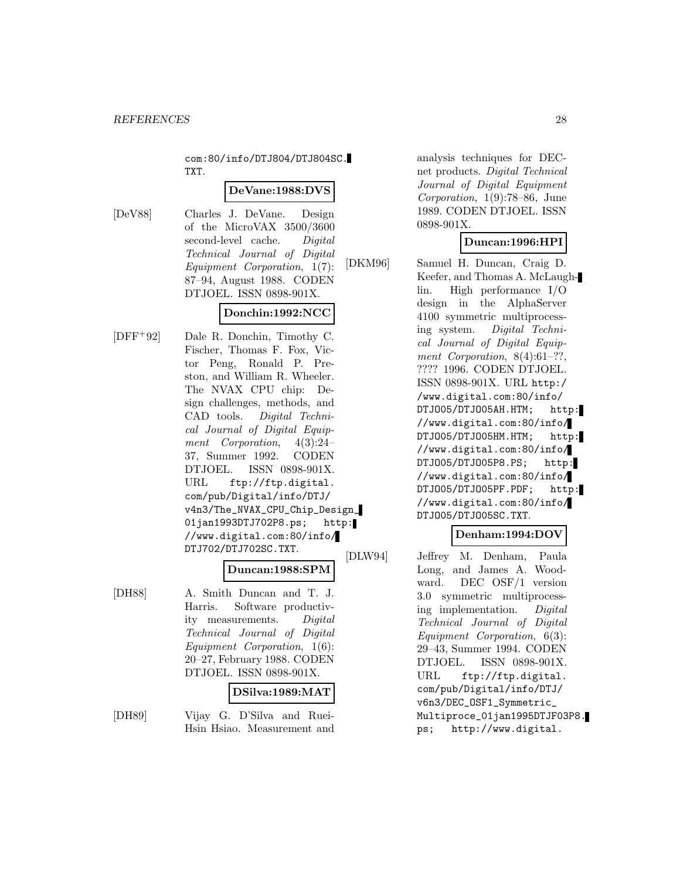com:80/info/DTJ804/DTJ804SC.TXT.

**DeVane:1988:DVS**

[DeV88] Charles J. DeVane. Design of the MicroVAX 3500/3600 second-level cache. *Digital Technical Journal of Digital Equipment Corporation*, 1(7): 87–94, August 1988. CODEN DTJOEL. ISSN 0898-901X.

**Donchin:1992:NCC**

[DFF+92] Dale R. Donchin, Timothy C. Fischer, Thomas F. Fox, Victor Peng, Ronald P. Preston, and William R. Wheeler. The NVAX CPU chip: Design challenges, methods, and CAD tools. *Digital Technical Journal of Digital Equipment Corporation*, 4(3):24–37, Summer 1992. CODEN DTJOEL. ISSN 0898-901X. URL ftp://ftp.digital.com/pub/Digital/info/DTJ/v4n3/The_NVAX_CPU_Chip_Design_01jan1993DTJ702P8.ps; http://www.digital.com:80/info/DTJ702/DTJ702SC.TXT.

**Duncan:1988:SPM**

[DH88] A. Smith Duncan and T. J. Harris. Software productivity measurements. *Digital Technical Journal of Digital Equipment Corporation*, 1(6): 20–27, February 1988. CODEN DTJOEL. ISSN 0898-901X.

**DSilva:1989:MAT**

[DH89] Vijay G. D'Silva and Ruei-Hsin Hsiao. Measurement and analysis techniques for DECnet products. *Digital Technical Journal of Digital Equipment Corporation*, 1(9):78–86, June 1989. CODEN DTJOEL. ISSN 0898-901X.

**Duncan:1996:HPI**

[DKM96] Samuel H. Duncan, Craig D. Keefer, and Thomas A. McLaughlin. High performance I/O design in the AlphaServer 4100 symmetric multiprocessing system. *Digital Technical Journal of Digital Equipment Corporation*, 8(4):61–??, ???? 1996. CODEN DTJOEL. ISSN 0898-901X. URL http://www.digital.com:80/info/DTJO05/DTJO05AH.HTM; http://www.digital.com:80/info/DTJO05/DTJO05HM.HTM; http://www.digital.com:80/info/DTJO05/DTJO05P8.PS; http://www.digital.com:80/info/DTJO05/DTJO05PF.PDF; http://www.digital.com:80/info/DTJO05/DTJO05SC.TXT.

**Denham:1994:DOV**

[DLW94] Jeffrey M. Denham, Paula Long, and James A. Woodward. DEC OSF/1 version 3.0 symmetric multiprocessing implementation. *Digital Technical Journal of Digital Equipment Corporation*, 6(3): 29–43, Summer 1994. CODEN DTJOEL. ISSN 0898-901X. URL ftp://ftp.digital.com/pub/Digital/info/DTJ/v6n3/DEC_OSF1_Symmetric_Multiproce_01jan1995DTJF03P8.ps; http://www.digital.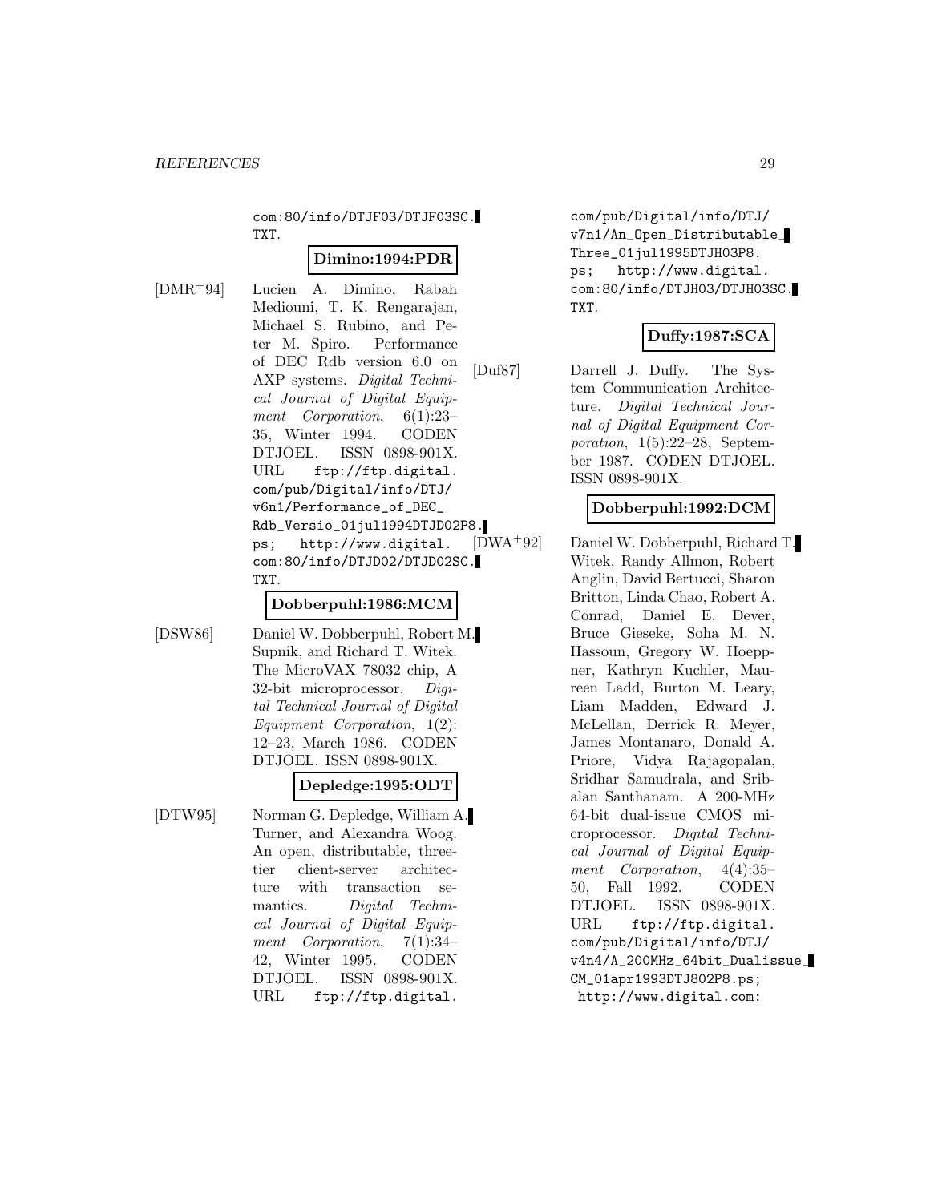com:80/info/DTJF03/DTJF03SC.TXT.

**Dimino:1994:PDR**

[DMR+94] Lucien A. Dimino, Rabah Mediouni, T. K. Rengarajan, Michael S. Rubino, and Peter M. Spiro. Performance of DEC Rdb version 6.0 on AXP systems. *Digital Technical Journal of Digital Equipment Corporation*, 6(1):23–35, Winter 1994. CODEN DTJOEL. ISSN 0898-901X. URL ftp://ftp.digital.com/pub/Digital/info/DTJ/v6n1/Performance_of_DEC_Rdb_Versio_01jul1994DTJD02P8.ps; http://www.digital.com:80/info/DTJD02/DTJD02SC.TXT.

**Dobberpuhl:1986:MCM**

[DSW86] Daniel W. Dobberpuhl, Robert M. Supnik, and Richard T. Witek. The MicroVAX 78032 chip, A 32-bit microprocessor. *Digital Technical Journal of Digital Equipment Corporation*, 1(2):12–23, March 1986. CODEN DTJOEL. ISSN 0898-901X.

**Depledge:1995:ODT**

[DTW95] Norman G. Depledge, William A. Turner, and Alexandra Woog. An open, distributable, three-tier client-server architecture with transaction semantics. *Digital Technical Journal of Digital Equipment Corporation*, 7(1):34–42, Winter 1995. CODEN DTJOEL. ISSN 0898-901X. URL ftp://ftp.digital.com/pub/Digital/info/DTJ/v7n1/An_Open_Distributable_Three_01jul1995DTJH03P8.ps; http://www.digital.com:80/info/DTJH03/DTJH03SC.TXT.

**Duffy:1987:SCA**

[Duf87] Darrell J. Duffy. The System Communication Architecture. *Digital Technical Journal of Digital Equipment Corporation*, 1(5):22–28, September 1987. CODEN DTJOEL. ISSN 0898-901X.

**Dobberpuhl:1992:DCM**

[DWA+92] Daniel W. Dobberpuhl, Richard T. Witek, Randy Allmon, Robert Anglin, David Bertucci, Sharon Britton, Linda Chao, Robert A. Conrad, Daniel E. Dever, Bruce Gieseke, Soha M. N. Hassoun, Gregory W. Hoeppner, Kathryn Kuchler, Maureen Ladd, Burton M. Leary, Liam Madden, Edward J. McLellan, Derrick R. Meyer, James Montanaro, Donald A. Priore, Vidya Rajagopalan, Sridhar Samudrala, and Sribalan Santhanam. A 200-MHz 64-bit dual-issue CMOS microprocessor. *Digital Technical Journal of Digital Equipment Corporation*, 4(4):35–50, Fall 1992. CODEN DTJOEL. ISSN 0898-901X. URL ftp://ftp.digital.com/pub/Digital/info/DTJ/v4n4/A_200MHz_64bit_Dualissue_CM_01apr1993DTJ802P8.ps; http://www.digital.com: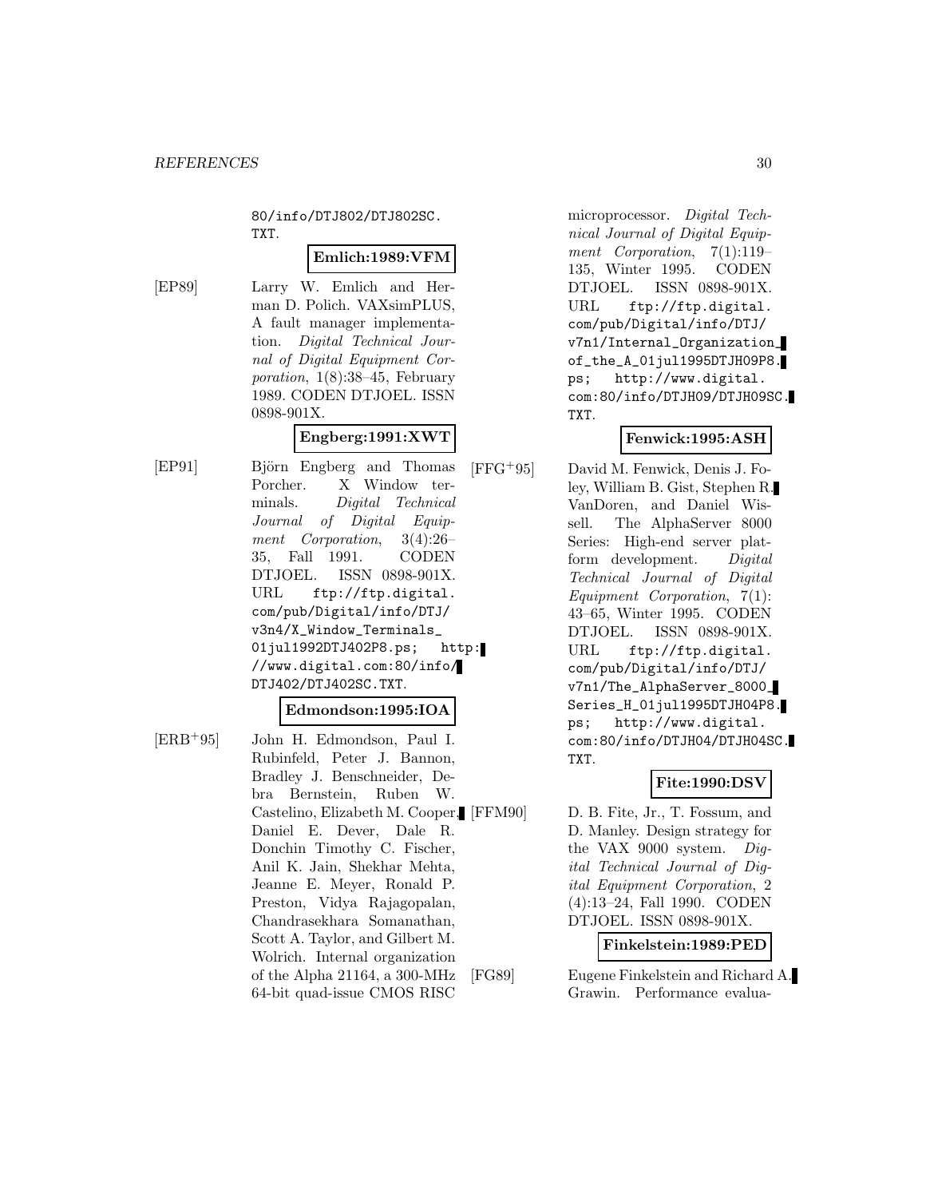80/info/DTJ802/DTJ802SC.TXT.

**Emlich:1989:VFM**

[EP89] Larry W. Emlich and Herman D. Polich. VAXsimPLUS, A fault manager implementation. *Digital Technical Journal of Digital Equipment Corporation*, 1(8):38–45, February 1989. CODEN DTJOEL. ISSN 0898-901X.

**Engberg:1991:XWT**

[EP91] Björn Engberg and Thomas Porcher. X Window terminals. *Digital Technical Journal of Digital Equipment Corporation*, 3(4):26–35, Fall 1991. CODEN DTJOEL. ISSN 0898-901X. URL ftp://ftp.digital.com/pub/Digital/info/DTJ/v3n4/X_Window_Terminals_01jul1992DTJ402P8.ps; http://www.digital.com:80/info/DTJ402/DTJ402SC.TXT.

**Edmondson:1995:IOA**

[ERB+95] John H. Edmondson, Paul I. Rubinfeld, Peter J. Bannon, Bradley J. Benschneider, Debra Bernstein, Ruben W. Castelino, Elizabeth M. Cooper, Daniel E. Dever, Dale R. Donchin Timothy C. Fischer, Anil K. Jain, Shekhar Mehta, Jeanne E. Meyer, Ronald P. Preston, Vidya Rajagopalan, Chandrasekhara Somanathan, Scott A. Taylor, and Gilbert M. Wolrich. Internal organization of the Alpha 21164, a 300-MHz 64-bit quad-issue CMOS RISC microprocessor. *Digital Technical Journal of Digital Equipment Corporation*, 7(1):119–135, Winter 1995. CODEN DTJOEL. ISSN 0898-901X. URL ftp://ftp.digital.com/pub/Digital/info/DTJ/v7n1/Internal_Organization_of_the_A_01jul1995DTJH09P8.ps; http://www.digital.com:80/info/DTJH09/DTJH09SC.TXT.

**Fenwick:1995:ASH**

[FFG+95] David M. Fenwick, Denis J. Foley, William B. Gist, Stephen R. VanDoren, and Daniel Wissell. The AlphaServer 8000 Series: High-end server platform development. *Digital Technical Journal of Digital Equipment Corporation*, 7(1):43–65, Winter 1995. CODEN DTJOEL. ISSN 0898-901X. URL ftp://ftp.digital.com/pub/Digital/info/DTJ/v7n1/The_AlphaServer_8000_Series_H_01jul1995DTJH04P8.ps; http://www.digital.com:80/info/DTJH04/DTJH04SC.TXT.

**Fite:1990:DSV**

[FFM90] D. B. Fite, Jr., T. Fossum, and D. Manley. Design strategy for the VAX 9000 system. *Digital Technical Journal of Digital Equipment Corporation*, 2(4):13–24, Fall 1990. CODEN DTJOEL. ISSN 0898-901X.

**Finkelstein:1989:PED**

[FG89] Eugene Finkelstein and Richard A. Grawin. Performance evalua-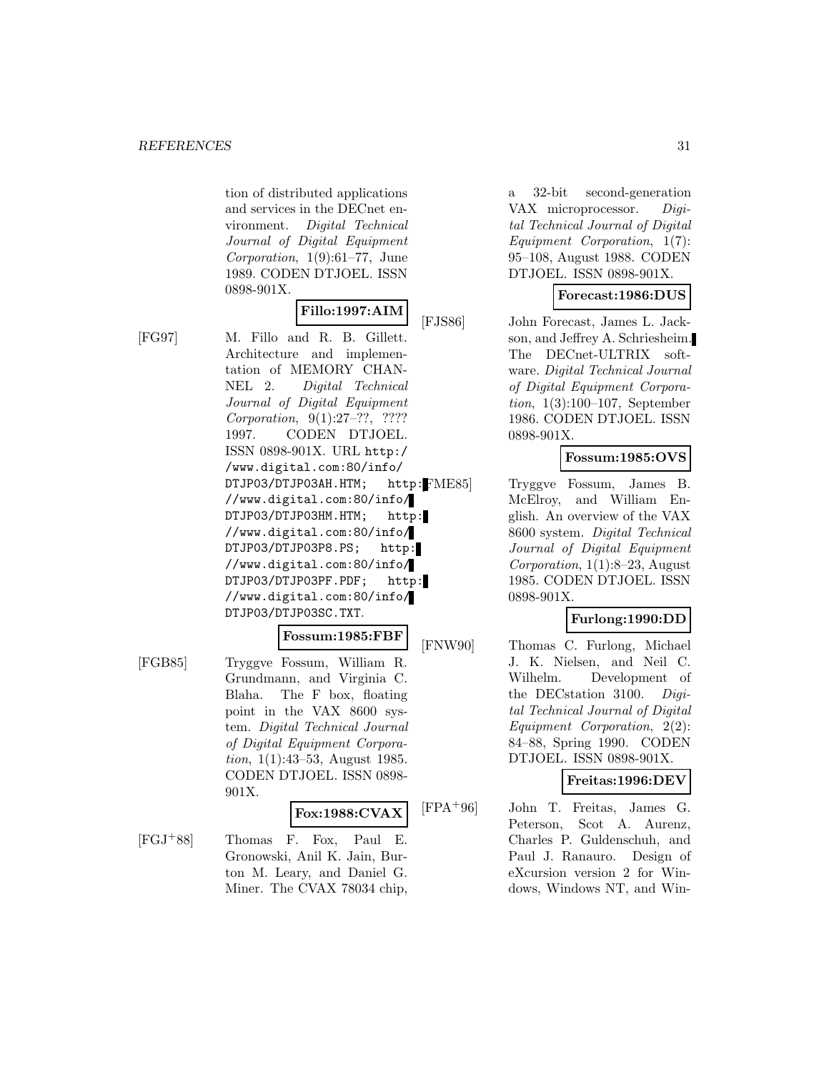tion of distributed applications and services in the DECnet environment. *Digital Technical Journal of Digital Equipment Corporation*, 1(9):61–77, June 1989. CODEN DTJOEL. ISSN 0898-901X.

**Fillo:1997:AIM**

[FG97] M. Fillo and R. B. Gillett. Architecture and implementation of MEMORY CHANNEL 2. *Digital Technical Journal of Digital Equipment Corporation*, 9(1):27–??, ???? 1997. CODEN DTJOEL. ISSN 0898-901X. URL `http://www.digital.com:80/info/DTJP03/DTJP03AH.HTM; http://www.digital.com:80/info/DTJP03/DTJP03HM.HTM; http://www.digital.com:80/info/DTJP03/DTJP03P8.PS; http://www.digital.com:80/info/DTJP03/DTJP03PF.PDF; http://www.digital.com:80/info/DTJP03/DTJP03SC.TXT`.

**Fossum:1985:FBF**

[FGB85] Tryggve Fossum, William R. Grundmann, and Virginia C. Blaha. The F box, floating point in the VAX 8600 system. *Digital Technical Journal of Digital Equipment Corporation*, 1(1):43–53, August 1985. CODEN DTJOEL. ISSN 0898-901X.

**Fox:1988:CVAX**

[FGJ+88] Thomas F. Fox, Paul E. Gronowski, Anil K. Jain, Burton M. Leary, and Daniel G. Miner. The CVAX 78034 chip, a 32-bit second-generation VAX microprocessor. *Digital Technical Journal of Digital Equipment Corporation*, 1(7):95–108, August 1988. CODEN DTJOEL. ISSN 0898-901X.

**Forecast:1986:DUS**

[FJS86] John Forecast, James L. Jackson, and Jeffrey A. Schriesheim. The DECnet-ULTRIX software. *Digital Technical Journal of Digital Equipment Corporation*, 1(3):100–107, September 1986. CODEN DTJOEL. ISSN 0898-901X.

**Fossum:1985:OVS**

[FME85] Tryggve Fossum, James B. McElroy, and William English. An overview of the VAX 8600 system. *Digital Technical Journal of Digital Equipment Corporation*, 1(1):8–23, August 1985. CODEN DTJOEL. ISSN 0898-901X.

**Furlong:1990:DD**

[FNW90] Thomas C. Furlong, Michael J. K. Nielsen, and Neil C. Wilhelm. Development of the DECstation 3100. *Digital Technical Journal of Digital Equipment Corporation*, 2(2):84–88, Spring 1990. CODEN DTJOEL. ISSN 0898-901X.

**Freitas:1996:DEV**

[FPA+96] John T. Freitas, James G. Peterson, Scot A. Aurenz, Charles P. Guldenschuh, and Paul J. Ranauro. Design of eXcursion version 2 for Windows, Windows NT, and Win-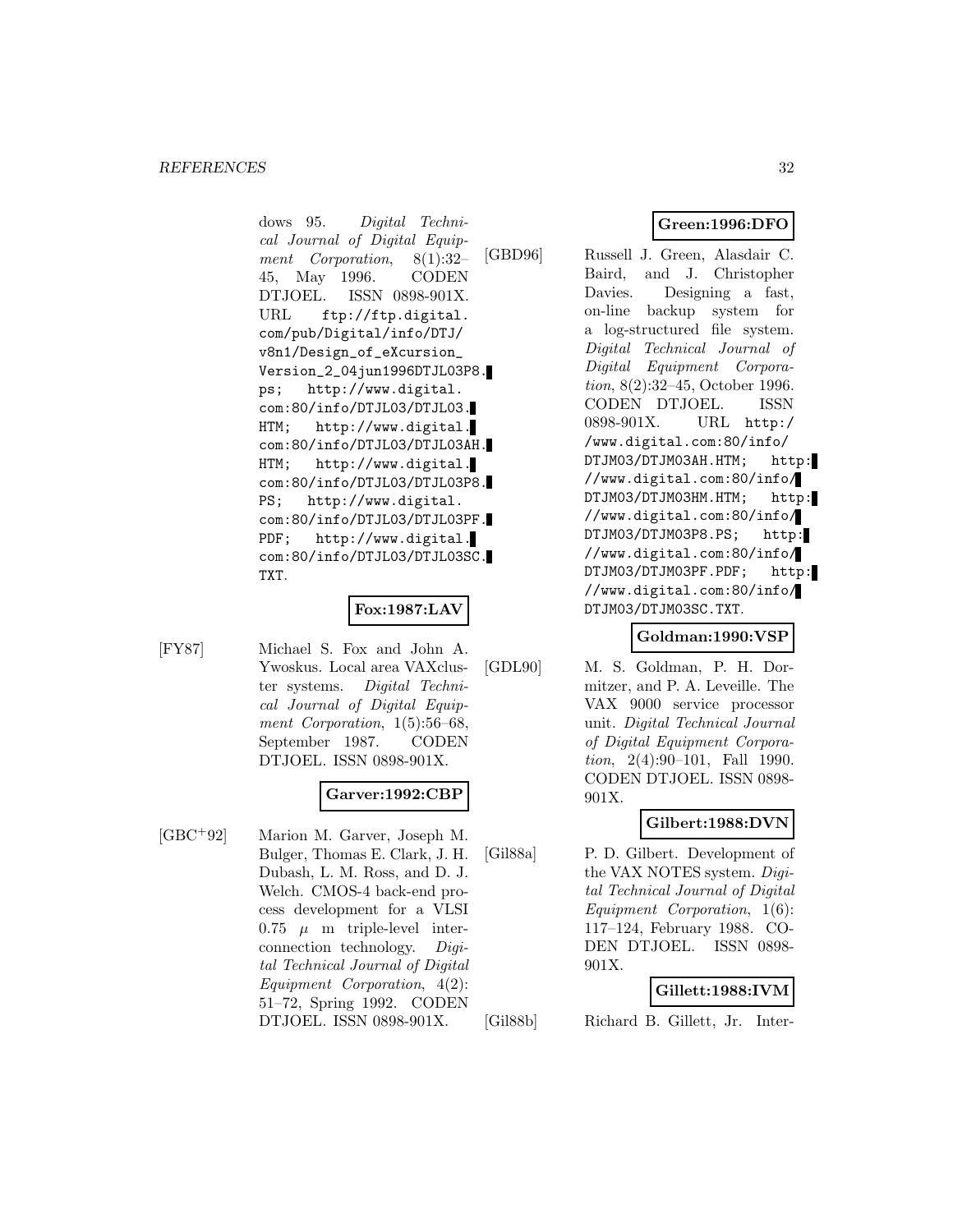dows 95. *Digital Technical Journal of Digital Equipment Corporation*, 8(1):32–45, May 1996. CODEN DTJOEL. ISSN 0898-901X. URL ftp://ftp.digital.com/pub/Digital/info/DTJ/v8n1/Design_of_eXcursion_Version_2_04jun1996DTJL03P8.ps; http://www.digital.com:80/info/DTJL03/DTJL03.HTM; http://www.digital.com:80/info/DTJL03/DTJL03AH.HTM; http://www.digital.com:80/info/DTJL03/DTJL03P8.PS; http://www.digital.com:80/info/DTJL03/DTJL03PF.PDF; http://www.digital.com:80/info/DTJL03/DTJL03SC.TXT.

**Fox:1987:LAV**

[FY87] Michael S. Fox and John A. Ywoskus. Local area VAXcluster systems. *Digital Technical Journal of Digital Equipment Corporation*, 1(5):56–68, September 1987. CODEN DTJOEL. ISSN 0898-901X.

**Garver:1992:CBP**

[GBC+92] Marion M. Garver, Joseph M. Bulger, Thomas E. Clark, J. H. Dubash, L. M. Ross, and D. J. Welch. CMOS-4 back-end process development for a VLSI 0.75 $\mu$ m triple-level interconnection technology. *Digital Technical Journal of Digital Equipment Corporation*, 4(2):51–72, Spring 1992. CODEN DTJOEL. ISSN 0898-901X.

**Green:1996:DFO**

[GBD96] Russell J. Green, Alasdair C. Baird, and J. Christopher Davies. Designing a fast, on-line backup system for a log-structured file system. *Digital Technical Journal of Digital Equipment Corporation*, 8(2):32–45, October 1996. CODEN DTJOEL. ISSN 0898-901X. URL http://www.digital.com:80/info/DTJM03/DTJM03AH.HTM; http://www.digital.com:80/info/DTJM03/DTJM03HM.HTM; http://www.digital.com:80/info/DTJM03/DTJM03P8.PS; http://www.digital.com:80/info/DTJM03/DTJM03PF.PDF; http://www.digital.com:80/info/DTJM03/DTJM03SC.TXT.

**Goldman:1990:VSP**

[GDL90] M. S. Goldman, P. H. Dormitzer, and P. A. Leveille. The VAX 9000 service processor unit. *Digital Technical Journal of Digital Equipment Corporation*, 2(4):90–101, Fall 1990. CODEN DTJOEL. ISSN 0898-901X.

**Gilbert:1988:DVN**

[Gil88a] P. D. Gilbert. Development of the VAX NOTES system. *Digital Technical Journal of Digital Equipment Corporation*, 1(6):117–124, February 1988. CODEN DTJOEL. ISSN 0898-901X.

**Gillett:1988:IVM**

[Gil88b] Richard B. Gillett, Jr. Inter-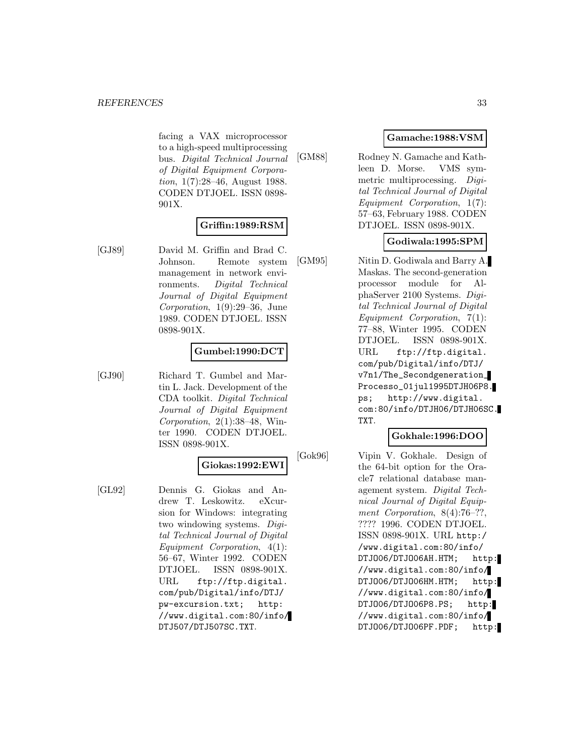facing a VAX microprocessor to a high-speed multiprocessing bus. *Digital Technical Journal of Digital Equipment Corporation*, 1(7):28–46, August 1988. CODEN DTJOEL. ISSN 0898-901X.

**Griffin:1989:RSM**

[GJ89] David M. Griffin and Brad C. Johnson. Remote system management in network environments. *Digital Technical Journal of Digital Equipment Corporation*, 1(9):29–36, June 1989. CODEN DTJOEL. ISSN 0898-901X.

**Gumbel:1990:DCT**

[GJ90] Richard T. Gumbel and Martin L. Jack. Development of the CDA toolkit. *Digital Technical Journal of Digital Equipment Corporation*, 2(1):38–48, Winter 1990. CODEN DTJOEL. ISSN 0898-901X.

**Giokas:1992:EWI**

[GL92] Dennis G. Giokas and Andrew T. Leskowitz. eXcursion for Windows: integrating two windowing systems. *Digital Technical Journal of Digital Equipment Corporation*, 4(1):56–67, Winter 1992. CODEN DTJOEL. ISSN 0898-901X. URL `ftp://ftp.digital.com/pub/Digital/info/DTJ/pw-excursion.txt`; `http://www.digital.com:80/info/DTJ507/DTJ507SC.TXT`.

**Gamache:1988:VSM**

[GM88] Rodney N. Gamache and Kathleen D. Morse. VMS symmetric multiprocessing. *Digital Technical Journal of Digital Equipment Corporation*, 1(7):57–63, February 1988. CODEN DTJOEL. ISSN 0898-901X.

**Godiwala:1995:SPM**

[GM95] Nitin D. Godiwala and Barry A. Maskas. The second-generation processor module for AlphaServer 2100 Systems. *Digital Technical Journal of Digital Equipment Corporation*, 7(1):77–88, Winter 1995. CODEN DTJOEL. ISSN 0898-901X. URL `ftp://ftp.digital.com/pub/Digital/info/DTJ/v7n1/The_Secondgeneration_Processo_01jul1995DTJH06P8.ps`; `http://www.digital.com:80/info/DTJH06/DTJH06SC.TXT`.

**Gokhale:1996:DOO**

[Gok96] Vipin V. Gokhale. Design of the 64-bit option for the Oracle7 relational database management system. *Digital Technical Journal of Digital Equipment Corporation*, 8(4):76–??, ???? 1996. CODEN DTJOEL. ISSN 0898-901X. URL `http://www.digital.com:80/info/DTJO06/DTJO06AH.HTM`; `http://www.digital.com:80/info/DTJO06/DTJO06HM.HTM`; `http://www.digital.com:80/info/DTJO06/DTJO06P8.PS`; `http://www.digital.com:80/info/DTJO06/DTJO06PF.PDF`; `http:`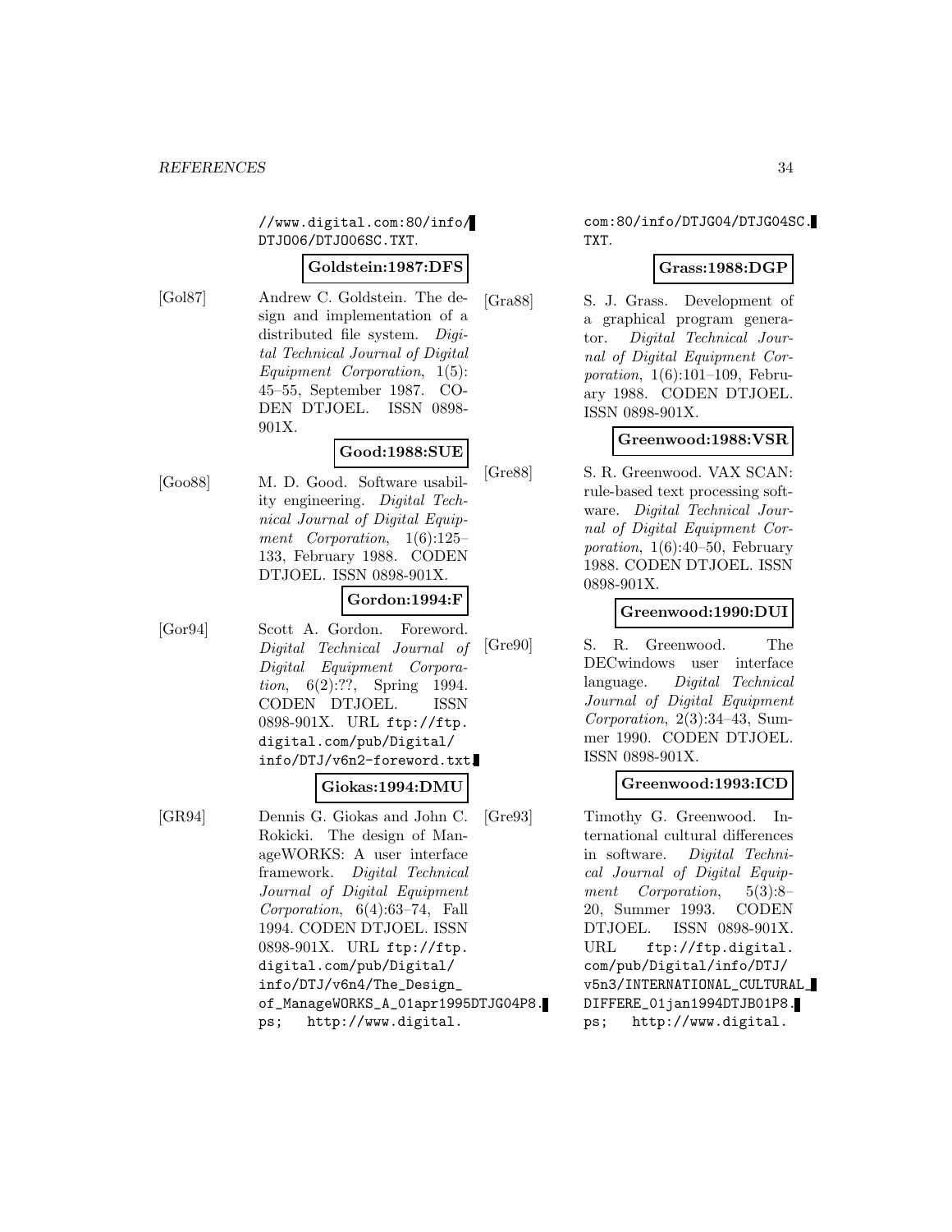//www.digital.com:80/info/DTJO06/DTJO06SC.TXT.

**Goldstein:1987:DFS**

[Gol87] Andrew C. Goldstein. The design and implementation of a distributed file system. *Digital Technical Journal of Digital Equipment Corporation*, 1(5): 45–55, September 1987. CODEN DTJOEL. ISSN 0898-901X.

**Good:1988:SUE**

[Goo88] M. D. Good. Software usability engineering. *Digital Technical Journal of Digital Equipment Corporation*, 1(6):125–133, February 1988. CODEN DTJOEL. ISSN 0898-901X.

**Gordon:1994:F**

[Gor94] Scott A. Gordon. Foreword. *Digital Technical Journal of Digital Equipment Corporation*, 6(2):??, Spring 1994. CODEN DTJOEL. ISSN 0898-901X. URL ftp://ftp.digital.com/pub/Digital/info/DTJ/v6n2-foreword.txt.

**Giokas:1994:DMU**

[GR94] Dennis G. Giokas and John C. Rokicki. The design of ManageWORKS: A user interface framework. *Digital Technical Journal of Digital Equipment Corporation*, 6(4):63–74, Fall 1994. CODEN DTJOEL. ISSN 0898-901X. URL ftp://ftp.digital.com/pub/Digital/info/DTJ/v6n4/The_Design_of_ManageWORKS_A_01apr1995DTJG04P8.ps; http://www.digital.com:80/info/DTJG04/DTJG04SC.TXT.

**Grass:1988:DGP**

[Gra88] S. J. Grass. Development of a graphical program generator. *Digital Technical Journal of Digital Equipment Corporation*, 1(6):101–109, February 1988. CODEN DTJOEL. ISSN 0898-901X.

**Greenwood:1988:VSR**

[Gre88] S. R. Greenwood. VAX SCAN: rule-based text processing software. *Digital Technical Journal of Digital Equipment Corporation*, 1(6):40–50, February 1988. CODEN DTJOEL. ISSN 0898-901X.

**Greenwood:1990:DUI**

[Gre90] S. R. Greenwood. The DECwindows user interface language. *Digital Technical Journal of Digital Equipment Corporation*, 2(3):34–43, Summer 1990. CODEN DTJOEL. ISSN 0898-901X.

**Greenwood:1993:ICD**

[Gre93] Timothy G. Greenwood. International cultural differences in software. *Digital Technical Journal of Digital Equipment Corporation*, 5(3):8–20, Summer 1993. CODEN DTJOEL. ISSN 0898-901X. URL ftp://ftp.digital.com/pub/Digital/info/DTJ/v5n3/INTERNATIONAL_CULTURAL_DIFFERE_01jan1994DTJB01P8.ps; http://www.digital.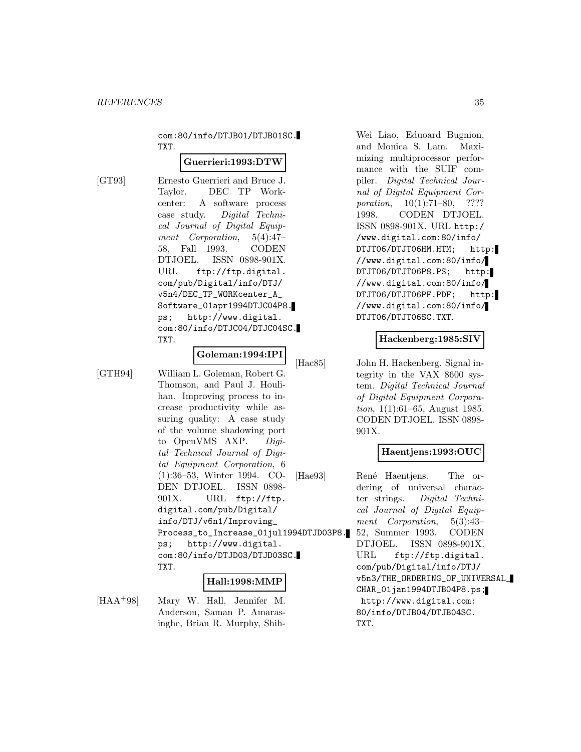com:80/info/DTJB01/DTJB01SC.TXT.

**Guerrieri:1993:DTW**

[GT93] Ernesto Guerrieri and Bruce J. Taylor. DEC TP Workcenter: A software process case study. *Digital Technical Journal of Digital Equipment Corporation*, 5(4):47–58, Fall 1993. CODEN DTJOEL. ISSN 0898-901X. URL ftp://ftp.digital.com/pub/Digital/info/DTJ/v5n4/DEC_TP_WORKcenter_A_Software_01apr1994DTJC04P8.ps; http://www.digital.com:80/info/DTJC04/DTJC04SC.TXT.

**Goleman:1994:IPI**

[GTH94] William L. Goleman, Robert G. Thomson, and Paul J. Houlihan. Improving process to increase productivity while assuring quality: A case study of the volume shadowing port to OpenVMS AXP. *Digital Technical Journal of Digital Equipment Corporation*, 6(1):36–53, Winter 1994. CODEN DTJOEL. ISSN 0898-901X. URL ftp://ftp.digital.com/pub/Digital/info/DTJ/v6n1/Improving_Process_to_Increase_01jul1994DTJD03P8.ps; http://www.digital.com:80/info/DTJD03/DTJD03SC.TXT.

**Hall:1998:MMP**

[HAA+98] Mary W. Hall, Jennifer M. Anderson, Saman P. Amarasinghe, Brian R. Murphy, Shih-Wei Liao, Eduoard Bugnion, and Monica S. Lam. Maximizing multiprocessor performance with the SUIF compiler. *Digital Technical Journal of Digital Equipment Corporation*, 10(1):71–80, ???? 1998. CODEN DTJOEL. ISSN 0898-901X. URL http://www.digital.com:80/info/DTJT06/DTJT06HM.HTM; http://www.digital.com:80/info/DTJT06/DTJT06P8.PS; http://www.digital.com:80/info/DTJT06/DTJT06PF.PDF; http://www.digital.com:80/info/DTJT06/DTJT06SC.TXT.

**Hackenberg:1985:SIV**

[Hac85] John H. Hackenberg. Signal integrity in the VAX 8600 system. *Digital Technical Journal of Digital Equipment Corporation*, 1(1):61–65, August 1985. CODEN DTJOEL. ISSN 0898-901X.

**Haentjens:1993:OUC**

[Hae93] René Haentjens. The ordering of universal character strings. *Digital Technical Journal of Digital Equipment Corporation*, 5(3):43–52, Summer 1993. CODEN DTJOEL. ISSN 0898-901X. URL ftp://ftp.digital.com/pub/Digital/info/DTJ/v5n3/THE_ORDERING_OF_UNIVERSAL_CHAR_01jan1994DTJB04P8.ps; http://www.digital.com:80/info/DTJB04/DTJB04SC.TXT.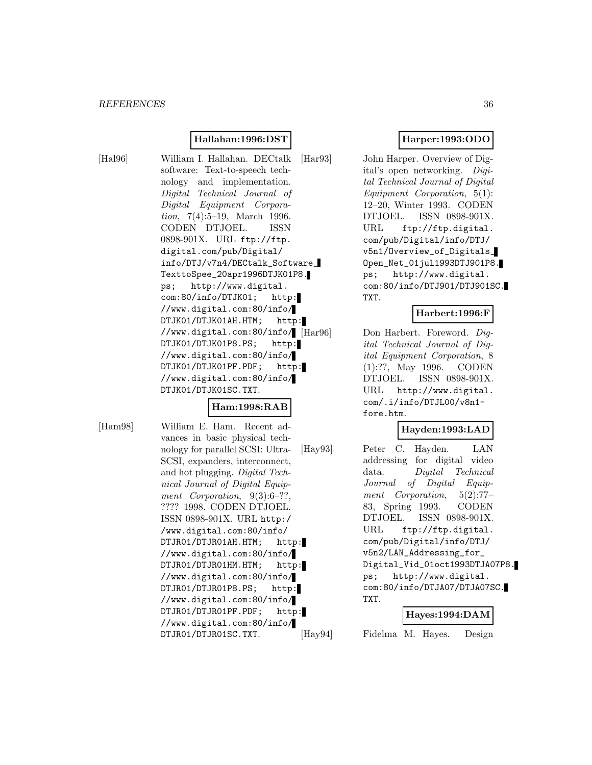**Hallahan:1996:DST**

[Hal96] William I. Hallahan. DECtalk software: Text-to-speech technology and implementation. *Digital Technical Journal of Digital Equipment Corporation*, 7(4):5–19, March 1996. CODEN DTJOEL. ISSN 0898-901X. URL ftp://ftp.digital.com/pub/Digital/info/DTJ/v7n4/DECtalk_Software_TexttoSpee_20apr1996DTJK01P8.ps; http://www.digital.com:80/info/DTJK01; http://www.digital.com:80/info/DTJK01/DTJK01AH.HTM; http://www.digital.com:80/info/DTJK01/DTJK01P8.PS; http://www.digital.com:80/info/DTJK01/DTJK01PF.PDF; http://www.digital.com:80/info/DTJK01/DTJK01SC.TXT.

**Ham:1998:RAB**

[Ham98] William E. Ham. Recent advances in basic physical technology for parallel SCSI: Ultra-SCSI, expanders, interconnect, and hot plugging. *Digital Technical Journal of Digital Equipment Corporation*, 9(3):6–??, ???? 1998. CODEN DTJOEL. ISSN 0898-901X. URL http://www.digital.com:80/info/DTJR01/DTJR01AH.HTM; http://www.digital.com:80/info/DTJR01/DTJR01HM.HTM; http://www.digital.com:80/info/DTJR01/DTJR01P8.PS; http://www.digital.com:80/info/DTJR01/DTJR01PF.PDF; http://www.digital.com:80/info/DTJR01/DTJR01SC.TXT.

**Harper:1993:ODO**

[Har93] John Harper. Overview of Digital's open networking. *Digital Technical Journal of Digital Equipment Corporation*, 5(1):12–20, Winter 1993. CODEN DTJOEL. ISSN 0898-901X. URL ftp://ftp.digital.com/pub/Digital/info/DTJ/v5n1/Overview_of_Digitals_Open_Net_01jul1993DTJ901P8.ps; http://www.digital.com:80/info/DTJ901/DTJ901SC.TXT.

**Harbert:1996:F**

[Har96] Don Harbert. Foreword. *Digital Technical Journal of Digital Equipment Corporation*, 8(1):??, May 1996. CODEN DTJOEL. ISSN 0898-901X. URL http://www.digital.com/.i/info/DTJL00/v8n1-fore.htm.

**Hayden:1993:LAD**

[Hay93] Peter C. Hayden. LAN addressing for digital video data. *Digital Technical Journal of Digital Equipment Corporation*, 5(2):77–83, Spring 1993. CODEN DTJOEL. ISSN 0898-901X. URL ftp://ftp.digital.com/pub/Digital/info/DTJ/v5n2/LAN_Addressing_for_Digital_Vid_01oct1993DTJA07P8.ps; http://www.digital.com:80/info/DTJA07/DTJA07SC.TXT.

**Hayes:1994:DAM**

[Hay94] Fidelma M. Hayes. Design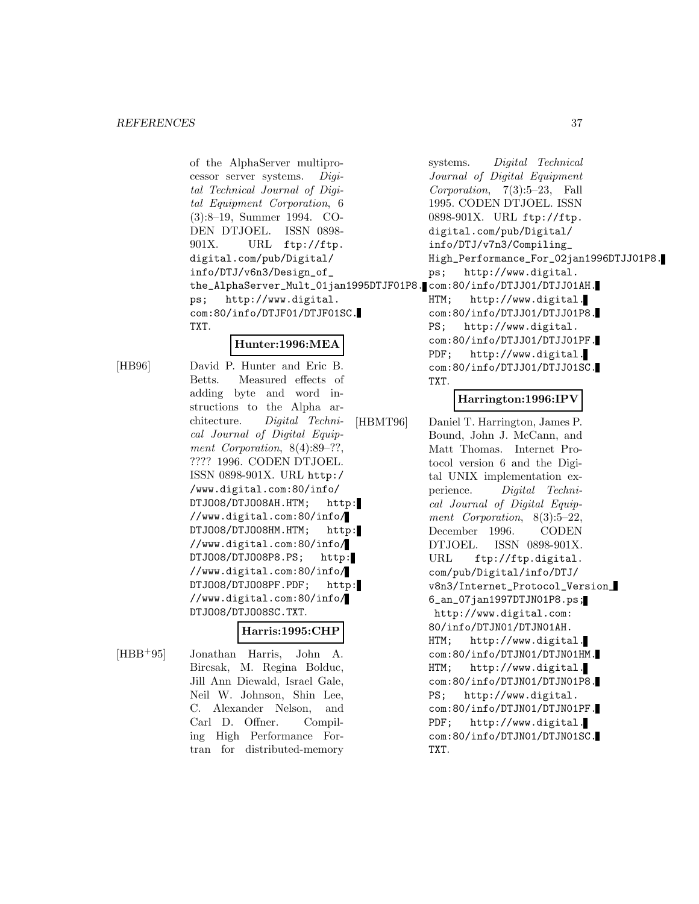of the AlphaServer multiprocessor server systems. *Digital Technical Journal of Digital Equipment Corporation*, 6 (3):8–19, Summer 1994. CODEN DTJOEL. ISSN 0898-901X. URL ftp://ftp.digital.com/pub/Digital/info/DTJ/v6n3/Design_of_the_AlphaServer_Mult_01jan1995DTJF01P8.ps; http://www.digital.com:80/info/DTJF01/DTJF01SC.TXT.

**Hunter:1996:MEA**

[HB96] David P. Hunter and Eric B. Betts. Measured effects of adding byte and word instructions to the Alpha architecture. *Digital Technical Journal of Digital Equipment Corporation*, 8(4):89–??, ???? 1996. CODEN DTJOEL. ISSN 0898-901X. URL http://www.digital.com:80/info/DTJO08/DTJO08AH.HTM; http://www.digital.com:80/info/DTJO08/DTJO08HM.HTM; http://www.digital.com:80/info/DTJO08/DTJO08P8.PS; http://www.digital.com:80/info/DTJO08/DTJO08PF.PDF; http://www.digital.com:80/info/DTJO08/DTJO08SC.TXT.

**Harris:1995:CHP**

[HBB+95] Jonathan Harris, John A. Bircsak, M. Regina Bolduc, Jill Ann Diewald, Israel Gale, Neil W. Johnson, Shin Lee, C. Alexander Nelson, and Carl D. Offner. Compiling High Performance Fortran for distributed-memory systems. *Digital Technical Journal of Digital Equipment Corporation*, 7(3):5–23, Fall 1995. CODEN DTJOEL. ISSN 0898-901X. URL ftp://ftp.digital.com/pub/Digital/info/DTJ/v7n3/Compiling_High_Performance_For_02jan1996DTJJ01P8.ps; http://www.digital.com:80/info/DTJJ01/DTJJ01AH.HTM; http://www.digital.com:80/info/DTJJ01/DTJJ01P8.PS; http://www.digital.com:80/info/DTJJ01/DTJJ01PF.PDF; http://www.digital.com:80/info/DTJJ01/DTJJ01SC.TXT.

**Harrington:1996:IPV**

[HBMT96] Daniel T. Harrington, James P. Bound, John J. McCann, and Matt Thomas. Internet Protocol version 6 and the Digital UNIX implementation experience. *Digital Technical Journal of Digital Equipment Corporation*, 8(3):5–22, December 1996. CODEN DTJOEL. ISSN 0898-901X. URL ftp://ftp.digital.com/pub/Digital/info/DTJ/v8n3/Internet_Protocol_Version_6_an_07jan1997DTJN01P8.ps; http://www.digital.com:80/info/DTJN01/DTJN01AH.HTM; http://www.digital.com:80/info/DTJN01/DTJN01HM.HTM; http://www.digital.com:80/info/DTJN01/DTJN01P8.PS; http://www.digital.com:80/info/DTJN01/DTJN01PF.PDF; http://www.digital.com:80/info/DTJN01/DTJN01SC.TXT.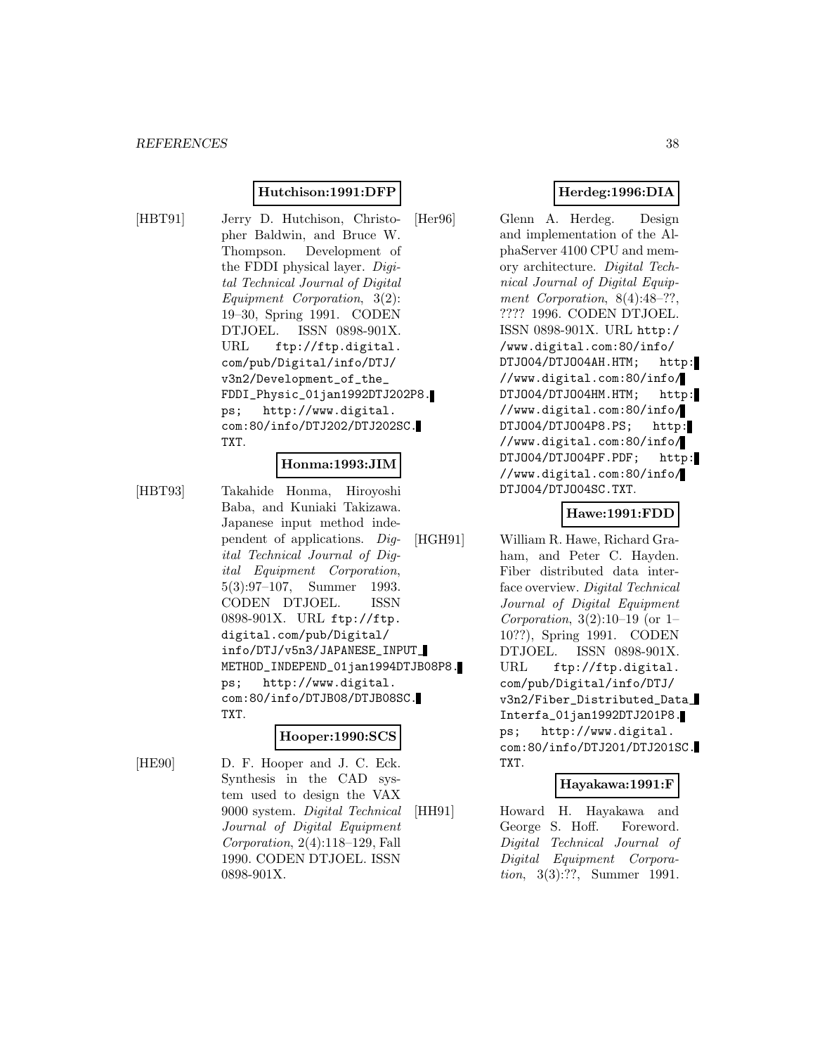**Hutchison:1991:DFP**

[HBT91] Jerry D. Hutchison, Christopher Baldwin, and Bruce W. Thompson. Development of the FDDI physical layer. *Digital Technical Journal of Digital Equipment Corporation*, 3(2): 19–30, Spring 1991. CODEN DTJOEL. ISSN 0898-901X. URL ftp://ftp.digital.com/pub/Digital/info/DTJ/v3n2/Development_of_the_FDDI_Physic_01jan1992DTJ202P8.ps; http://www.digital.com:80/info/DTJ202/DTJ202SC.TXT.

**Honma:1993:JIM**

[HBT93] Takahide Honma, Hiroyoshi Baba, and Kuniaki Takizawa. Japanese input method independent of applications. *Digital Technical Journal of Digital Equipment Corporation*, 5(3):97–107, Summer 1993. CODEN DTJOEL. ISSN 0898-901X. URL ftp://ftp.digital.com/pub/Digital/info/DTJ/v5n3/JAPANESE_INPUT_METHOD_INDEPEND_01jan1994DTJB08P8.ps; http://www.digital.com:80/info/DTJB08/DTJB08SC.TXT.

**Hooper:1990:SCS**

[HE90] D. F. Hooper and J. C. Eck. Synthesis in the CAD system used to design the VAX 9000 system. *Digital Technical Journal of Digital Equipment Corporation*, 2(4):118–129, Fall 1990. CODEN DTJOEL. ISSN 0898-901X.

**Herdeg:1996:DIA**

[Her96] Glenn A. Herdeg. Design and implementation of the AlphaServer 4100 CPU and memory architecture. *Digital Technical Journal of Digital Equipment Corporation*, 8(4):48–??, ???? 1996. CODEN DTJOEL. ISSN 0898-901X. URL http://www.digital.com:80/info/DTJO04/DTJO04AH.HTM; http://www.digital.com:80/info/DTJO04/DTJO04HM.HTM; http://www.digital.com:80/info/DTJO04/DTJO04P8.PS; http://www.digital.com:80/info/DTJO04/DTJO04PF.PDF; http://www.digital.com:80/info/DTJO04/DTJO04SC.TXT.

**Hawe:1991:FDD**

[HGH91] William R. Hawe, Richard Graham, and Peter C. Hayden. Fiber distributed data interface overview. *Digital Technical Journal of Digital Equipment Corporation*, 3(2):10–19 (or 1–10??), Spring 1991. CODEN DTJOEL. ISSN 0898-901X. URL ftp://ftp.digital.com/pub/Digital/info/DTJ/v3n2/Fiber_Distributed_Data_Interfa_01jan1992DTJ201P8.ps; http://www.digital.com:80/info/DTJ201/DTJ201SC.TXT.

**Hayakawa:1991:F**

[HH91] Howard H. Hayakawa and George S. Hoff. Foreword. *Digital Technical Journal of Digital Equipment Corporation*, 3(3):??, Summer 1991.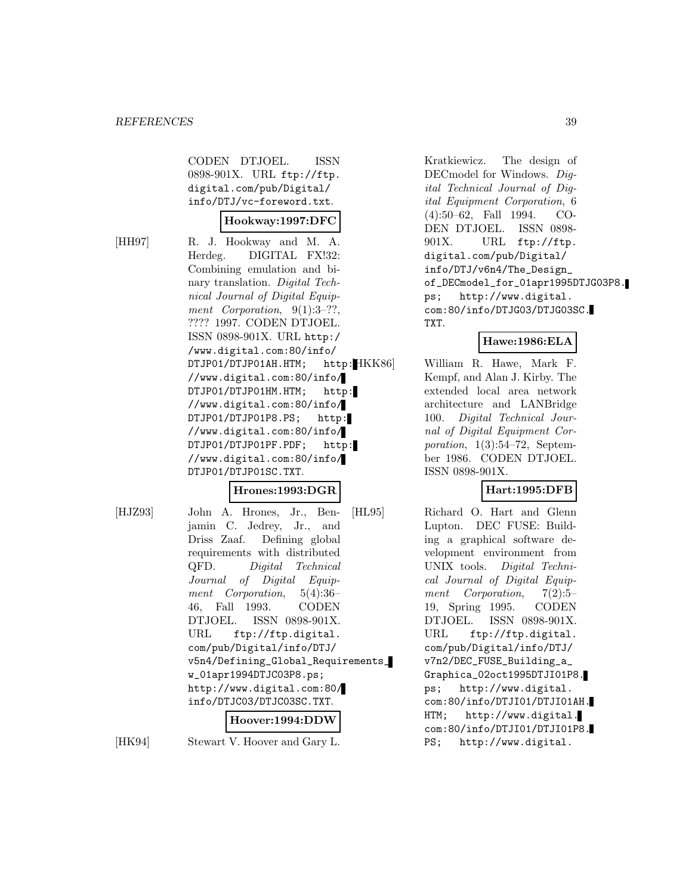CODEN DTJOEL. ISSN 0898-901X. URL ftp://ftp.digital.com/pub/Digital/info/DTJ/vc-foreword.txt.

**Hookway:1997:DFC**

[HH97] R. J. Hookway and M. A. Herdeg. DIGITAL FX!32: Combining emulation and binary translation. *Digital Technical Journal of Digital Equipment Corporation*, 9(1):3–??, ???? 1997. CODEN DTJOEL. ISSN 0898-901X. URL http://www.digital.com:80/info/DTJP01/DTJP01AH.HTM; http://www.digital.com:80/info/DTJP01/DTJP01HM.HTM; http://www.digital.com:80/info/DTJP01/DTJP01P8.PS; http://www.digital.com:80/info/DTJP01/DTJP01PF.PDF; http://www.digital.com:80/info/DTJP01/DTJP01SC.TXT.

**Hrones:1993:DGR**

[HJZ93] John A. Hrones, Jr., Benjamin C. Jedrey, Jr., and Driss Zaaf. Defining global requirements with distributed QFD. *Digital Technical Journal of Digital Equipment Corporation*, 5(4):36–46, Fall 1993. CODEN DTJOEL. ISSN 0898-901X. URL ftp://ftp.digital.com/pub/Digital/info/DTJ/v5n4/Defining_Global_Requirements_w_01apr1994DTJC03P8.ps; http://www.digital.com:80/info/DTJC03/DTJC03SC.TXT.

**Hoover:1994:DDW**

[HK94] Stewart V. Hoover and Gary L. Kratkiewicz. The design of DECmodel for Windows. *Digital Technical Journal of Digital Equipment Corporation*, 6 (4):50–62, Fall 1994. CODEN DTJOEL. ISSN 0898-901X. URL ftp://ftp.digital.com/pub/Digital/info/DTJ/v6n4/The_Design_of_DECmodel_for_01apr1995DTJG03P8.ps; http://www.digital.com:80/info/DTJG03/DTJG03SC.TXT.

**Hawe:1986:ELA**

[HKK86] William R. Hawe, Mark F. Kempf, and Alan J. Kirby. The extended local area network architecture and LANBridge 100. *Digital Technical Journal of Digital Equipment Corporation*, 1(3):54–72, September 1986. CODEN DTJOEL. ISSN 0898-901X.

**Hart:1995:DFB**

[HL95] Richard O. Hart and Glenn Lupton. DEC FUSE: Building a graphical software development environment from UNIX tools. *Digital Technical Journal of Digital Equipment Corporation*, 7(2):5–19, Spring 1995. CODEN DTJOEL. ISSN 0898-901X. URL ftp://ftp.digital.com/pub/Digital/info/DTJ/v7n2/DEC_FUSE_Building_a_Graphica_02oct1995DTJI01P8.ps; http://www.digital.com:80/info/DTJI01/DTJI01AH.HTM; http://www.digital.com:80/info/DTJI01/DTJI01P8.PS; http://www.digital.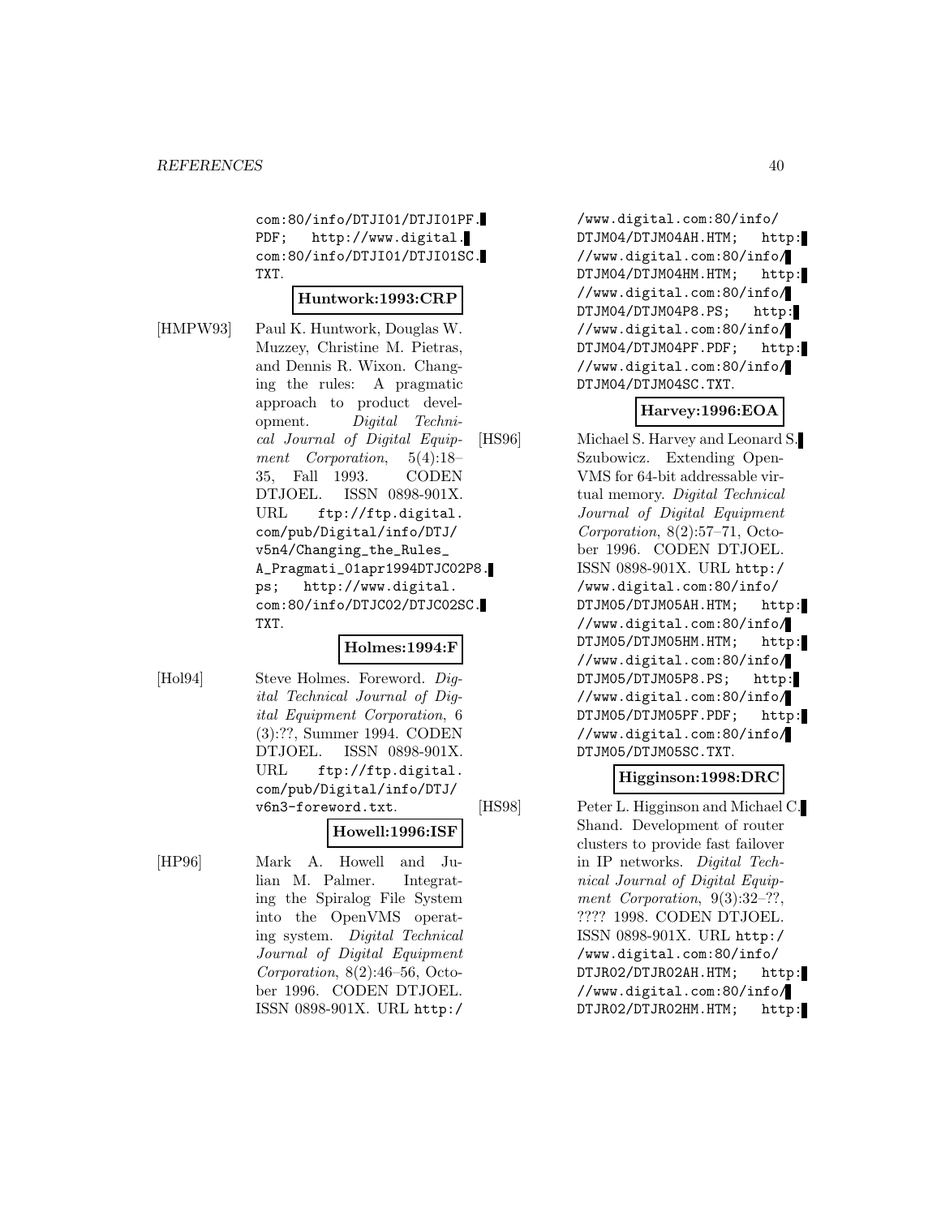com:80/info/DTJI01/DTJI01PF.PDF; http://www.digital.com:80/info/DTJI01/DTJI01SC.TXT.

**Huntwork:1993:CRP**

[HMPW93] Paul K. Huntwork, Douglas W. Muzzey, Christine M. Pietras, and Dennis R. Wixon. Changing the rules: A pragmatic approach to product development. *Digital Technical Journal of Digital Equipment Corporation*, 5(4):18–35, Fall 1993. CODEN DTJOEL. ISSN 0898-901X. URL ftp://ftp.digital.com/pub/Digital/info/DTJ/v5n4/Changing_the_Rules_A_Pragmati_01apr1994DTJC02P8.ps; http://www.digital.com:80/info/DTJC02/DTJC02SC.TXT.

**Holmes:1994:F**

[Hol94] Steve Holmes. Foreword. *Digital Technical Journal of Digital Equipment Corporation*, 6(3):??, Summer 1994. CODEN DTJOEL. ISSN 0898-901X. URL ftp://ftp.digital.com/pub/Digital/info/DTJ/v6n3-foreword.txt.

**Howell:1996:ISF**

[HP96] Mark A. Howell and Julian M. Palmer. Integrating the Spiralog File System into the OpenVMS operating system. *Digital Technical Journal of Digital Equipment Corporation*, 8(2):46–56, October 1996. CODEN DTJOEL. ISSN 0898-901X. URL http://www.digital.com:80/info/DTJM04/DTJM04AH.HTM; http://www.digital.com:80/info/DTJM04/DTJM04HM.HTM; http://www.digital.com:80/info/DTJM04/DTJM04P8.PS; http://www.digital.com:80/info/DTJM04/DTJM04PF.PDF; http://www.digital.com:80/info/DTJM04/DTJM04SC.TXT.

**Harvey:1996:EOA**

[HS96] Michael S. Harvey and Leonard S. Szubowicz. Extending OpenVMS for 64-bit addressable virtual memory. *Digital Technical Journal of Digital Equipment Corporation*, 8(2):57–71, October 1996. CODEN DTJOEL. ISSN 0898-901X. URL http://www.digital.com:80/info/DTJM05/DTJM05AH.HTM; http://www.digital.com:80/info/DTJM05/DTJM05HM.HTM; http://www.digital.com:80/info/DTJM05/DTJM05P8.PS; http://www.digital.com:80/info/DTJM05/DTJM05PF.PDF; http://www.digital.com:80/info/DTJM05/DTJM05SC.TXT.

**Higginson:1998:DRC**

[HS98] Peter L. Higginson and Michael C. Shand. Development of router clusters to provide fast failover in IP networks. *Digital Technical Journal of Digital Equipment Corporation*, 9(3):32–??, ???? 1998. CODEN DTJOEL. ISSN 0898-901X. URL http://www.digital.com:80/info/DTJR02/DTJR02AH.HTM; http://www.digital.com:80/info/DTJR02/DTJR02HM.HTM; http: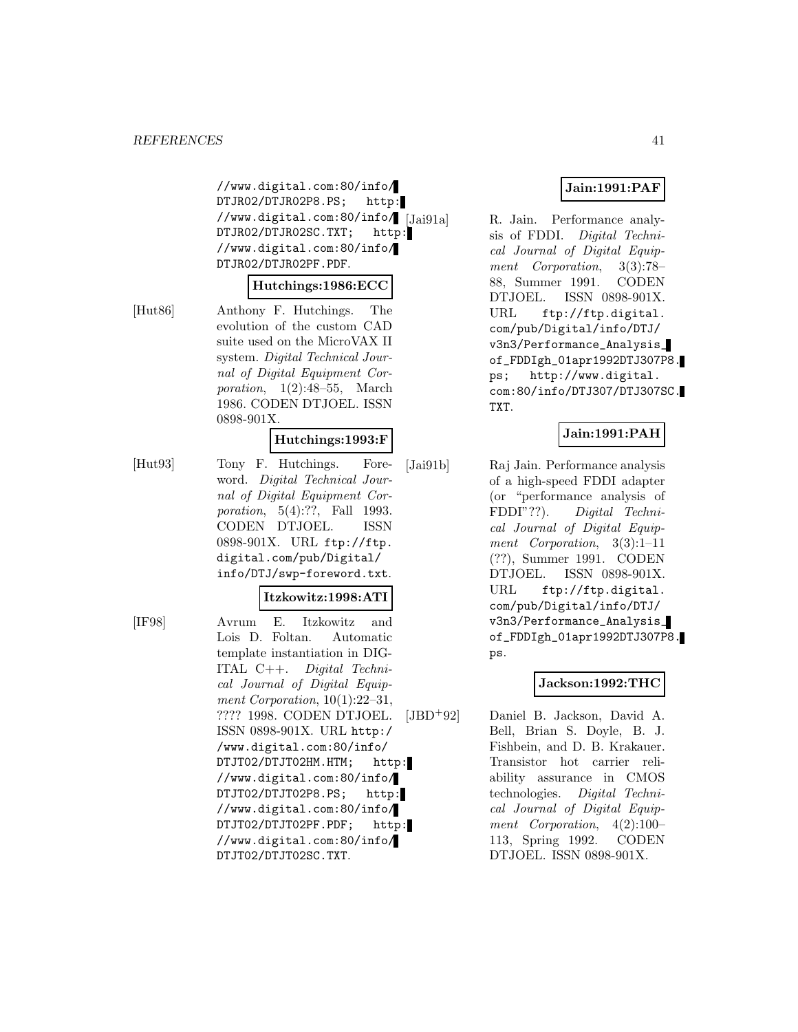//www.digital.com:80/info/DTJR02/DTJR02P8.PS; http://www.digital.com:80/info/DTJR02/DTJR02SC.TXT; http://www.digital.com:80/info/DTJR02/DTJR02PF.PDF.

**Hutchings:1986:ECC**

[Hut86] Anthony F. Hutchings. The evolution of the custom CAD suite used on the MicroVAX II system. *Digital Technical Journal of Digital Equipment Corporation*, 1(2):48–55, March 1986. CODEN DTJOEL. ISSN 0898-901X.

**Hutchings:1993:F**

[Hut93] Tony F. Hutchings. Foreword. *Digital Technical Journal of Digital Equipment Corporation*, 5(4):??, Fall 1993. CODEN DTJOEL. ISSN 0898-901X. URL ftp://ftp.digital.com/pub/Digital/info/DTJ/swp-foreword.txt.

**Itzkowitz:1998:ATI**

[IF98] Avrum E. Itzkowitz and Lois D. Foltan. Automatic template instantiation in DIGITAL C++. *Digital Technical Journal of Digital Equipment Corporation*, 10(1):22–31, ???? 1998. CODEN DTJOEL. ISSN 0898-901X. URL http://www.digital.com:80/info/DTJT02/DTJT02HM.HTM; http://www.digital.com:80/info/DTJT02/DTJT02P8.PS; http://www.digital.com:80/info/DTJT02/DTJT02PF.PDF; http://www.digital.com:80/info/DTJT02/DTJT02SC.TXT.

**Jain:1991:PAF**

[Jai91a] R. Jain. Performance analysis of FDDI. *Digital Technical Journal of Digital Equipment Corporation*, 3(3):78–88, Summer 1991. CODEN DTJOEL. ISSN 0898-901X. URL ftp://ftp.digital.com/pub/Digital/info/DTJ/v3n3/Performance_Analysis_of_FDDIgh_01apr1992DTJ307P8.ps; http://www.digital.com:80/info/DTJ307/DTJ307SC.TXT.

**Jain:1991:PAH**

[Jai91b] Raj Jain. Performance analysis of a high-speed FDDI adapter (or "performance analysis of FDDI"??). *Digital Technical Journal of Digital Equipment Corporation*, 3(3):1–11 (??), Summer 1991. CODEN DTJOEL. ISSN 0898-901X. URL ftp://ftp.digital.com/pub/Digital/info/DTJ/v3n3/Performance_Analysis_of_FDDIgh_01apr1992DTJ307P8.ps.

**Jackson:1992:THC**

[JBD+92] Daniel B. Jackson, David A. Bell, Brian S. Doyle, B. J. Fishbein, and D. B. Krakauer. Transistor hot carrier reliability assurance in CMOS technologies. *Digital Technical Journal of Digital Equipment Corporation*, 4(2):100–113, Spring 1992. CODEN DTJOEL. ISSN 0898-901X.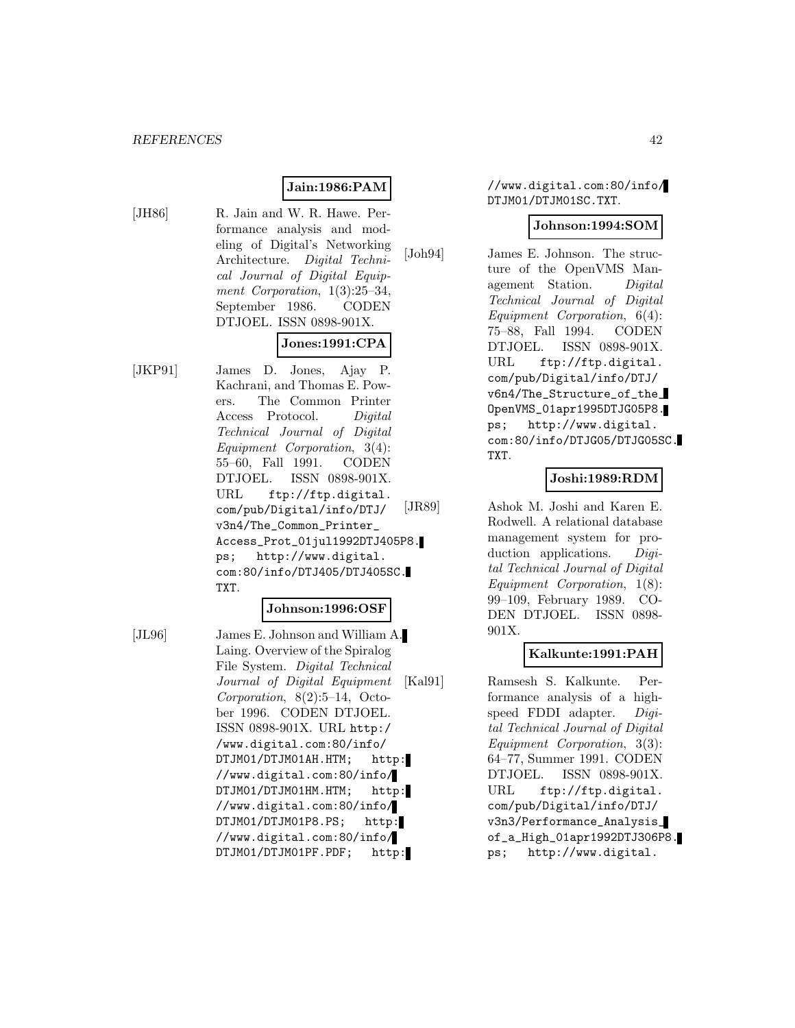**Jain:1986:PAM**

[JH86] R. Jain and W. R. Hawe. Performance analysis and modeling of Digital's Networking Architecture. *Digital Technical Journal of Digital Equipment Corporation*, 1(3):25–34, September 1986. CODEN DTJOEL. ISSN 0898-901X.

**Jones:1991:CPA**

[JKP91] James D. Jones, Ajay P. Kachrani, and Thomas E. Powers. The Common Printer Access Protocol. *Digital Technical Journal of Digital Equipment Corporation*, 3(4): 55–60, Fall 1991. CODEN DTJOEL. ISSN 0898-901X. URL `ftp://ftp.digital.com/pub/Digital/info/DTJ/v3n4/The_Common_Printer_Access_Prot_01jul1992DTJ405P8.ps`; `http://www.digital.com:80/info/DTJ405/DTJ405SC.TXT`.

**Johnson:1996:OSF**

[JL96] James E. Johnson and William A. Laing. Overview of the Spiralog File System. *Digital Technical Journal of Digital Equipment Corporation*, 8(2):5–14, October 1996. CODEN DTJOEL. ISSN 0898-901X. URL `http://www.digital.com:80/info/DTJM01/DTJM01AH.HTM`; `http://www.digital.com:80/info/DTJM01/DTJM01HM.HTM`; `http://www.digital.com:80/info/DTJM01/DTJM01P8.PS`; `http://www.digital.com:80/info/DTJM01/DTJM01PF.PDF`; `http://www.digital.com:80/info/DTJM01/DTJM01SC.TXT`.

**Johnson:1994:SOM**

[Joh94] James E. Johnson. The structure of the OpenVMS Management Station. *Digital Technical Journal of Digital Equipment Corporation*, 6(4): 75–88, Fall 1994. CODEN DTJOEL. ISSN 0898-901X. URL `ftp://ftp.digital.com/pub/Digital/info/DTJ/v6n4/The_Structure_of_the_OpenVMS_01apr1995DTJG05P8.ps`; `http://www.digital.com:80/info/DTJG05/DTJG05SC.TXT`.

**Joshi:1989:RDM**

[JR89] Ashok M. Joshi and Karen E. Rodwell. A relational database management system for production applications. *Digital Technical Journal of Digital Equipment Corporation*, 1(8): 99–109, February 1989. CODEN DTJOEL. ISSN 0898-901X.

**Kalkunte:1991:PAH**

[Kal91] Ramsesh S. Kalkunte. Performance analysis of a high-speed FDDI adapter. *Digital Technical Journal of Digital Equipment Corporation*, 3(3): 64–77, Summer 1991. CODEN DTJOEL. ISSN 0898-901X. URL `ftp://ftp.digital.com/pub/Digital/info/DTJ/v3n3/Performance_Analysis_of_a_High_01apr1992DTJ306P8.ps`; `http://www.digital.`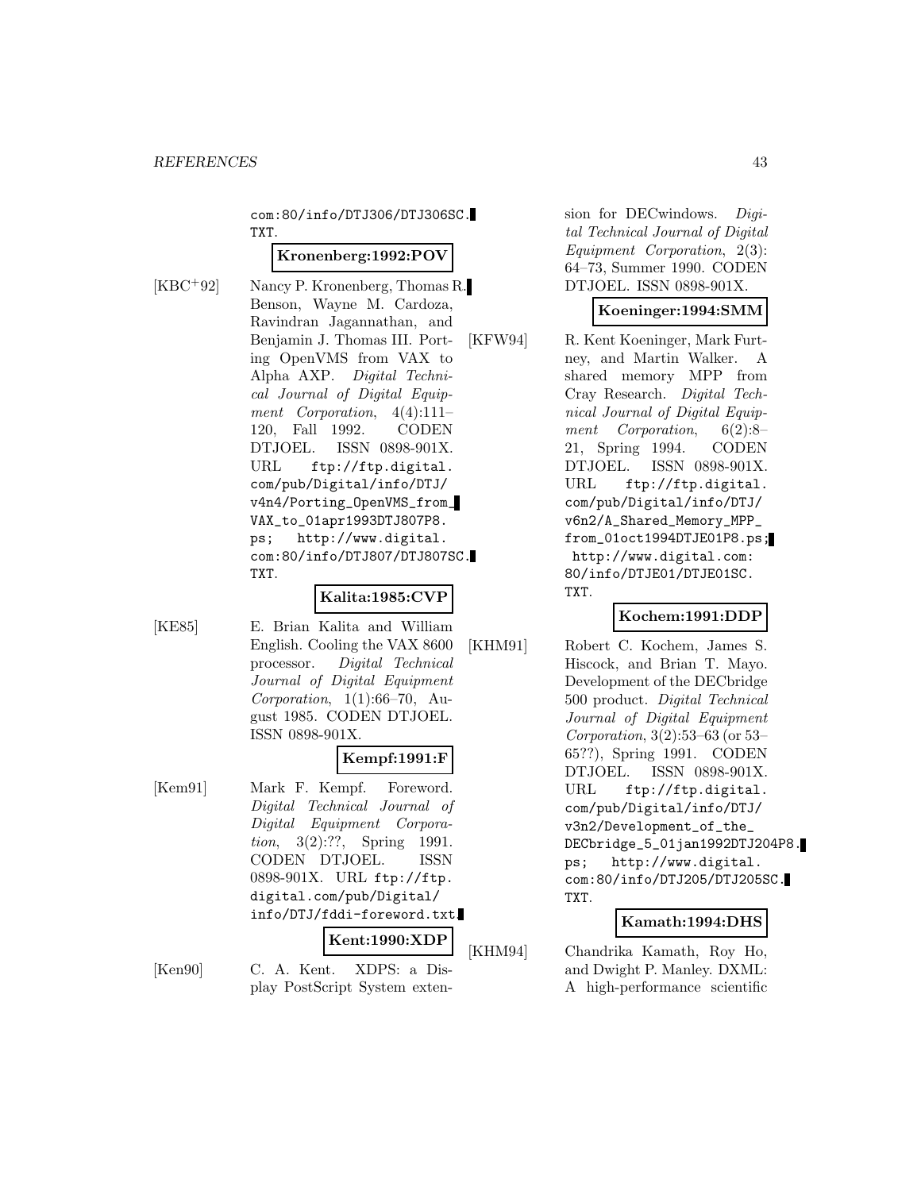com:80/info/DTJ306/DTJ306SC.TXT.

**Kronenberg:1992:POV**

[KBC+92] Nancy P. Kronenberg, Thomas R. Benson, Wayne M. Cardoza, Ravindran Jagannathan, and Benjamin J. Thomas III. Porting OpenVMS from VAX to Alpha AXP. *Digital Technical Journal of Digital Equipment Corporation*, 4(4):111–120, Fall 1992. CODEN DTJOEL. ISSN 0898-901X. URL ftp://ftp.digital.com/pub/Digital/info/DTJ/v4n4/Porting_OpenVMS_from_VAX_to_01apr1993DTJ807P8.ps; http://www.digital.com:80/info/DTJ807/DTJ807SC.TXT.

**Kalita:1985:CVP**

[KE85] E. Brian Kalita and William English. Cooling the VAX 8600 processor. *Digital Technical Journal of Digital Equipment Corporation*, 1(1):66–70, August 1985. CODEN DTJOEL. ISSN 0898-901X.

**Kempf:1991:F**

[Kem91] Mark F. Kempf. Foreword. *Digital Technical Journal of Digital Equipment Corporation*, 3(2):??, Spring 1991. CODEN DTJOEL. ISSN 0898-901X. URL ftp://ftp.digital.com/pub/Digital/info/DTJ/fddi-foreword.txt.

**Kent:1990:XDP**

[Ken90] C. A. Kent. XDPS: a Display PostScript System extension for DECwindows. *Digital Technical Journal of Digital Equipment Corporation*, 2(3):64–73, Summer 1990. CODEN DTJOEL. ISSN 0898-901X.

**Koeninger:1994:SMM**

[KFW94] R. Kent Koeninger, Mark Furtney, and Martin Walker. A shared memory MPP from Cray Research. *Digital Technical Journal of Digital Equipment Corporation*, 6(2):8–21, Spring 1994. CODEN DTJOEL. ISSN 0898-901X. URL ftp://ftp.digital.com/pub/Digital/info/DTJ/v6n2/A_Shared_Memory_MPP_from_01oct1994DTJE01P8.ps; http://www.digital.com:80/info/DTJE01/DTJE01SC.TXT.

**Kochem:1991:DDP**

[KHM91] Robert C. Kochem, James S. Hiscock, and Brian T. Mayo. Development of the DECbridge 500 product. *Digital Technical Journal of Digital Equipment Corporation*, 3(2):53–63 (or 53–65??), Spring 1991. CODEN DTJOEL. ISSN 0898-901X. URL ftp://ftp.digital.com/pub/Digital/info/DTJ/v3n2/Development_of_the_DECbridge_5_01jan1992DTJ204P8.ps; http://www.digital.com:80/info/DTJ205/DTJ205SC.TXT.

**Kamath:1994:DHS**

[KHM94] Chandrika Kamath, Roy Ho, and Dwight P. Manley. DXML: A high-performance scientific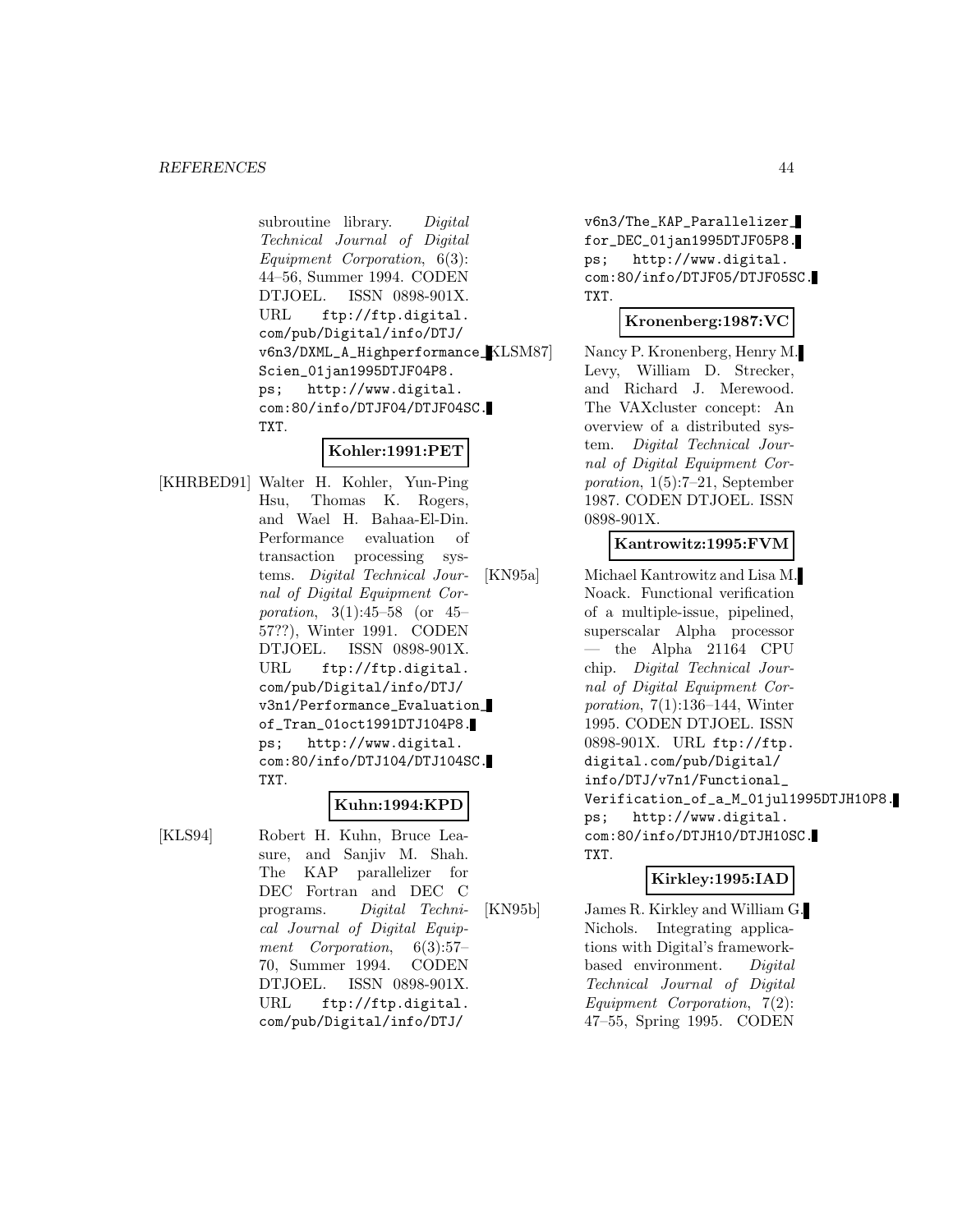subroutine library. *Digital Technical Journal of Digital Equipment Corporation*, 6(3): 44–56, Summer 1994. CODEN DTJOEL. ISSN 0898-901X. URL ftp://ftp.digital.com/pub/Digital/info/DTJ/v6n3/DXML_A_Highperformance_Scien_01jan1995DTJF04P8.ps; http://www.digital.com:80/info/DTJF04/DTJF04SC.TXT.

**Kohler:1991:PET**

[KHRBED91] Walter H. Kohler, Yun-Ping Hsu, Thomas K. Rogers, and Wael H. Bahaa-El-Din. Performance evaluation of transaction processing systems. *Digital Technical Journal of Digital Equipment Corporation*, 3(1):45–58 (or 45–57??), Winter 1991. CODEN DTJOEL. ISSN 0898-901X. URL ftp://ftp.digital.com/pub/Digital/info/DTJ/v3n1/Performance_Evaluation_of_Tran_01oct1991DTJ104P8.ps; http://www.digital.com:80/info/DTJ104/DTJ104SC.TXT.

**Kuhn:1994:KPD**

[KLS94] Robert H. Kuhn, Bruce Leasure, and Sanjiv M. Shah. The KAP parallelizer for DEC Fortran and DEC C programs. *Digital Technical Journal of Digital Equipment Corporation*, 6(3):57–70, Summer 1994. CODEN DTJOEL. ISSN 0898-901X. URL ftp://ftp.digital.com/pub/Digital/info/DTJ/v6n3/The_KAP_Parallelizer_for_DEC_01jan1995DTJF05P8.ps; http://www.digital.com:80/info/DTJF05/DTJF05SC.TXT.

**Kronenberg:1987:VC**

[KLSM87] Nancy P. Kronenberg, Henry M. Levy, William D. Strecker, and Richard J. Merewood. The VAXcluster concept: An overview of a distributed system. *Digital Technical Journal of Digital Equipment Corporation*, 1(5):7–21, September 1987. CODEN DTJOEL. ISSN 0898-901X.

**Kantrowitz:1995:FVM**

[KN95a] Michael Kantrowitz and Lisa M. Noack. Functional verification of a multiple-issue, pipelined, superscalar Alpha processor — the Alpha 21164 CPU chip. *Digital Technical Journal of Digital Equipment Corporation*, 7(1):136–144, Winter 1995. CODEN DTJOEL. ISSN 0898-901X. URL ftp://ftp.digital.com/pub/Digital/info/DTJ/v7n1/Functional_Verification_of_a_M_01jul1995DTJH10P8.ps; http://www.digital.com:80/info/DTJH10/DTJH10SC.TXT.

**Kirkley:1995:IAD**

[KN95b] James R. Kirkley and William G. Nichols. Integrating applications with Digital's framework-based environment. *Digital Technical Journal of Digital Equipment Corporation*, 7(2): 47–55, Spring 1995. CODEN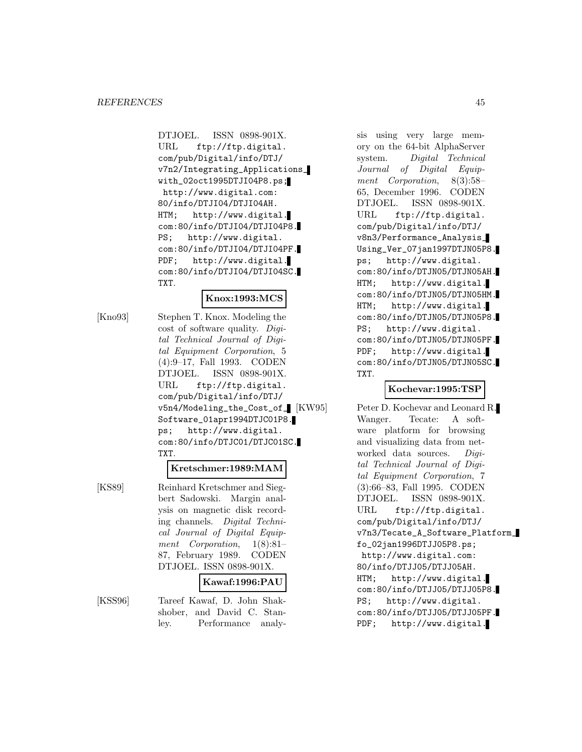DTJOEL. ISSN 0898-901X. URL ftp://ftp.digital.com/pub/Digital/info/DTJ/v7n2/Integrating_Applications_with_02oct1995DTJI04P8.ps; http://www.digital.com:80/info/DTJI04/DTJI04AH.HTM; http://www.digital.com:80/info/DTJI04/DTJI04P8.PS; http://www.digital.com:80/info/DTJI04/DTJI04PF.PDF; http://www.digital.com:80/info/DTJI04/DTJI04SC.TXT.

**Knox:1993:MCS**

[Kno93] Stephen T. Knox. Modeling the cost of software quality. *Digital Technical Journal of Digital Equipment Corporation*, 5 (4):9–17, Fall 1993. CODEN DTJOEL. ISSN 0898-901X. URL ftp://ftp.digital.com/pub/Digital/info/DTJ/v5n4/Modeling_the_Cost_of_Software_01apr1994DTJC01P8.ps; http://www.digital.com:80/info/DTJC01/DTJC01SC.TXT.

**Kretschmer:1989:MAM**

[KS89] Reinhard Kretschmer and Siegbert Sadowski. Margin analysis on magnetic disk recording channels. *Digital Technical Journal of Digital Equipment Corporation*, 1(8):81–87, February 1989. CODEN DTJOEL. ISSN 0898-901X.

**Kawaf:1996:PAU**

[KSS96] Tareef Kawaf, D. John Shakshober, and David C. Stanley. Performance analysis using very large memory on the 64-bit AlphaServer system. *Digital Technical Journal of Digital Equipment Corporation*, 8(3):58–65, December 1996. CODEN DTJOEL. ISSN 0898-901X. URL ftp://ftp.digital.com/pub/Digital/info/DTJ/v8n3/Performance_Analysis_Using_Ver_07jan1997DTJN05P8.ps; http://www.digital.com:80/info/DTJN05/DTJN05AH.HTM; http://www.digital.com:80/info/DTJN05/DTJN05HM.HTM; http://www.digital.com:80/info/DTJN05/DTJN05P8.PS; http://www.digital.com:80/info/DTJN05/DTJN05PF.PDF; http://www.digital.com:80/info/DTJN05/DTJN05SC.TXT.

**Kochevar:1995:TSP**

[KW95] Peter D. Kochevar and Leonard R. Wanger. Tecate: A software platform for browsing and visualizing data from networked data sources. *Digital Technical Journal of Digital Equipment Corporation*, 7 (3):66–83, Fall 1995. CODEN DTJOEL. ISSN 0898-901X. URL ftp://ftp.digital.com/pub/Digital/info/DTJ/v7n3/Tecate_A_Software_Platform_fo_02jan1996DTJJ05P8.ps; http://www.digital.com:80/info/DTJJ05/DTJJ05AH.HTM; http://www.digital.com:80/info/DTJJ05/DTJJ05P8.PS; http://www.digital.com:80/info/DTJJ05/DTJJ05PF.PDF; http://www.digital.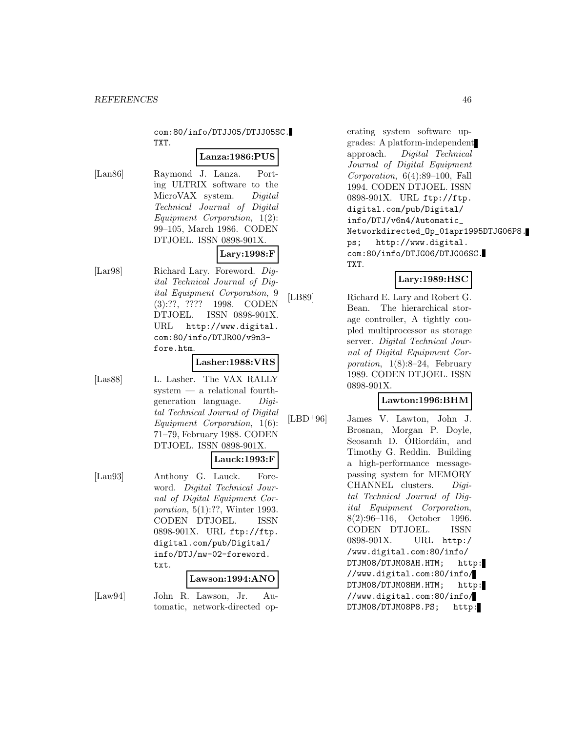com:80/info/DTJJ05/DTJJ05SC.TXT.

**Lanza:1986:PUS**

[Lan86] Raymond J. Lanza. Porting ULTRIX software to the MicroVAX system. *Digital Technical Journal of Digital Equipment Corporation*, 1(2): 99–105, March 1986. CODEN DTJOEL. ISSN 0898-901X.

**Lary:1998:F**

[Lar98] Richard Lary. Foreword. *Digital Technical Journal of Digital Equipment Corporation*, 9 (3):??, ???? 1998. CODEN DTJOEL. ISSN 0898-901X. URL http://www.digital.com:80/info/DTJR00/v9n3-fore.htm.

**Lasher:1988:VRS**

[Las88] L. Lasher. The VAX RALLY system — a relational fourth-generation language. *Digital Technical Journal of Digital Equipment Corporation*, 1(6): 71–79, February 1988. CODEN DTJOEL. ISSN 0898-901X.

**Lauck:1993:F**

[Lau93] Anthony G. Lauck. Foreword. *Digital Technical Journal of Digital Equipment Corporation*, 5(1):??, Winter 1993. CODEN DTJOEL. ISSN 0898-901X. URL ftp://ftp.digital.com/pub/Digital/info/DTJ/nw-02-foreword.txt.

**Lawson:1994:ANO**

[Law94] John R. Lawson, Jr. Automatic, network-directed operating system software upgrades: A platform-independent approach. *Digital Technical Journal of Digital Equipment Corporation*, 6(4):89–100, Fall 1994. CODEN DTJOEL. ISSN 0898-901X. URL ftp://ftp.digital.com/pub/Digital/info/DTJ/v6n4/Automatic_Networkdirected_Op_01apr1995DTJG06P8.ps; http://www.digital.com:80/info/DTJG06/DTJG06SC.TXT.

**Lary:1989:HSC**

[LB89] Richard E. Lary and Robert G. Bean. The hierarchical storage controller, A tightly coupled multiprocessor as storage server. *Digital Technical Journal of Digital Equipment Corporation*, 1(8):8–24, February 1989. CODEN DTJOEL. ISSN 0898-901X.

**Lawton:1996:BHM**

[LBD+96] James V. Lawton, John J. Brosnan, Morgan P. Doyle, Seosamh D. ÓRiordáin, and Timothy G. Reddin. Building a high-performance message-passing system for MEMORY CHANNEL clusters. *Digital Technical Journal of Digital Equipment Corporation*, 8(2):96–116, October 1996. CODEN DTJOEL. ISSN 0898-901X. URL http://www.digital.com:80/info/DTJM08/DTJM08AH.HTM; http://www.digital.com:80/info/DTJM08/DTJM08HM.HTM; http://www.digital.com:80/info/DTJM08/DTJM08P8.PS; http: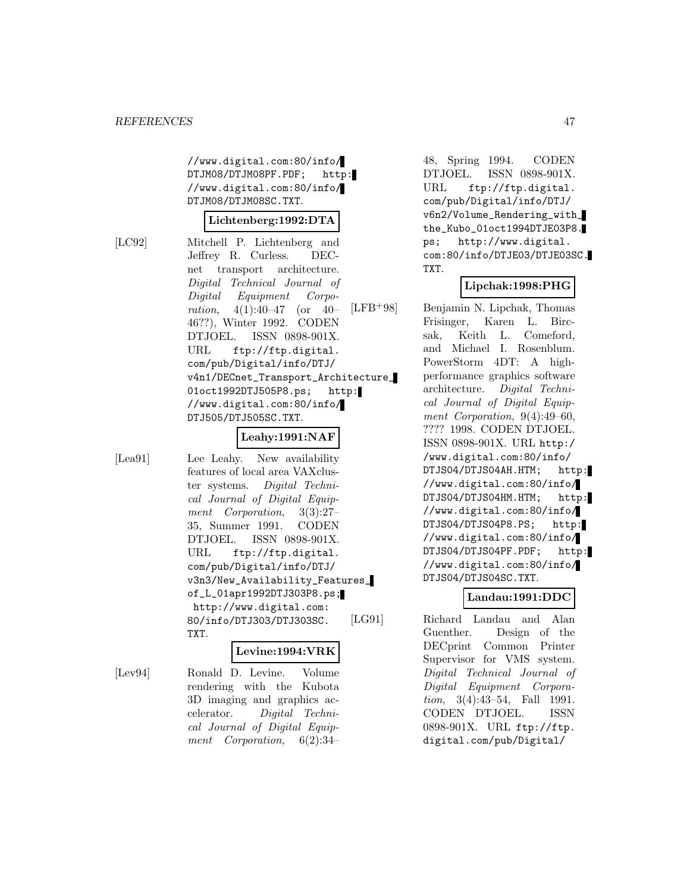//www.digital.com:80/info/DTJM08/DTJM08PF.PDF; http://www.digital.com:80/info/DTJM08/DTJM08SC.TXT.

**Lichtenberg:1992:DTA**

[LC92] Mitchell P. Lichtenberg and Jeffrey R. Curless. DECnet transport architecture. *Digital Technical Journal of Digital Equipment Corporation*, 4(1):40–47 (or 40–46??), Winter 1992. CODEN DTJOEL. ISSN 0898-901X. URL ftp://ftp.digital.com/pub/Digital/info/DTJ/v4n1/DECnet_Transport_Architecture_01oct1992DTJ505P8.ps; http://www.digital.com:80/info/DTJ505/DTJ505SC.TXT.

**Leahy:1991:NAF**

[Lea91] Lee Leahy. New availability features of local area VAXcluster systems. *Digital Technical Journal of Digital Equipment Corporation*, 3(3):27–35, Summer 1991. CODEN DTJOEL. ISSN 0898-901X. URL ftp://ftp.digital.com/pub/Digital/info/DTJ/v3n3/New_Availability_Features_of_L_01apr1992DTJ303P8.ps; http://www.digital.com:80/info/DTJ303/DTJ303SC.TXT.

**Levine:1994:VRK**

[Lev94] Ronald D. Levine. Volume rendering with the Kubota 3D imaging and graphics accelerator. *Digital Technical Journal of Digital Equipment Corporation*, 6(2):34–48, Spring 1994. CODEN DTJOEL. ISSN 0898-901X. URL ftp://ftp.digital.com/pub/Digital/info/DTJ/v6n2/Volume_Rendering_with_the_Kubo_01oct1994DTJE03P8.ps; http://www.digital.com:80/info/DTJE03/DTJE03SC.TXT.

**Lipchak:1998:PHG**

[LFB+98] Benjamin N. Lipchak, Thomas Frisinger, Karen L. Bircsak, Keith L. Comeford, and Michael I. Rosenblum. PowerStorm 4DT: A high-performance graphics software architecture. *Digital Technical Journal of Digital Equipment Corporation*, 9(4):49–60, ???? 1998. CODEN DTJOEL. ISSN 0898-901X. URL http://www.digital.com:80/info/DTJS04/DTJS04AH.HTM; http://www.digital.com:80/info/DTJS04/DTJS04HM.HTM; http://www.digital.com:80/info/DTJS04/DTJS04P8.PS; http://www.digital.com:80/info/DTJS04/DTJS04PF.PDF; http://www.digital.com:80/info/DTJS04/DTJS04SC.TXT.

**Landau:1991:DDC**

[LG91] Richard Landau and Alan Guenther. Design of the DECprint Common Printer Supervisor for VMS system. *Digital Technical Journal of Digital Equipment Corporation*, 3(4):43–54, Fall 1991. CODEN DTJOEL. ISSN 0898-901X. URL ftp://ftp.digital.com/pub/Digital/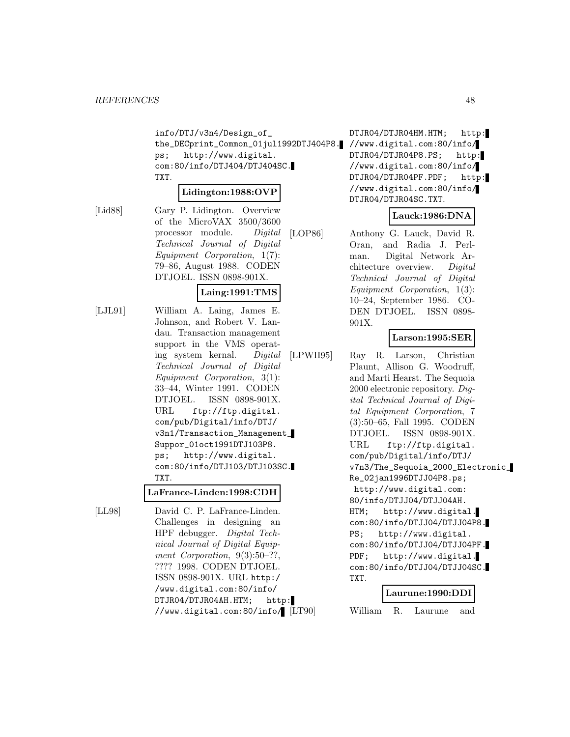info/DTJ/v3n4/Design_of_the_DECprint_Common_01jul1992DTJ404P8.ps; http://www.digital.com:80/info/DTJ404/DTJ404SC.TXT.

**Lidington:1988:OVP**

[Lid88] Gary P. Lidington. Overview of the MicroVAX 3500/3600 processor module. *Digital Technical Journal of Digital Equipment Corporation*, 1(7): 79–86, August 1988. CODEN DTJOEL. ISSN 0898-901X.

**Laing:1991:TMS**

[LJL91] William A. Laing, James E. Johnson, and Robert V. Landau. Transaction management support in the VMS operating system kernal. *Digital Technical Journal of Digital Equipment Corporation*, 3(1): 33–44, Winter 1991. CODEN DTJOEL. ISSN 0898-901X. URL ftp://ftp.digital.com/pub/Digital/info/DTJ/v3n1/Transaction_Management_Suppor_01oct1991DTJ103P8.ps; http://www.digital.com:80/info/DTJ103/DTJ103SC.TXT.

**LaFrance-Linden:1998:CDH**

[LL98] David C. P. LaFrance-Linden. Challenges in designing an HPF debugger. *Digital Technical Journal of Digital Equipment Corporation*, 9(3):50–??, ???? 1998. CODEN DTJOEL. ISSN 0898-901X. URL http://www.digital.com:80/info/DTJR04/DTJR04AH.HTM; http://www.digital.com:80/info/DTJR04/DTJR04HM.HTM; http://www.digital.com:80/info/DTJR04/DTJR04P8.PS; http://www.digital.com:80/info/DTJR04/DTJR04PF.PDF; http://www.digital.com:80/info/DTJR04/DTJR04SC.TXT.

**Lauck:1986:DNA**

[LOP86] Anthony G. Lauck, David R. Oran, and Radia J. Perlman. Digital Network Architecture overview. *Digital Technical Journal of Digital Equipment Corporation*, 1(3): 10–24, September 1986. CODEN DTJOEL. ISSN 0898-901X.

**Larson:1995:SER**

[LPWH95] Ray R. Larson, Christian Plaunt, Allison G. Woodruff, and Marti Hearst. The Sequoia 2000 electronic repository. *Digital Technical Journal of Digital Equipment Corporation*, 7 (3):50–65, Fall 1995. CODEN DTJOEL. ISSN 0898-901X. URL ftp://ftp.digital.com/pub/Digital/info/DTJ/v7n3/The_Sequoia_2000_Electronic_Re_02jan1996DTJJ04P8.ps; http://www.digital.com:80/info/DTJJ04/DTJJ04AH.HTM; http://www.digital.com:80/info/DTJJ04/DTJJ04P8.PS; http://www.digital.com:80/info/DTJJ04/DTJJ04PF.PDF; http://www.digital.com:80/info/DTJJ04/DTJJ04SC.TXT.

**Laurune:1990:DDI**

[LT90] William R. Laurune and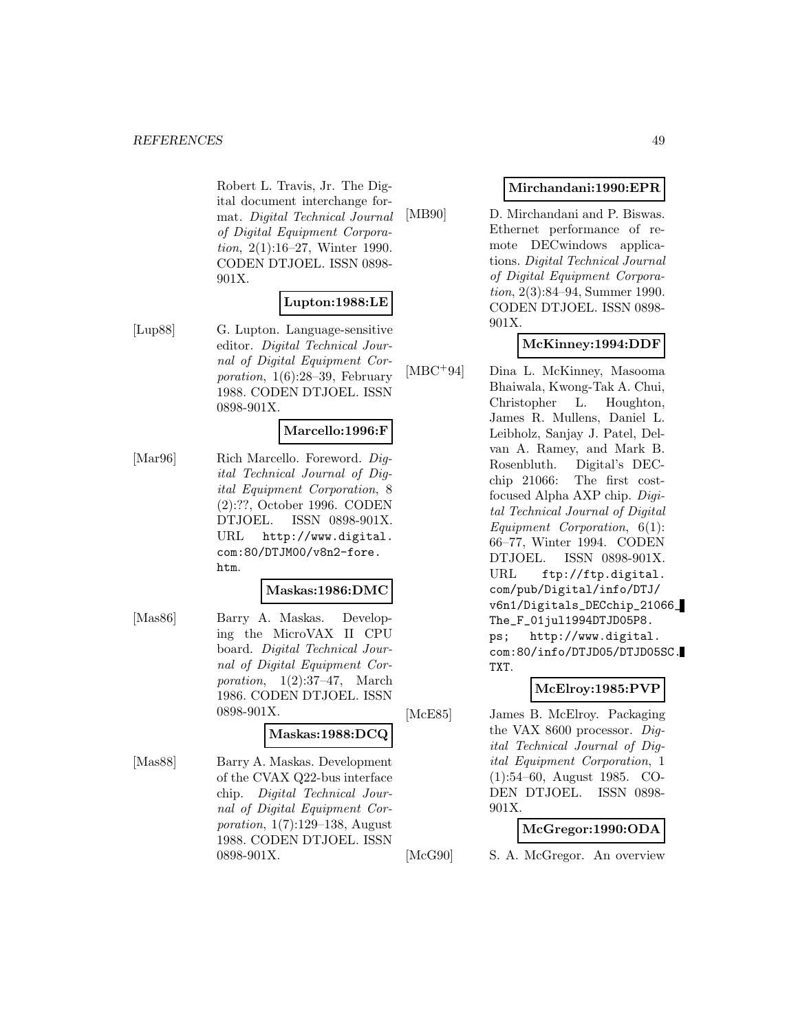Robert L. Travis, Jr. The Digital document interchange format. *Digital Technical Journal of Digital Equipment Corporation*, 2(1):16–27, Winter 1990. CODEN DTJOEL. ISSN 0898-901X.

**Lupton:1988:LE**

[Lup88] G. Lupton. Language-sensitive editor. *Digital Technical Journal of Digital Equipment Corporation*, 1(6):28–39, February 1988. CODEN DTJOEL. ISSN 0898-901X.

**Marcello:1996:F**

[Mar96] Rich Marcello. Foreword. *Digital Technical Journal of Digital Equipment Corporation*, 8 (2):??, October 1996. CODEN DTJOEL. ISSN 0898-901X. URL `http://www.digital.com:80/DTJM00/v8n2-fore.htm`.

**Maskas:1986:DMC**

[Mas86] Barry A. Maskas. Developing the MicroVAX II CPU board. *Digital Technical Journal of Digital Equipment Corporation*, 1(2):37–47, March 1986. CODEN DTJOEL. ISSN 0898-901X.

**Maskas:1988:DCQ**

[Mas88] Barry A. Maskas. Development of the CVAX Q22-bus interface chip. *Digital Technical Journal of Digital Equipment Corporation*, 1(7):129–138, August 1988. CODEN DTJOEL. ISSN 0898-901X.

**Mirchandani:1990:EPR**

[MB90] D. Mirchandani and P. Biswas. Ethernet performance of remote DECwindows applications. *Digital Technical Journal of Digital Equipment Corporation*, 2(3):84–94, Summer 1990. CODEN DTJOEL. ISSN 0898-901X.

**McKinney:1994:DDF**

[MBC+94] Dina L. McKinney, Masooma Bhaiwala, Kwong-Tak A. Chui, Christopher L. Houghton, James R. Mullens, Daniel L. Leibholz, Sanjay J. Patel, Delvan A. Ramey, and Mark B. Rosenbluth. Digital's DECchip 21066: The first cost-focused Alpha AXP chip. *Digital Technical Journal of Digital Equipment Corporation*, 6(1): 66–77, Winter 1994. CODEN DTJOEL. ISSN 0898-901X. URL `ftp://ftp.digital.com/pub/Digital/info/DTJ/v6n1/Digitals_DECchip_21066_The_F_01jul1994DTJD05P8.ps`; `http://www.digital.com:80/info/DTJD05/DTJD05SC.TXT`.

**McElroy:1985:PVP**

[McE85] James B. McElroy. Packaging the VAX 8600 processor. *Digital Technical Journal of Digital Equipment Corporation*, 1 (1):54–60, August 1985. CODEN DTJOEL. ISSN 0898-901X.

**McGregor:1990:ODA**

[McG90] S. A. McGregor. An overview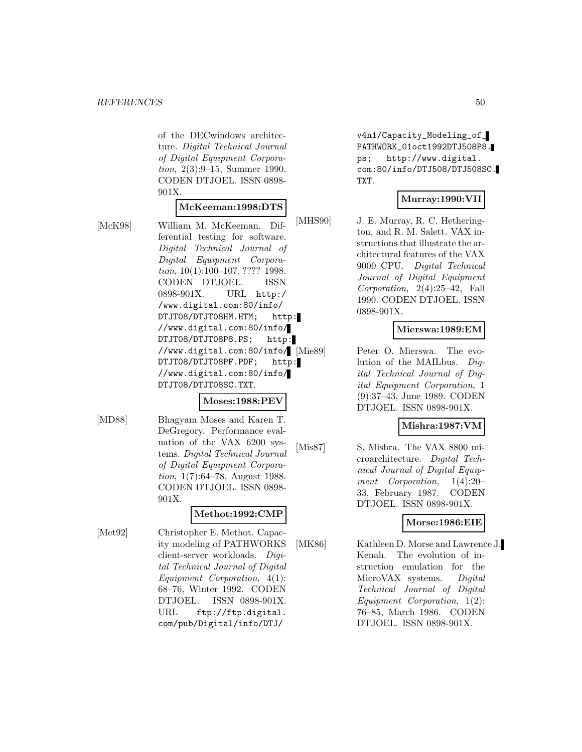of the DECwindows architecture. *Digital Technical Journal of Digital Equipment Corporation*, 2(3):9–15, Summer 1990. CODEN DTJOEL. ISSN 0898-901X.

**McKeeman:1998:DTS**

[McK98] William M. McKeeman. Differential testing for software. *Digital Technical Journal of Digital Equipment Corporation*, 10(1):100–107, ???? 1998. CODEN DTJOEL. ISSN 0898-901X. URL `http://www.digital.com:80/info/DTJT08/DTJT08HM.HTM`; `http://www.digital.com:80/info/DTJT08/DTJT08P8.PS`; `http://www.digital.com:80/info/DTJT08/DTJT08PF.PDF`; `http://www.digital.com:80/info/DTJT08/DTJT08SC.TXT`.

**Moses:1988:PEV**

[MD88] Bhagyam Moses and Karen T. DeGregory. Performance evaluation of the VAX 6200 systems. *Digital Technical Journal of Digital Equipment Corporation*, 1(7):64–78, August 1988. CODEN DTJOEL. ISSN 0898-901X.

**Methot:1992:CMP**

[Met92] Christopher E. Methot. Capacity modeling of PATHWORKS client-server workloads. *Digital Technical Journal of Digital Equipment Corporation*, 4(1):68–76, Winter 1992. CODEN DTJOEL. ISSN 0898-901X. URL `ftp://ftp.digital.com/pub/Digital/info/DTJ/v4n1/Capacity_Modeling_of_PATHWORK_01oct1992DTJ508P8.ps`; `http://www.digital.com:80/info/DTJ508/DTJ508SC.TXT`.

**Murray:1990:VII**

[MHS90] J. E. Murray, R. C. Hetherington, and R. M. Salett. VAX instructions that illustrate the architectural features of the VAX 9000 CPU. *Digital Technical Journal of Digital Equipment Corporation*, 2(4):25–42, Fall 1990. CODEN DTJOEL. ISSN 0898-901X.

**Mierswa:1989:EM**

[Mie89] Peter O. Mierswa. The evolution of the MAILbus. *Digital Technical Journal of Digital Equipment Corporation*, 1 (9):37–43, June 1989. CODEN DTJOEL. ISSN 0898-901X.

**Mishra:1987:VM**

[Mis87] S. Mishra. The VAX 8800 microarchitecture. *Digital Technical Journal of Digital Equipment Corporation*, 1(4):20–33, February 1987. CODEN DTJOEL. ISSN 0898-901X.

**Morse:1986:EIE**

[MK86] Kathleen D. Morse and Lawrence J. Kenah. The evolution of instruction emulation for the MicroVAX systems. *Digital Technical Journal of Digital Equipment Corporation*, 1(2):76–85, March 1986. CODEN DTJOEL. ISSN 0898-901X.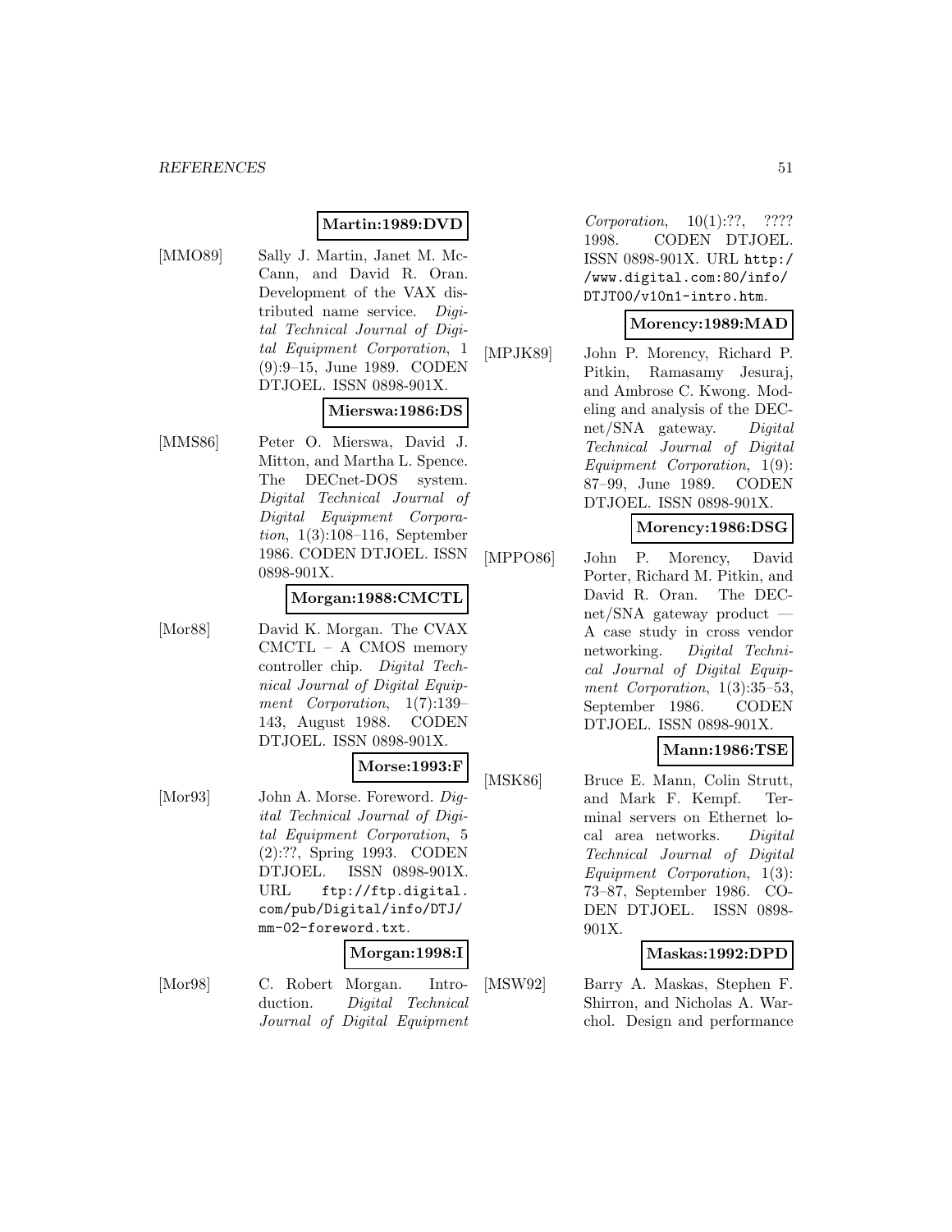**Martin:1989:DVD**

[MMO89] Sally J. Martin, Janet M. McCann, and David R. Oran. Development of the VAX distributed name service. *Digital Technical Journal of Digital Equipment Corporation*, 1 (9):9–15, June 1989. CODEN DTJOEL. ISSN 0898-901X.

**Mierswa:1986:DS**

[MMS86] Peter O. Mierswa, David J. Mitton, and Martha L. Spence. The DECnet-DOS system. *Digital Technical Journal of Digital Equipment Corporation*, 1(3):108–116, September 1986. CODEN DTJOEL. ISSN 0898-901X.

**Morgan:1988:CMCTL**

[Mor88] David K. Morgan. The CVAX CMCTL – A CMOS memory controller chip. *Digital Technical Journal of Digital Equipment Corporation*, 1(7):139–143, August 1988. CODEN DTJOEL. ISSN 0898-901X.

**Morse:1993:F**

[Mor93] John A. Morse. Foreword. *Digital Technical Journal of Digital Equipment Corporation*, 5 (2):??, Spring 1993. CODEN DTJOEL. ISSN 0898-901X. URL ftp://ftp.digital.com/pub/Digital/info/DTJ/mm-02-foreword.txt.

**Morgan:1998:I**

[Mor98] C. Robert Morgan. Introduction. *Digital Technical Journal of Digital Equipment Corporation*, 10(1):??, ???? 1998. CODEN DTJOEL. ISSN 0898-901X. URL http://www.digital.com:80/info/DTJT00/v10n1-intro.htm.

**Morency:1989:MAD**

[MPJK89] John P. Morency, Richard P. Pitkin, Ramasamy Jesuraj, and Ambrose C. Kwong. Modeling and analysis of the DECnet/SNA gateway. *Digital Technical Journal of Digital Equipment Corporation*, 1(9): 87–99, June 1989. CODEN DTJOEL. ISSN 0898-901X.

**Morency:1986:DSG**

[MPPO86] John P. Morency, David Porter, Richard M. Pitkin, and David R. Oran. The DECnet/SNA gateway product — A case study in cross vendor networking. *Digital Technical Journal of Digital Equipment Corporation*, 1(3):35–53, September 1986. CODEN DTJOEL. ISSN 0898-901X.

**Mann:1986:TSE**

[MSK86] Bruce E. Mann, Colin Strutt, and Mark F. Kempf. Terminal servers on Ethernet local area networks. *Digital Technical Journal of Digital Equipment Corporation*, 1(3): 73–87, September 1986. CODEN DTJOEL. ISSN 0898-901X.

**Maskas:1992:DPD**

[MSW92] Barry A. Maskas, Stephen F. Shirron, and Nicholas A. Warchol. Design and performance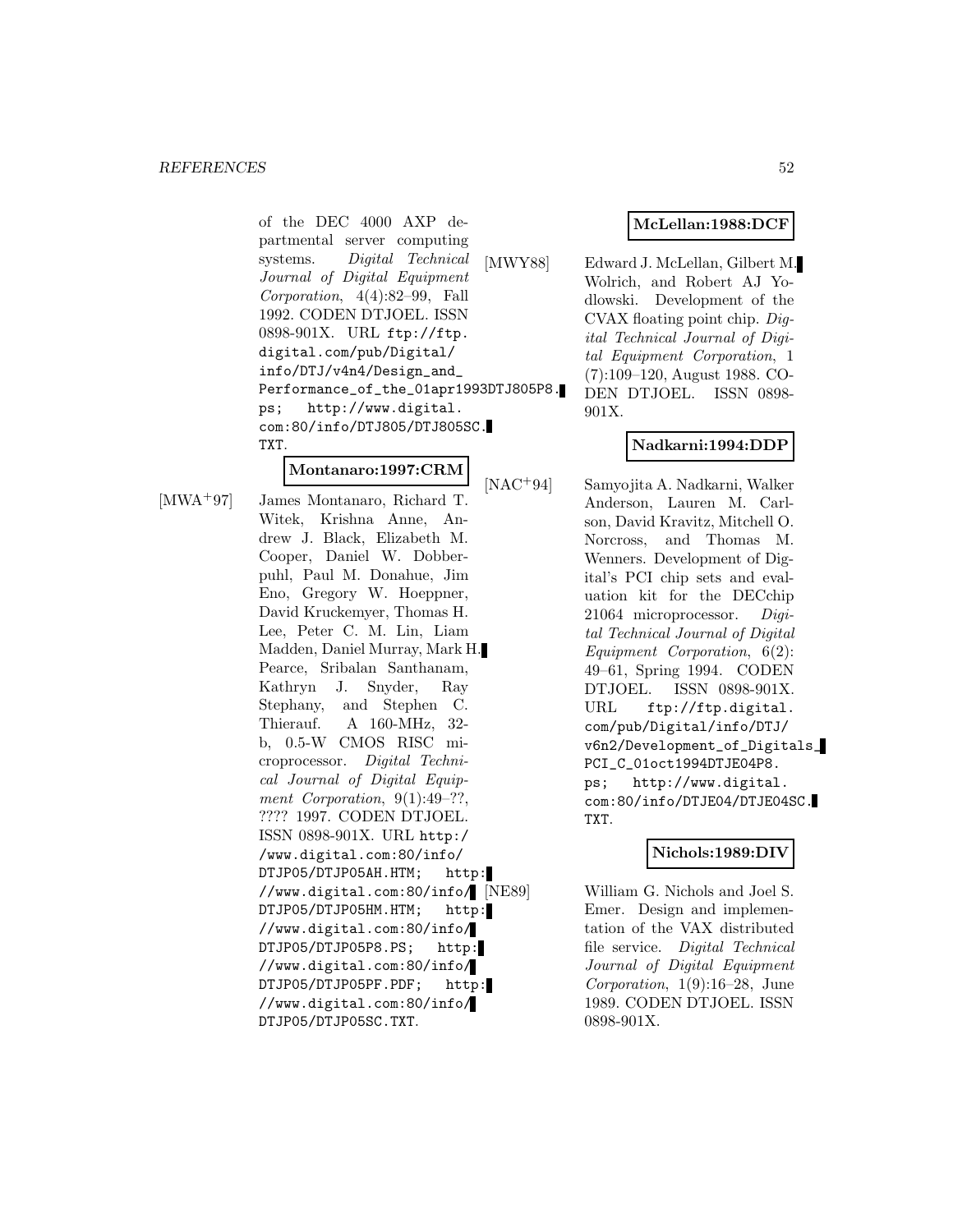of the DEC 4000 AXP departmental server computing systems. *Digital Technical Journal of Digital Equipment Corporation*, 4(4):82–99, Fall 1992. CODEN DTJOEL. ISSN 0898-901X. URL ftp://ftp.digital.com/pub/Digital/info/DTJ/v4n4/Design_and_Performance_of_the_01apr1993DTJ805P8.ps; http://www.digital.com:80/info/DTJ805/DTJ805SC.TXT.

**Montanaro:1997:CRM**

[MWA+97] James Montanaro, Richard T. Witek, Krishna Anne, Andrew J. Black, Elizabeth M. Cooper, Daniel W. Dobberpuhl, Paul M. Donahue, Jim Eno, Gregory W. Hoeppner, David Kruckemyer, Thomas H. Lee, Peter C. M. Lin, Liam Madden, Daniel Murray, Mark H. Pearce, Sribalan Santhanam, Kathryn J. Snyder, Ray Stephany, and Stephen C. Thierauf. A 160-MHz, 32-b, 0.5-W CMOS RISC microprocessor. *Digital Technical Journal of Digital Equipment Corporation*, 9(1):49–??, ???? 1997. CODEN DTJOEL. ISSN 0898-901X. URL http://www.digital.com:80/info/DTJP05/DTJP05AH.HTM; http://www.digital.com:80/info/DTJP05/DTJP05HM.HTM; http://www.digital.com:80/info/DTJP05/DTJP05P8.PS; http://www.digital.com:80/info/DTJP05/DTJP05PF.PDF; http://www.digital.com:80/info/DTJP05/DTJP05SC.TXT.

**McLellan:1988:DCF**

[MWY88] Edward J. McLellan, Gilbert M. Wolrich, and Robert AJ Yodlowski. Development of the CVAX floating point chip. *Digital Technical Journal of Digital Equipment Corporation*, 1 (7):109–120, August 1988. CODEN DTJOEL. ISSN 0898-901X.

**Nadkarni:1994:DDP**

[NAC+94] Samyojita A. Nadkarni, Walker Anderson, Lauren M. Carlson, David Kravitz, Mitchell O. Norcross, and Thomas M. Wenners. Development of Digital's PCI chip sets and evaluation kit for the DECchip 21064 microprocessor. *Digital Technical Journal of Digital Equipment Corporation*, 6(2): 49–61, Spring 1994. CODEN DTJOEL. ISSN 0898-901X. URL ftp://ftp.digital.com/pub/Digital/info/DTJ/v6n2/Development_of_Digitals_PCI_C_01oct1994DTJE04P8.ps; http://www.digital.com:80/info/DTJE04/DTJE04SC.TXT.

**Nichols:1989:DIV**

[NE89] William G. Nichols and Joel S. Emer. Design and implementation of the VAX distributed file service. *Digital Technical Journal of Digital Equipment Corporation*, 1(9):16–28, June 1989. CODEN DTJOEL. ISSN 0898-901X.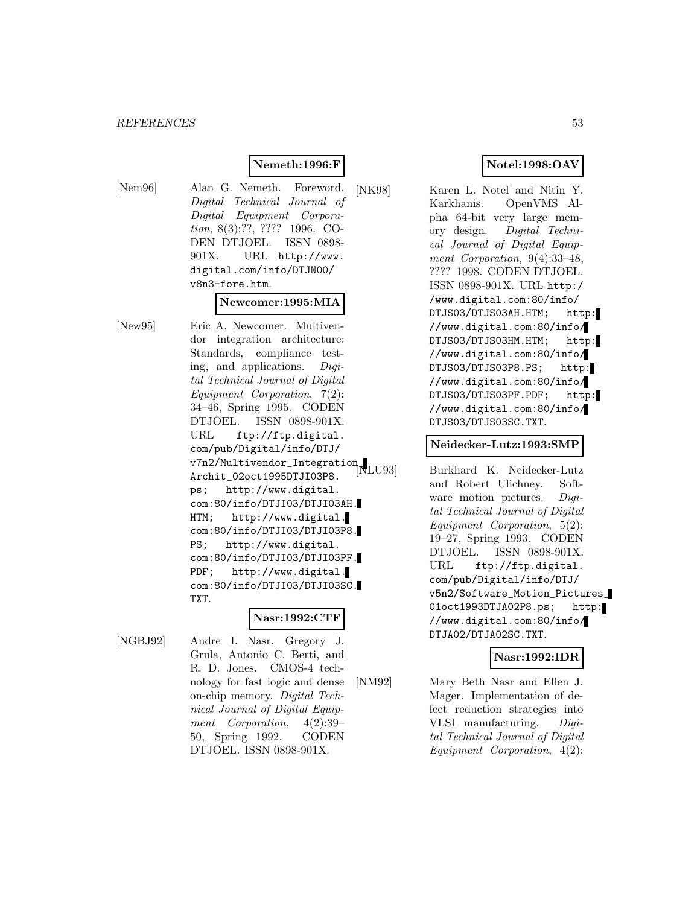**Nemeth:1996:F**

[Nem96] Alan G. Nemeth. Foreword. *Digital Technical Journal of Digital Equipment Corporation*, 8(3):??, ???? 1996. CODEN DTJOEL. ISSN 0898-901X. URL http://www.digital.com/info/DTJN00/v8n3-fore.htm.

**Newcomer:1995:MIA**

[New95] Eric A. Newcomer. Multivendor integration architecture: Standards, compliance testing, and applications. *Digital Technical Journal of Digital Equipment Corporation*, 7(2): 34–46, Spring 1995. CODEN DTJOEL. ISSN 0898-901X. URL ftp://ftp.digital.com/pub/Digital/info/DTJ/v7n2/Multivendor_Integration_Archit_02oct1995DTJI03P8.ps; http://www.digital.com:80/info/DTJI03/DTJI03AH.HTM; http://www.digital.com:80/info/DTJI03/DTJI03P8.PS; http://www.digital.com:80/info/DTJI03/DTJI03PF.PDF; http://www.digital.com:80/info/DTJI03/DTJI03SC.TXT.

**Nasr:1992:CTF**

[NGBJ92] Andre I. Nasr, Gregory J. Grula, Antonio C. Berti, and R. D. Jones. CMOS-4 technology for fast logic and dense on-chip memory. *Digital Technical Journal of Digital Equipment Corporation*, 4(2):39–50, Spring 1992. CODEN DTJOEL. ISSN 0898-901X.

**Notel:1998:OAV**

[NK98] Karen L. Notel and Nitin Y. Karkhanis. OpenVMS Alpha 64-bit very large memory design. *Digital Technical Journal of Digital Equipment Corporation*, 9(4):33–48, ???? 1998. CODEN DTJOEL. ISSN 0898-901X. URL http://www.digital.com:80/info/DTJS03/DTJS03AH.HTM; http://www.digital.com:80/info/DTJS03/DTJS03HM.HTM; http://www.digital.com:80/info/DTJS03/DTJS03P8.PS; http://www.digital.com:80/info/DTJS03/DTJS03PF.PDF; http://www.digital.com:80/info/DTJS03/DTJS03SC.TXT.

**Neidecker-Lutz:1993:SMP**

[NLU93] Burkhard K. Neidecker-Lutz and Robert Ulichney. Software motion pictures. *Digital Technical Journal of Digital Equipment Corporation*, 5(2): 19–27, Spring 1993. CODEN DTJOEL. ISSN 0898-901X. URL ftp://ftp.digital.com/pub/Digital/info/DTJ/v5n2/Software_Motion_Pictures_01oct1993DTJA02P8.ps; http://www.digital.com:80/info/DTJA02/DTJA02SC.TXT.

**Nasr:1992:IDR**

[NM92] Mary Beth Nasr and Ellen J. Mager. Implementation of defect reduction strategies into VLSI manufacturing. *Digital Technical Journal of Digital Equipment Corporation*, 4(2):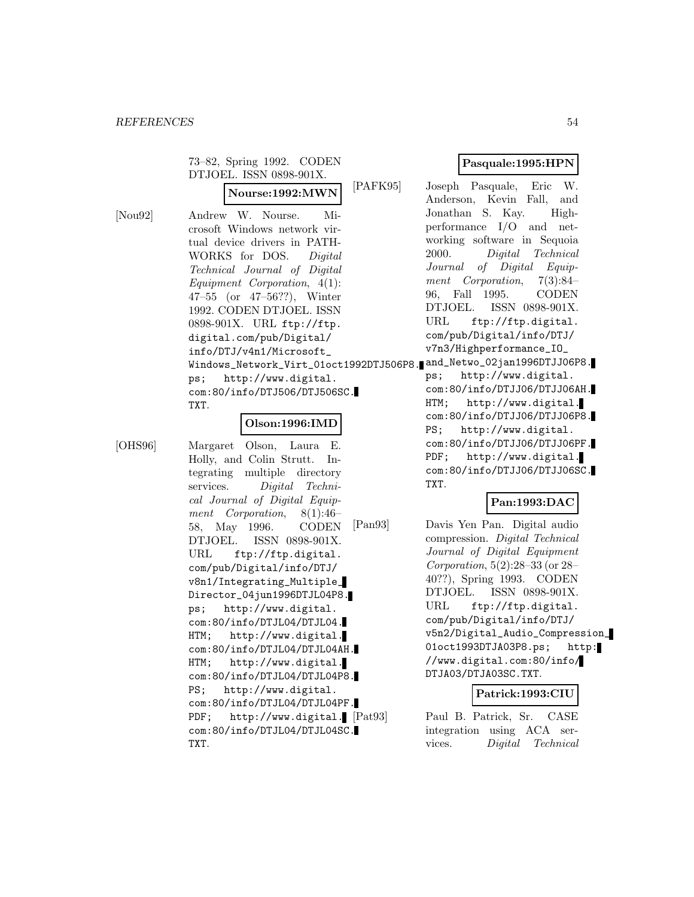73–82, Spring 1992. CODEN DTJOEL. ISSN 0898-901X.

**Nourse:1992:MWN**

[Nou92] Andrew W. Nourse. Microsoft Windows network virtual device drivers in PATHWORKS for DOS. *Digital Technical Journal of Digital Equipment Corporation*, 4(1): 47–55 (or 47–56??), Winter 1992. CODEN DTJOEL. ISSN 0898-901X. URL ftp://ftp.digital.com/pub/Digital/info/DTJ/v4n1/Microsoft_Windows_Network_Virt_01oct1992DTJ506P8.ps; http://www.digital.com:80/info/DTJ506/DTJ506SC.TXT.

**Olson:1996:IMD**

[OHS96] Margaret Olson, Laura E. Holly, and Colin Strutt. Integrating multiple directory services. *Digital Technical Journal of Digital Equipment Corporation*, 8(1):46–58, May 1996. CODEN DTJOEL. ISSN 0898-901X. URL ftp://ftp.digital.com/pub/Digital/info/DTJ/v8n1/Integrating_Multiple_Director_04jun1996DTJL04P8.ps; http://www.digital.com:80/info/DTJL04/DTJL04.HTM; http://www.digital.com:80/info/DTJL04/DTJL04AH.HTM; http://www.digital.com:80/info/DTJL04/DTJL04P8.PS; http://www.digital.com:80/info/DTJL04/DTJL04PF.PDF; http://www.digital.com:80/info/DTJL04/DTJL04SC.TXT.

**Pasquale:1995:HPN**

[PAFK95] Joseph Pasquale, Eric W. Anderson, Kevin Fall, and Jonathan S. Kay. High-performance I/O and networking software in Sequoia 2000. *Digital Technical Journal of Digital Equipment Corporation*, 7(3):84–96, Fall 1995. CODEN DTJOEL. ISSN 0898-901X. URL ftp://ftp.digital.com/pub/Digital/info/DTJ/v7n3/Highperformance_IO_and_Netwo_02jan1996DTJJ06P8.ps; http://www.digital.com:80/info/DTJJ06/DTJJ06AH.HTM; http://www.digital.com:80/info/DTJJ06/DTJJ06P8.PS; http://www.digital.com:80/info/DTJJ06/DTJJ06PF.PDF; http://www.digital.com:80/info/DTJJ06/DTJJ06SC.TXT.

**Pan:1993:DAC**

[Pan93] Davis Yen Pan. Digital audio compression. *Digital Technical Journal of Digital Equipment Corporation*, 5(2):28–33 (or 28–40??), Spring 1993. CODEN DTJOEL. ISSN 0898-901X. URL ftp://ftp.digital.com/pub/Digital/info/DTJ/v5n2/Digital_Audio_Compression_01oct1993DTJA03P8.ps; http://www.digital.com:80/info/DTJA03/DTJA03SC.TXT.

**Patrick:1993:CIU**

[Pat93] Paul B. Patrick, Sr. CASE integration using ACA services. *Digital Technical*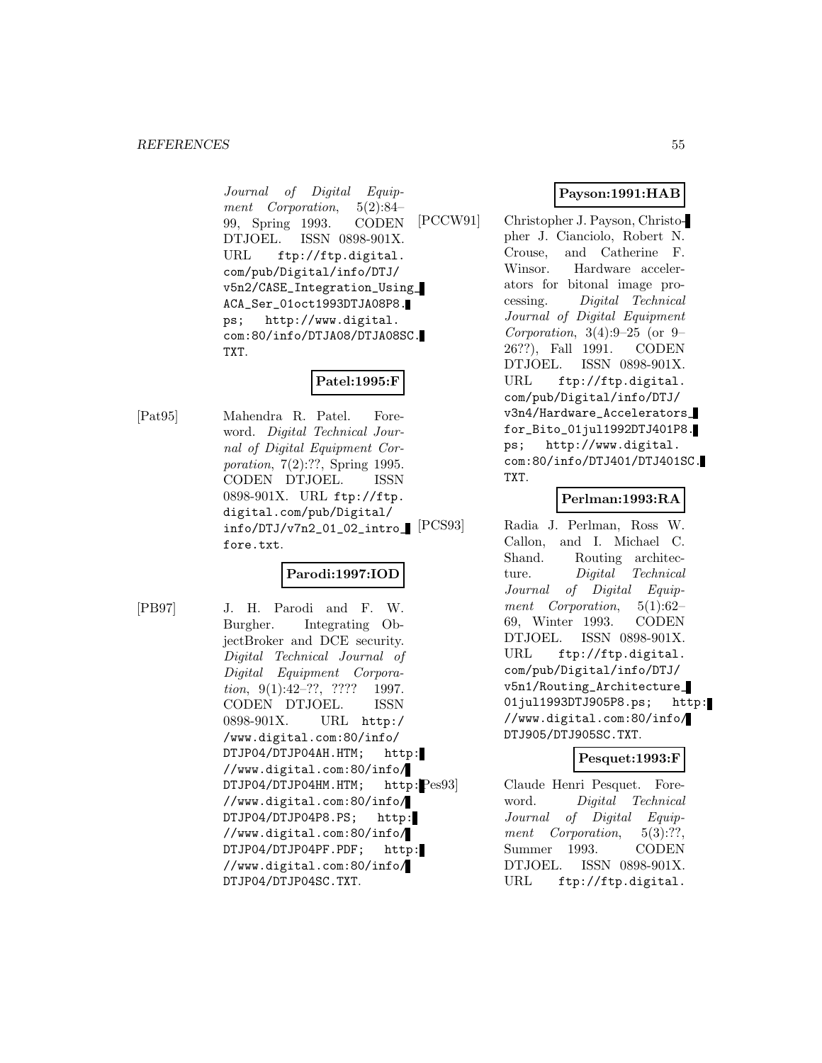*Journal of Digital Equipment Corporation*, 5(2):84–99, Spring 1993. CODEN DTJOEL. ISSN 0898-901X. URL ftp://ftp.digital.com/pub/Digital/info/DTJ/v5n2/CASE_Integration_Using_ACA_Ser_01oct1993DTJA08P8.ps; http://www.digital.com:80/info/DTJA08/DTJA08SC.TXT.

**Patel:1995:F**

[Pat95] Mahendra R. Patel. Foreword. *Digital Technical Journal of Digital Equipment Corporation*, 7(2):??, Spring 1995. CODEN DTJOEL. ISSN 0898-901X. URL ftp://ftp.digital.com/pub/Digital/info/DTJ/v7n2_01_02_intro_fore.txt.

**Parodi:1997:IOD**

[PB97] J. H. Parodi and F. W. Burgher. Integrating ObjectBroker and DCE security. *Digital Technical Journal of Digital Equipment Corporation*, 9(1):42–??, ???? 1997. CODEN DTJOEL. ISSN 0898-901X. URL http://www.digital.com:80/info/DTJP04/DTJP04AH.HTM; http://www.digital.com:80/info/DTJP04/DTJP04HM.HTM; http://www.digital.com:80/info/DTJP04/DTJP04P8.PS; http://www.digital.com:80/info/DTJP04/DTJP04PF.PDF; http://www.digital.com:80/info/DTJP04/DTJP04SC.TXT.

**Payson:1991:HAB**

[PCCW91] Christopher J. Payson, Christopher J. Cianciolo, Robert N. Crouse, and Catherine F. Winsor. Hardware accelerators for bitonal image processing. *Digital Technical Journal of Digital Equipment Corporation*, 3(4):9–25 (or 9–26??), Fall 1991. CODEN DTJOEL. ISSN 0898-901X. URL ftp://ftp.digital.com/pub/Digital/info/DTJ/v3n4/Hardware_Accelerators_for_Bito_01jul1992DTJ401P8.ps; http://www.digital.com:80/info/DTJ401/DTJ401SC.TXT.

**Perlman:1993:RA**

[PCS93] Radia J. Perlman, Ross W. Callon, and I. Michael C. Shand. Routing architecture. *Digital Technical Journal of Digital Equipment Corporation*, 5(1):62–69, Winter 1993. CODEN DTJOEL. ISSN 0898-901X. URL ftp://ftp.digital.com/pub/Digital/info/DTJ/v5n1/Routing_Architecture_01jul1993DTJ905P8.ps; http://www.digital.com:80/info/DTJ905/DTJ905SC.TXT.

**Pesquet:1993:F**

[Pes93] Claude Henri Pesquet. Foreword. *Digital Technical Journal of Digital Equipment Corporation*, 5(3):??, Summer 1993. CODEN DTJOEL. ISSN 0898-901X. URL ftp://ftp.digital.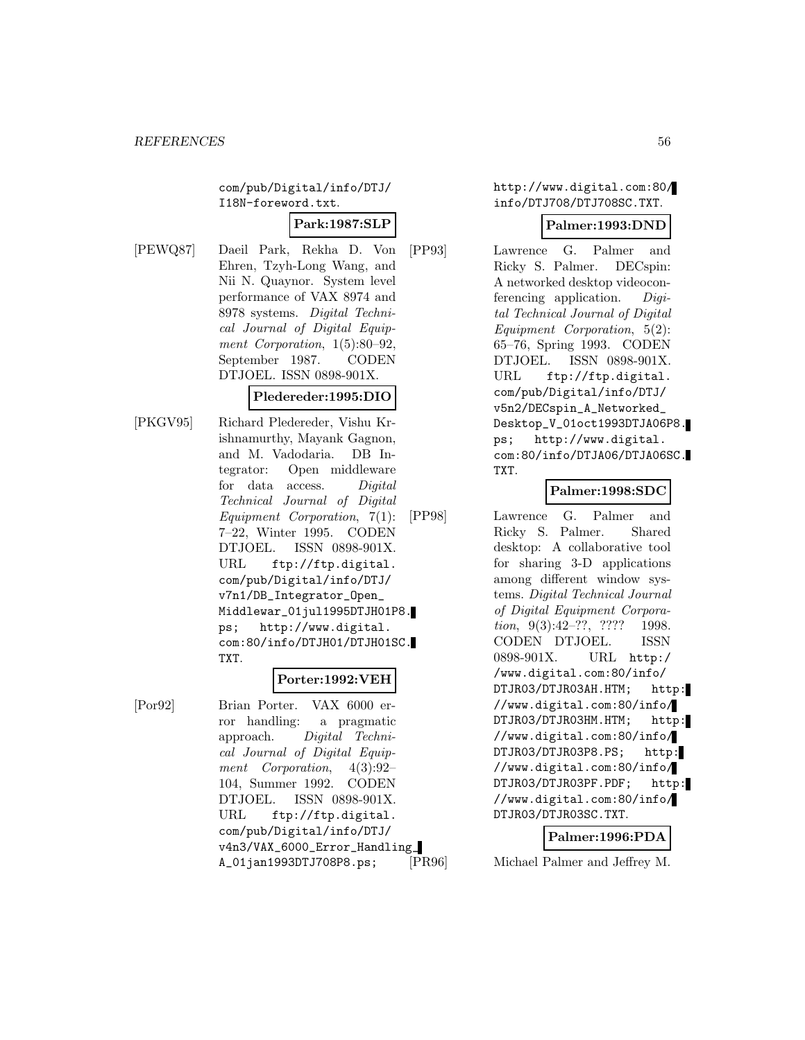com/pub/Digital/info/DTJ/I18N-foreword.txt.

**Park:1987:SLP**

[PEWQ87] Daeil Park, Rekha D. Von Ehren, Tzyh-Long Wang, and Nii N. Quaynor. System level performance of VAX 8974 and 8978 systems. *Digital Technical Journal of Digital Equipment Corporation*, 1(5):80–92, September 1987. CODEN DTJOEL. ISSN 0898-901X.

**Pledereder:1995:DIO**

[PKGV95] Richard Pledereder, Vishu Krishnamurthy, Mayank Gagnon, and M. Vadodaria. DB Integrator: Open middleware for data access. *Digital Technical Journal of Digital Equipment Corporation*, 7(1): 7–22, Winter 1995. CODEN DTJOEL. ISSN 0898-901X. URL ftp://ftp.digital.com/pub/Digital/info/DTJ/v7n1/DB_Integrator_Open_Middlewar_01jul1995DTJH01P8.ps; http://www.digital.com:80/info/DTJH01/DTJH01SC.TXT.

**Porter:1992:VEH**

[Por92] Brian Porter. VAX 6000 error handling: a pragmatic approach. *Digital Technical Journal of Digital Equipment Corporation*, 4(3):92–104, Summer 1992. CODEN DTJOEL. ISSN 0898-901X. URL ftp://ftp.digital.com/pub/Digital/info/DTJ/v4n3/VAX_6000_Error_Handling_A_01jan1993DTJ708P8.ps; http://www.digital.com:80/info/DTJ708/DTJ708SC.TXT.

**Palmer:1993:DND**

[PP93] Lawrence G. Palmer and Ricky S. Palmer. DECspin: A networked desktop videoconferencing application. *Digital Technical Journal of Digital Equipment Corporation*, 5(2): 65–76, Spring 1993. CODEN DTJOEL. ISSN 0898-901X. URL ftp://ftp.digital.com/pub/Digital/info/DTJ/v5n2/DECspin_A_Networked_Desktop_V_01oct1993DTJA06P8.ps; http://www.digital.com:80/info/DTJA06/DTJA06SC.TXT.

**Palmer:1998:SDC**

[PP98] Lawrence G. Palmer and Ricky S. Palmer. Shared desktop: A collaborative tool for sharing 3-D applications among different window systems. *Digital Technical Journal of Digital Equipment Corporation*, 9(3):42–??, ???? 1998. CODEN DTJOEL. ISSN 0898-901X. URL http://www.digital.com:80/info/DTJR03/DTJR03AH.HTM; http://www.digital.com:80/info/DTJR03/DTJR03HM.HTM; http://www.digital.com:80/info/DTJR03/DTJR03P8.PS; http://www.digital.com:80/info/DTJR03/DTJR03PF.PDF; http://www.digital.com:80/info/DTJR03/DTJR03SC.TXT.

**Palmer:1996:PDA**

[PR96] Michael Palmer and Jeffrey M.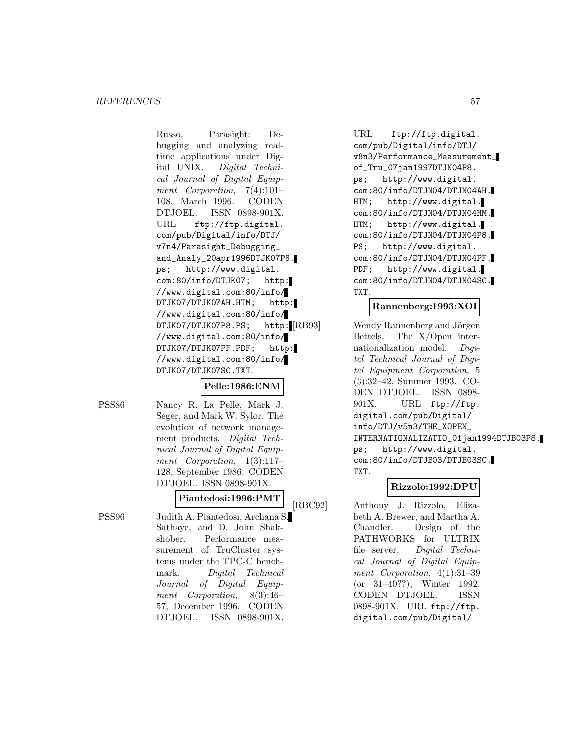Russo. Parasight: Debugging and analyzing realtime applications under Digital UNIX. *Digital Technical Journal of Digital Equipment Corporation*, 7(4):101–108, March 1996. CODEN DTJOEL. ISSN 0898-901X. URL ftp://ftp.digital.com/pub/Digital/info/DTJ/v7n4/Parasight_Debugging_and_Analy_20apr1996DTJK07P8.ps; http://www.digital.com:80/info/DTJK07; http://www.digital.com:80/info/DTJK07/DTJK07AH.HTM; http://www.digital.com:80/info/DTJK07/DTJK07P8.PS; http://www.digital.com:80/info/DTJK07/DTJK07PF.PDF; http://www.digital.com:80/info/DTJK07/DTJK07SC.TXT.

**Pelle:1986:ENM**

[PSS86] Nancy R. La Pelle, Mark J. Seger, and Mark W. Sylor. The evolution of network management products. *Digital Technical Journal of Digital Equipment Corporation*, 1(3):117–128, September 1986. CODEN DTJOEL. ISSN 0898-901X.

**Piantedosi:1996:PMT**

[PSS96] Judith A. Piantedosi, Archana S. Sathaye, and D. John Shakshober. Performance measurement of TruCluster systems under the TPC-C benchmark. *Digital Technical Journal of Digital Equipment Corporation*, 8(3):46–57, December 1996. CODEN DTJOEL. ISSN 0898-901X. URL ftp://ftp.digital.com/pub/Digital/info/DTJ/v8n3/Performance_Measurement_of_Tru_07jan1997DTJN04P8.ps; http://www.digital.com:80/info/DTJN04/DTJN04AH.HTM; http://www.digital.com:80/info/DTJN04/DTJN04HM.HTM; http://www.digital.com:80/info/DTJN04/DTJN04P8.PS; http://www.digital.com:80/info/DTJN04/DTJN04PF.PDF; http://www.digital.com:80/info/DTJN04/DTJN04SC.TXT.

**Rannenberg:1993:XOI**

[RB93] Wendy Rannenberg and Jörgen Bettels. The X/Open internationalization model. *Digital Technical Journal of Digital Equipment Corporation*, 5(3):32–42, Summer 1993. CODEN DTJOEL. ISSN 0898-901X. URL ftp://ftp.digital.com/pub/Digital/info/DTJ/v5n3/THE_XOPEN_INTERNATIONALIZATIO_01jan1994DTJB03P8.ps; http://www.digital.com:80/info/DTJB03/DTJB03SC.TXT.

**Rizzolo:1992:DPU**

[RBC92] Anthony J. Rizzolo, Elizabeth A. Brewer, and Martha A. Chandler. Design of the PATHWORKS for ULTRIX file server. *Digital Technical Journal of Digital Equipment Corporation*, 4(1):31–39 (or 31–40??), Winter 1992. CODEN DTJOEL. ISSN 0898-901X. URL ftp://ftp.digital.com/pub/Digital/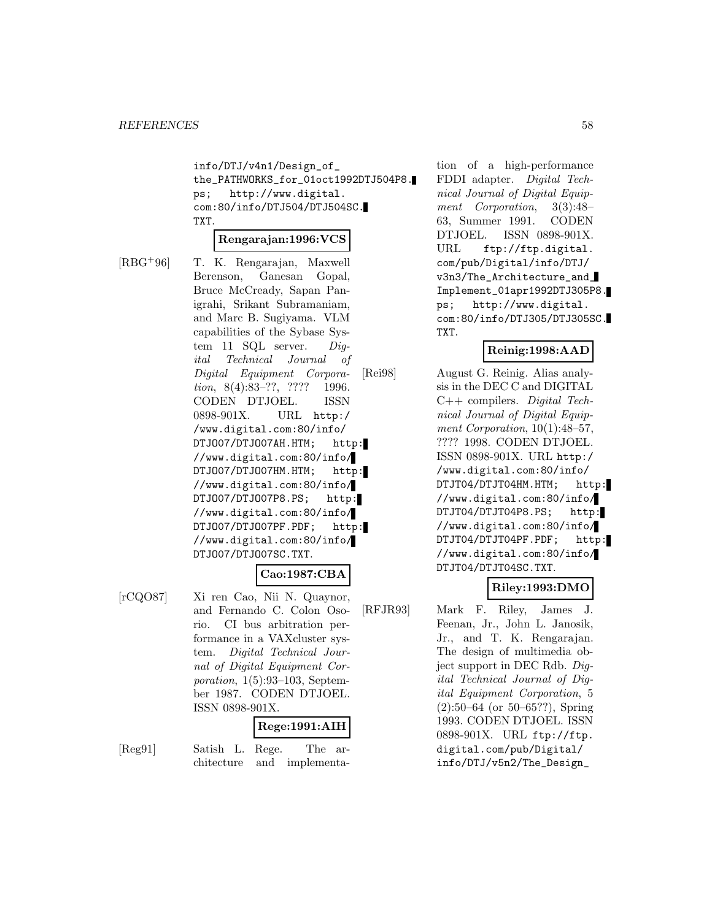info/DTJ/v4n1/Design_of_the_PATHWORKS_for_01oct1992DTJ504P8.ps; http://www.digital.com:80/info/DTJ504/DTJ504SC.TXT.

**Rengarajan:1996:VCS**

[RBG+96] T. K. Rengarajan, Maxwell Berenson, Ganesan Gopal, Bruce McCready, Sapan Panigrahi, Srikant Subramaniam, and Marc B. Sugiyama. VLM capabilities of the Sybase System 11 SQL server. *Digital Technical Journal of Digital Equipment Corporation*, 8(4):83–??, ???? 1996. CODEN DTJOEL. ISSN 0898-901X. URL http://www.digital.com:80/info/DTJO07/DTJO07AH.HTM; http://www.digital.com:80/info/DTJO07/DTJO07HM.HTM; http://www.digital.com:80/info/DTJO07/DTJO07P8.PS; http://www.digital.com:80/info/DTJO07/DTJO07PF.PDF; http://www.digital.com:80/info/DTJO07/DTJO07SC.TXT.

**Cao:1987:CBA**

[rCQO87] Xi ren Cao, Nii N. Quaynor, and Fernando C. Colon Osorio. CI bus arbitration performance in a VAXcluster system. *Digital Technical Journal of Digital Equipment Corporation*, 1(5):93–103, September 1987. CODEN DTJOEL. ISSN 0898-901X.

**Rege:1991:AIH**

[Reg91] Satish L. Rege. The architecture and implementation of a high-performance FDDI adapter. *Digital Technical Journal of Digital Equipment Corporation*, 3(3):48–63, Summer 1991. CODEN DTJOEL. ISSN 0898-901X. URL ftp://ftp.digital.com/pub/Digital/info/DTJ/v3n3/The_Architecture_and_Implement_01apr1992DTJ305P8.ps; http://www.digital.com:80/info/DTJ305/DTJ305SC.TXT.

**Reinig:1998:AAD**

[Rei98] August G. Reinig. Alias analysis in the DEC C and DIGITAL C++ compilers. *Digital Technical Journal of Digital Equipment Corporation*, 10(1):48–57, ???? 1998. CODEN DTJOEL. ISSN 0898-901X. URL http://www.digital.com:80/info/DTJT04/DTJT04HM.HTM; http://www.digital.com:80/info/DTJT04/DTJT04P8.PS; http://www.digital.com:80/info/DTJT04/DTJT04PF.PDF; http://www.digital.com:80/info/DTJT04/DTJT04SC.TXT.

**Riley:1993:DMO**

[RFJR93] Mark F. Riley, James J. Feenan, Jr., John L. Janosik, Jr., and T. K. Rengarajan. The design of multimedia object support in DEC Rdb. *Digital Technical Journal of Digital Equipment Corporation*, 5 (2):50–64 (or 50–65??), Spring 1993. CODEN DTJOEL. ISSN 0898-901X. URL ftp://ftp.digital.com/pub/Digital/info/DTJ/v5n2/The_Design_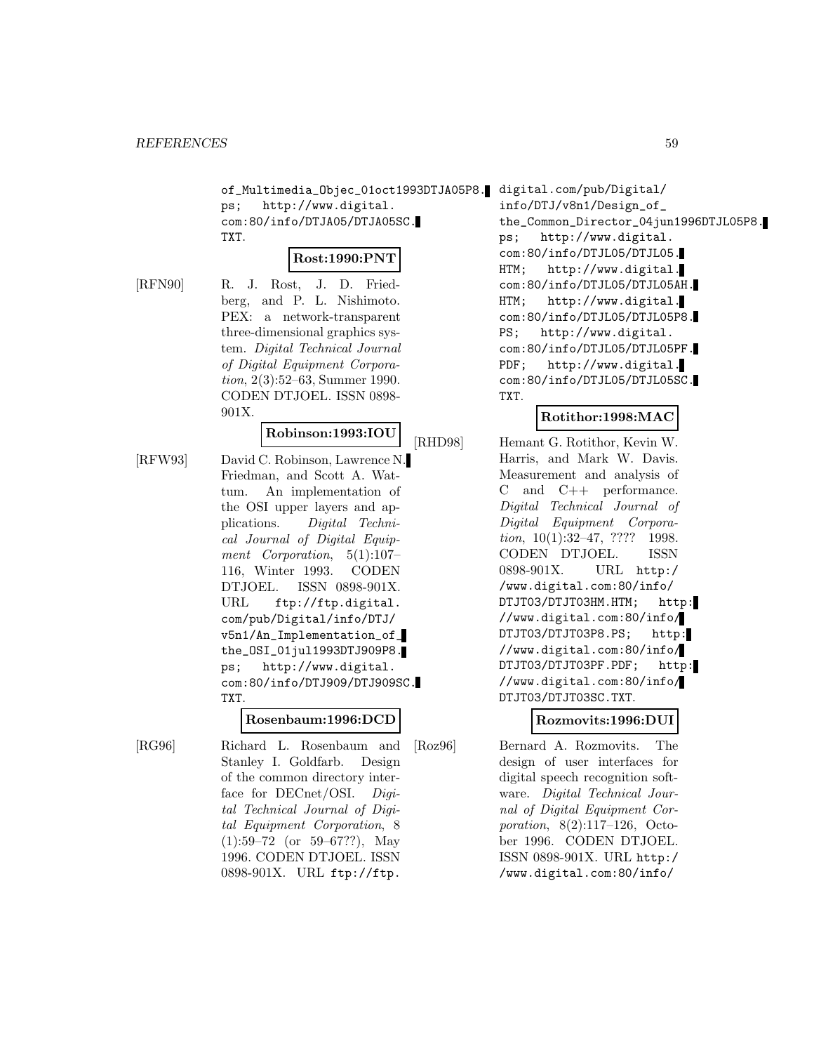of_Multimedia_Objec_01oct1993DTJA05P8.ps; http://www.digital.com:80/info/DTJA05/DTJA05SC.TXT.

**Rost:1990:PNT**

[RFN90] R. J. Rost, J. D. Friedberg, and P. L. Nishimoto. PEX: a network-transparent three-dimensional graphics system. *Digital Technical Journal of Digital Equipment Corporation*, 2(3):52–63, Summer 1990. CODEN DTJOEL. ISSN 0898-901X.

**Robinson:1993:IOU**

[RFW93] David C. Robinson, Lawrence N. Friedman, and Scott A. Wattum. An implementation of the OSI upper layers and applications. *Digital Technical Journal of Digital Equipment Corporation*, 5(1):107–116, Winter 1993. CODEN DTJOEL. ISSN 0898-901X. URL ftp://ftp.digital.com/pub/Digital/info/DTJ/v5n1/An_Implementation_of_the_OSI_01jul1993DTJ909P8.ps; http://www.digital.com:80/info/DTJ909/DTJ909SC.TXT.

**Rosenbaum:1996:DCD**

[RG96] Richard L. Rosenbaum and Stanley I. Goldfarb. Design of the common directory interface for DECnet/OSI. *Digital Technical Journal of Digital Equipment Corporation*, 8 (1):59–72 (or 59–67??), May 1996. CODEN DTJOEL. ISSN 0898-901X. URL ftp://ftp.digital.com/pub/Digital/info/DTJ/v8n1/Design_of_the_Common_Director_04jun1996DTJL05P8.ps; http://www.digital.com:80/info/DTJL05/DTJL05.HTM; http://www.digital.com:80/info/DTJL05/DTJL05AH.HTM; http://www.digital.com:80/info/DTJL05/DTJL05P8.PS; http://www.digital.com:80/info/DTJL05/DTJL05PF.PDF; http://www.digital.com:80/info/DTJL05/DTJL05SC.TXT.

**Rotithor:1998:MAC**

[RHD98] Hemant G. Rotithor, Kevin W. Harris, and Mark W. Davis. Measurement and analysis of C and C++ performance. *Digital Technical Journal of Digital Equipment Corporation*, 10(1):32–47, ???? 1998. CODEN DTJOEL. ISSN 0898-901X. URL http://www.digital.com:80/info/DTJT03/DTJT03HM.HTM; http://www.digital.com:80/info/DTJT03/DTJT03P8.PS; http://www.digital.com:80/info/DTJT03/DTJT03PF.PDF; http://www.digital.com:80/info/DTJT03/DTJT03SC.TXT.

**Rozmovits:1996:DUI**

[Roz96] Bernard A. Rozmovits. The design of user interfaces for digital speech recognition software. *Digital Technical Journal of Digital Equipment Corporation*, 8(2):117–126, October 1996. CODEN DTJOEL. ISSN 0898-901X. URL http://www.digital.com:80/info/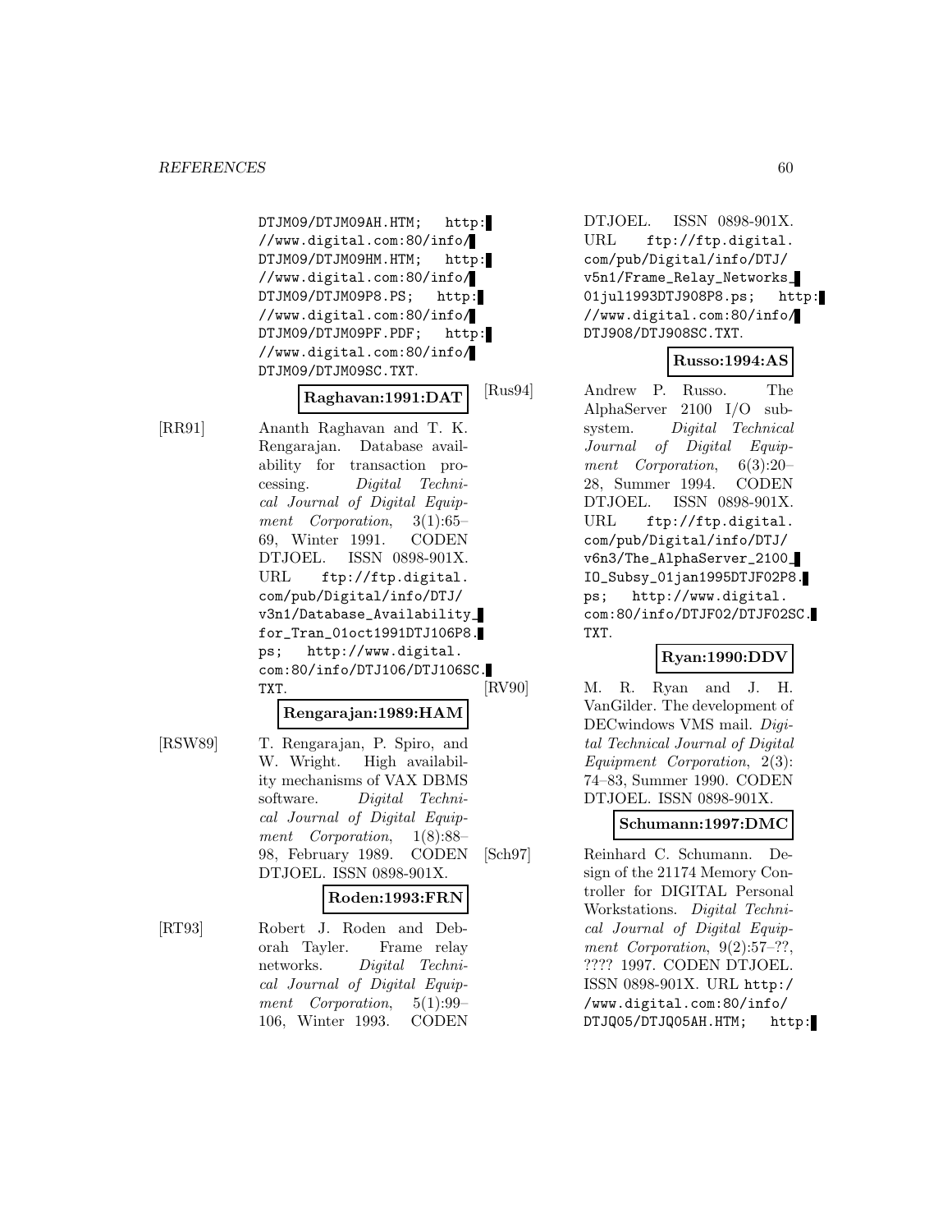DTJM09/DTJM09AH.HTM; http://www.digital.com:80/info/DTJM09/DTJM09HM.HTM; http://www.digital.com:80/info/DTJM09/DTJM09P8.PS; http://www.digital.com:80/info/DTJM09/DTJM09PF.PDF; http://www.digital.com:80/info/DTJM09/DTJM09SC.TXT.

**Raghavan:1991:DAT**

[RR91] Ananth Raghavan and T. K. Rengarajan. Database availability for transaction processing. *Digital Technical Journal of Digital Equipment Corporation*, 3(1):65–69, Winter 1991. CODEN DTJOEL. ISSN 0898-901X. URL `ftp://ftp.digital.com/pub/Digital/info/DTJ/v3n1/Database_Availability_for_Tran_01oct1991DTJ106P8.ps`; `http://www.digital.com:80/info/DTJ106/DTJ106SC.TXT`.

**Rengarajan:1989:HAM**

[RSW89] T. Rengarajan, P. Spiro, and W. Wright. High availability mechanisms of VAX DBMS software. *Digital Technical Journal of Digital Equipment Corporation*, 1(8):88–98, February 1989. CODEN DTJOEL. ISSN 0898-901X.

**Roden:1993:FRN**

[RT93] Robert J. Roden and Deborah Tayler. Frame relay networks. *Digital Technical Journal of Digital Equipment Corporation*, 5(1):99–106, Winter 1993. CODEN DTJOEL. ISSN 0898-901X. URL `ftp://ftp.digital.com/pub/Digital/info/DTJ/v5n1/Frame_Relay_Networks_01jul1993DTJ908P8.ps`; `http://www.digital.com:80/info/DTJ908/DTJ908SC.TXT`.

**Russo:1994:AS**

[Rus94] Andrew P. Russo. The AlphaServer 2100 I/O subsystem. *Digital Technical Journal of Digital Equipment Corporation*, 6(3):20–28, Summer 1994. CODEN DTJOEL. ISSN 0898-901X. URL `ftp://ftp.digital.com/pub/Digital/info/DTJ/v6n3/The_AlphaServer_2100_IO_Subsy_01jan1995DTJF02P8.ps`; `http://www.digital.com:80/info/DTJF02/DTJF02SC.TXT`.

**Ryan:1990:DDV**

[RV90] M. R. Ryan and J. H. VanGilder. The development of DECwindows VMS mail. *Digital Technical Journal of Digital Equipment Corporation*, 2(3):74–83, Summer 1990. CODEN DTJOEL. ISSN 0898-901X.

**Schumann:1997:DMC**

[Sch97] Reinhard C. Schumann. Design of the 21174 Memory Controller for DIGITAL Personal Workstations. *Digital Technical Journal of Digital Equipment Corporation*, 9(2):57–??, ???? 1997. CODEN DTJOEL. ISSN 0898-901X. URL `http://www.digital.com:80/info/DTJQ05/DTJQ05AH.HTM`; `http:`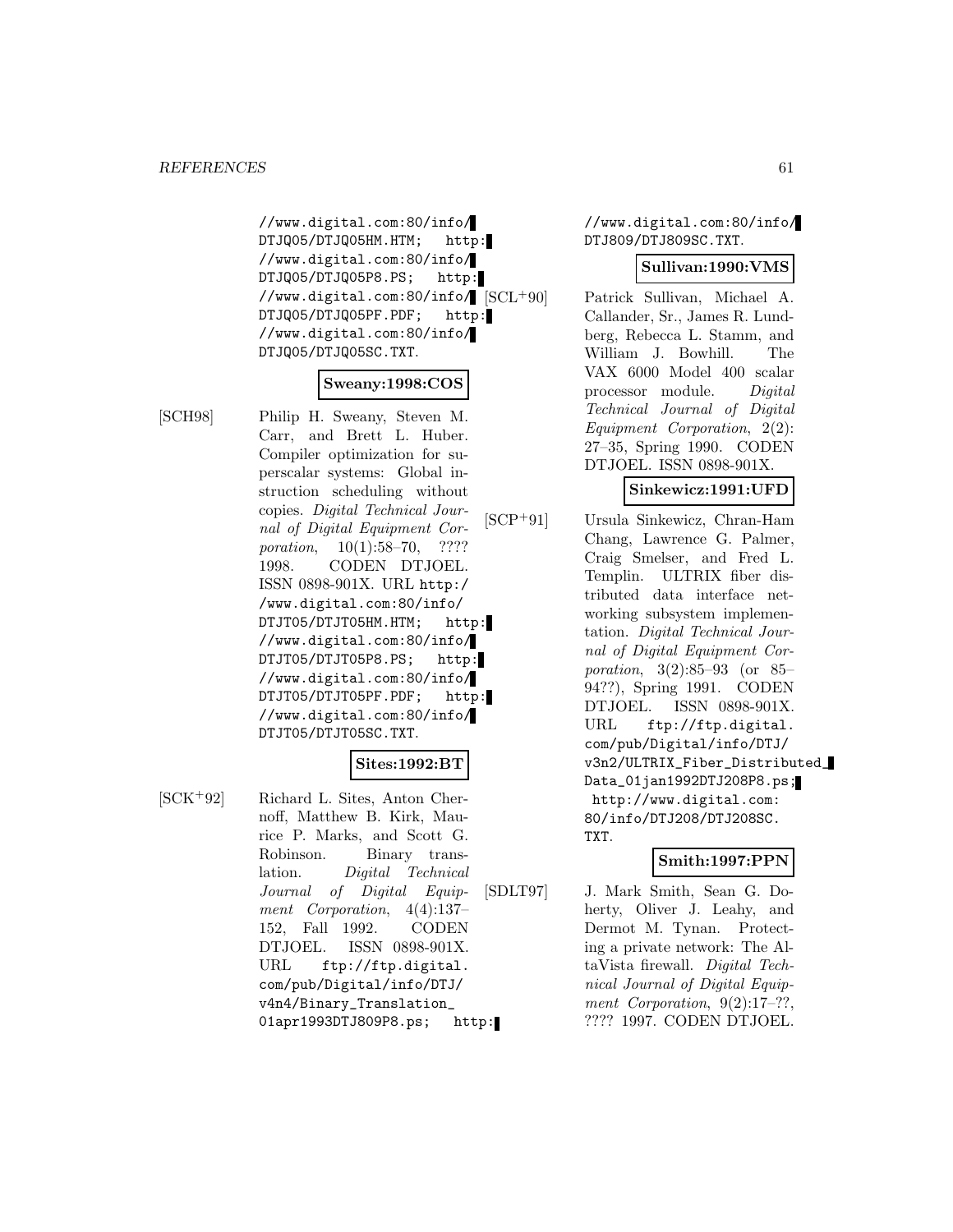//www.digital.com:80/info/DTJQ05/DTJQ05HM.HTM; http://www.digital.com:80/info/DTJQ05/DTJQ05P8.PS; http://www.digital.com:80/info/DTJQ05/DTJQ05PF.PDF; http://www.digital.com:80/info/DTJQ05/DTJQ05SC.TXT.

**Sweany:1998:COS**

[SCH98] Philip H. Sweany, Steven M. Carr, and Brett L. Huber. Compiler optimization for superscalar systems: Global instruction scheduling without copies. *Digital Technical Journal of Digital Equipment Corporation*, 10(1):58–70, ???? 1998. CODEN DTJOEL. ISSN 0898-901X. URL http://www.digital.com:80/info/DTJT05/DTJT05HM.HTM; http://www.digital.com:80/info/DTJT05/DTJT05P8.PS; http://www.digital.com:80/info/DTJT05/DTJT05PF.PDF; http://www.digital.com:80/info/DTJT05/DTJT05SC.TXT.

**Sites:1992:BT**

[SCK+92] Richard L. Sites, Anton Chernoff, Matthew B. Kirk, Maurice P. Marks, and Scott G. Robinson. Binary translation. *Digital Technical Journal of Digital Equipment Corporation*, 4(4):137–152, Fall 1992. CODEN DTJOEL. ISSN 0898-901X. URL ftp://ftp.digital.com/pub/Digital/info/DTJ/v4n4/Binary_Translation_01apr1993DTJ809P8.ps; http://www.digital.com:80/info/DTJ809/DTJ809SC.TXT.

**Sullivan:1990:VMS**

[SCL+90] Patrick Sullivan, Michael A. Callander, Sr., James R. Lundberg, Rebecca L. Stamm, and William J. Bowhill. The VAX 6000 Model 400 scalar processor module. *Digital Technical Journal of Digital Equipment Corporation*, 2(2):27–35, Spring 1990. CODEN DTJOEL. ISSN 0898-901X.

**Sinkewicz:1991:UFD**

[SCP+91] Ursula Sinkewicz, Chran-Ham Chang, Lawrence G. Palmer, Craig Smelser, and Fred L. Templin. ULTRIX fiber distributed data interface networking subsystem implementation. *Digital Technical Journal of Digital Equipment Corporation*, 3(2):85–93 (or 85–94??), Spring 1991. CODEN DTJOEL. ISSN 0898-901X. URL ftp://ftp.digital.com/pub/Digital/info/DTJ/v3n2/ULTRIX_Fiber_Distributed_Data_01jan1992DTJ208P8.ps; http://www.digital.com:80/info/DTJ208/DTJ208SC.TXT.

**Smith:1997:PPN**

[SDLT97] J. Mark Smith, Sean G. Doherty, Oliver J. Leahy, and Dermot M. Tynan. Protecting a private network: The AltaVista firewall. *Digital Technical Journal of Digital Equipment Corporation*, 9(2):17–??, ???? 1997. CODEN DTJOEL.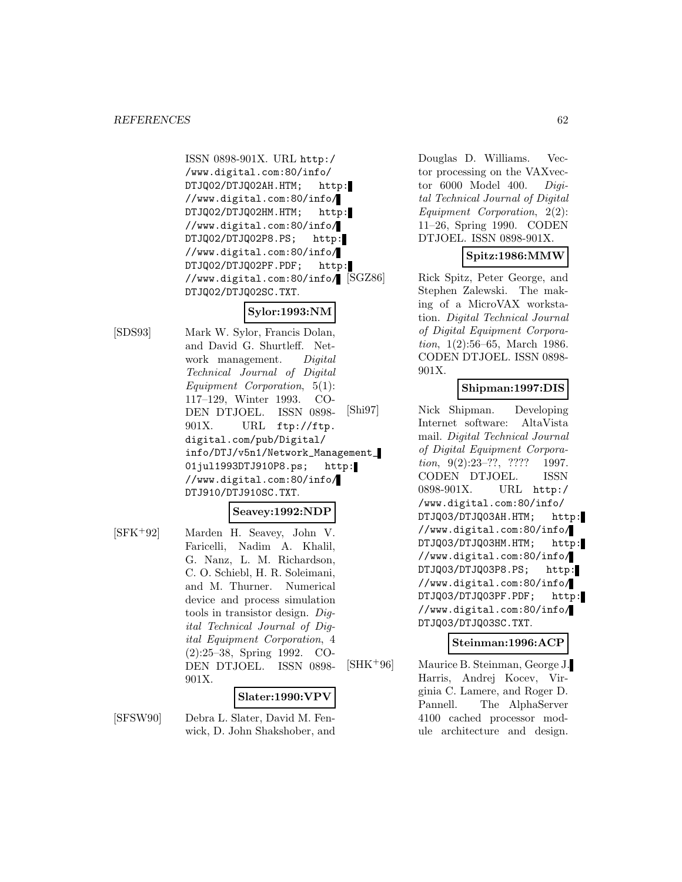ISSN 0898-901X. URL http://www.digital.com:80/info/DTJQ02/DTJQ02AH.HTM; http://www.digital.com:80/info/DTJQ02/DTJQ02HM.HTM; http://www.digital.com:80/info/DTJQ02/DTJQ02P8.PS; http://www.digital.com:80/info/DTJQ02/DTJQ02PF.PDF; http://www.digital.com:80/info/DTJQ02/DTJQ02SC.TXT.

**Sylor:1993:NM**

[SDS93] Mark W. Sylor, Francis Dolan, and David G. Shurtleff. Network management. *Digital Technical Journal of Digital Equipment Corporation*, 5(1): 117–129, Winter 1993. CODEN DTJOEL. ISSN 0898-901X. URL ftp://ftp.digital.com/pub/Digital/info/DTJ/v5n1/Network_Management_01jul1993DTJ910P8.ps; http://www.digital.com:80/info/DTJ910/DTJ910SC.TXT.

**Seavey:1992:NDP**

[SFK+92] Marden H. Seavey, John V. Faricelli, Nadim A. Khalil, G. Nanz, L. M. Richardson, C. O. Schiebl, H. R. Soleimani, and M. Thurner. Numerical device and process simulation tools in transistor design. *Digital Technical Journal of Digital Equipment Corporation*, 4 (2):25–38, Spring 1992. CODEN DTJOEL. ISSN 0898-901X.

**Slater:1990:VPV**

[SFSW90] Debra L. Slater, David M. Fenwick, D. John Shakshober, and Douglas D. Williams. Vector processing on the VAXvector 6000 Model 400. *Digital Technical Journal of Digital Equipment Corporation*, 2(2): 11–26, Spring 1990. CODEN DTJOEL. ISSN 0898-901X.

**Spitz:1986:MMW**

[SGZ86] Rick Spitz, Peter George, and Stephen Zalewski. The making of a MicroVAX workstation. *Digital Technical Journal of Digital Equipment Corporation*, 1(2):56–65, March 1986. CODEN DTJOEL. ISSN 0898-901X.

**Shipman:1997:DIS**

[Shi97] Nick Shipman. Developing Internet software: AltaVista mail. *Digital Technical Journal of Digital Equipment Corporation*, 9(2):23–??, ???? 1997. CODEN DTJOEL. ISSN 0898-901X. URL http://www.digital.com:80/info/DTJQ03/DTJQ03AH.HTM; http://www.digital.com:80/info/DTJQ03/DTJQ03HM.HTM; http://www.digital.com:80/info/DTJQ03/DTJQ03P8.PS; http://www.digital.com:80/info/DTJQ03/DTJQ03PF.PDF; http://www.digital.com:80/info/DTJQ03/DTJQ03SC.TXT.

**Steinman:1996:ACP**

[SHK+96] Maurice B. Steinman, George J. Harris, Andrej Kocev, Virginia C. Lamere, and Roger D. Pannell. The AlphaServer 4100 cached processor module architecture and design.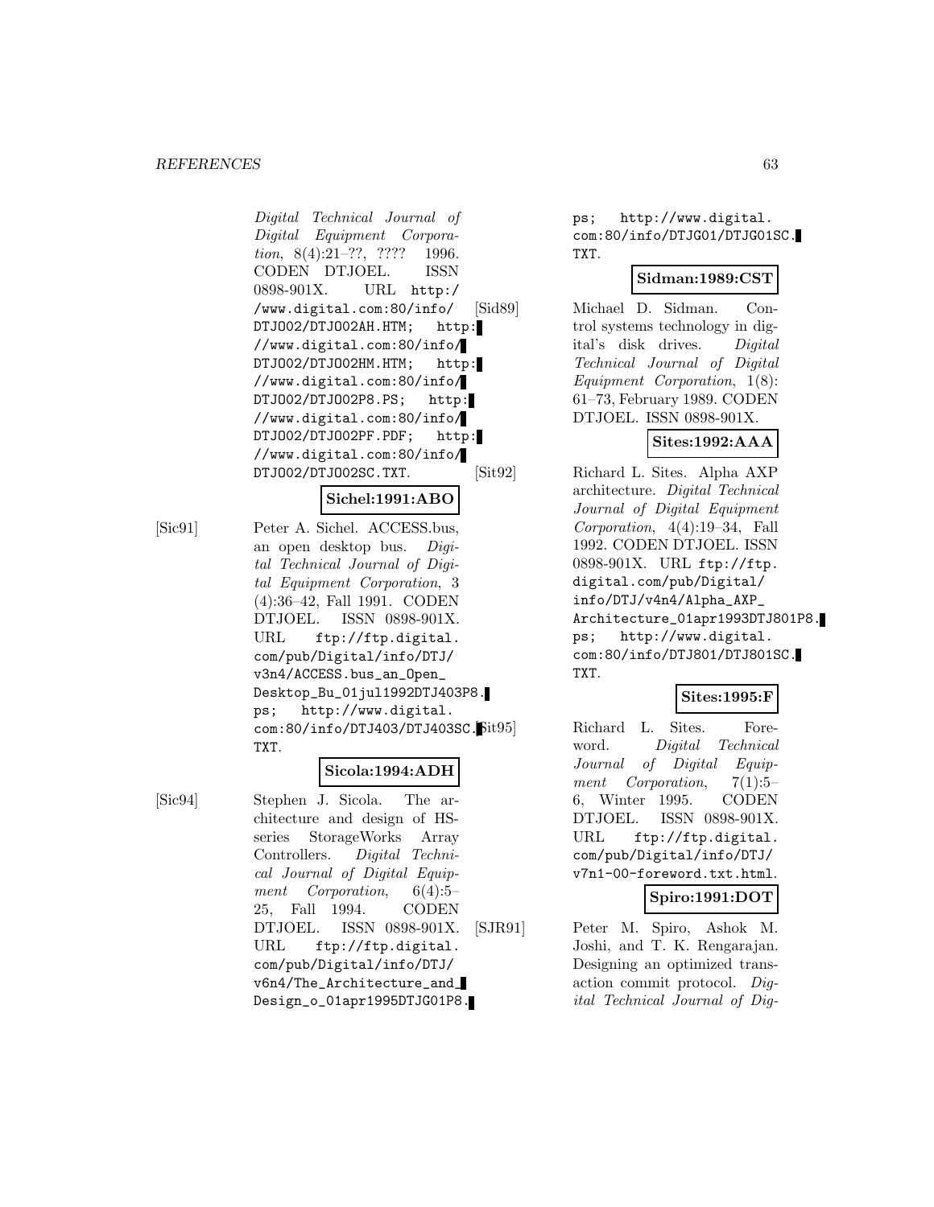*Digital Technical Journal of Digital Equipment Corporation*, 8(4):21–??, ???? 1996. CODEN DTJOEL. ISSN 0898-901X. URL http://www.digital.com:80/info/DTJO02/DTJO02AH.HTM; http://www.digital.com:80/info/DTJO02/DTJO02HM.HTM; http://www.digital.com:80/info/DTJO02/DTJO02P8.PS; http://www.digital.com:80/info/DTJO02/DTJO02PF.PDF; http://www.digital.com:80/info/DTJO02/DTJO02SC.TXT.

**Sichel:1991:ABO**

[Sic91] Peter A. Sichel. ACCESS.bus, an open desktop bus. *Digital Technical Journal of Digital Equipment Corporation*, 3(4):36–42, Fall 1991. CODEN DTJOEL. ISSN 0898-901X. URL ftp://ftp.digital.com/pub/Digital/info/DTJ/v3n4/ACCESS.bus_an_Open_Desktop_Bu_01jul1992DTJ403P8.ps; http://www.digital.com:80/info/DTJ403/DTJ403SC.TXT.

**Sicola:1994:ADH**

[Sic94] Stephen J. Sicola. The architecture and design of HS-series StorageWorks Array Controllers. *Digital Technical Journal of Digital Equipment Corporation*, 6(4):5–25, Fall 1994. CODEN DTJOEL. ISSN 0898-901X. URL ftp://ftp.digital.com/pub/Digital/info/DTJ/v6n4/The_Architecture_and_Design_o_01apr1995DTJG01P8.ps; http://www.digital.com:80/info/DTJG01/DTJG01SC.TXT.

**Sidman:1989:CST**

[Sid89] Michael D. Sidman. Control systems technology in digital's disk drives. *Digital Technical Journal of Digital Equipment Corporation*, 1(8):61–73, February 1989. CODEN DTJOEL. ISSN 0898-901X.

**Sites:1992:AAA**

[Sit92] Richard L. Sites. Alpha AXP architecture. *Digital Technical Journal of Digital Equipment Corporation*, 4(4):19–34, Fall 1992. CODEN DTJOEL. ISSN 0898-901X. URL ftp://ftp.digital.com/pub/Digital/info/DTJ/v4n4/Alpha_AXP_Architecture_01apr1993DTJ801P8.ps; http://www.digital.com:80/info/DTJ801/DTJ801SC.TXT.

**Sites:1995:F**

[Sit95] Richard L. Sites. Foreword. *Digital Technical Journal of Digital Equipment Corporation*, 7(1):5–6, Winter 1995. CODEN DTJOEL. ISSN 0898-901X. URL ftp://ftp.digital.com/pub/Digital/info/DTJ/v7n1-00-foreword.txt.html.

**Spiro:1991:DOT**

[SJR91] Peter M. Spiro, Ashok M. Joshi, and T. K. Rengarajan. Designing an optimized transaction commit protocol. *Digital Technical Journal of Dig-*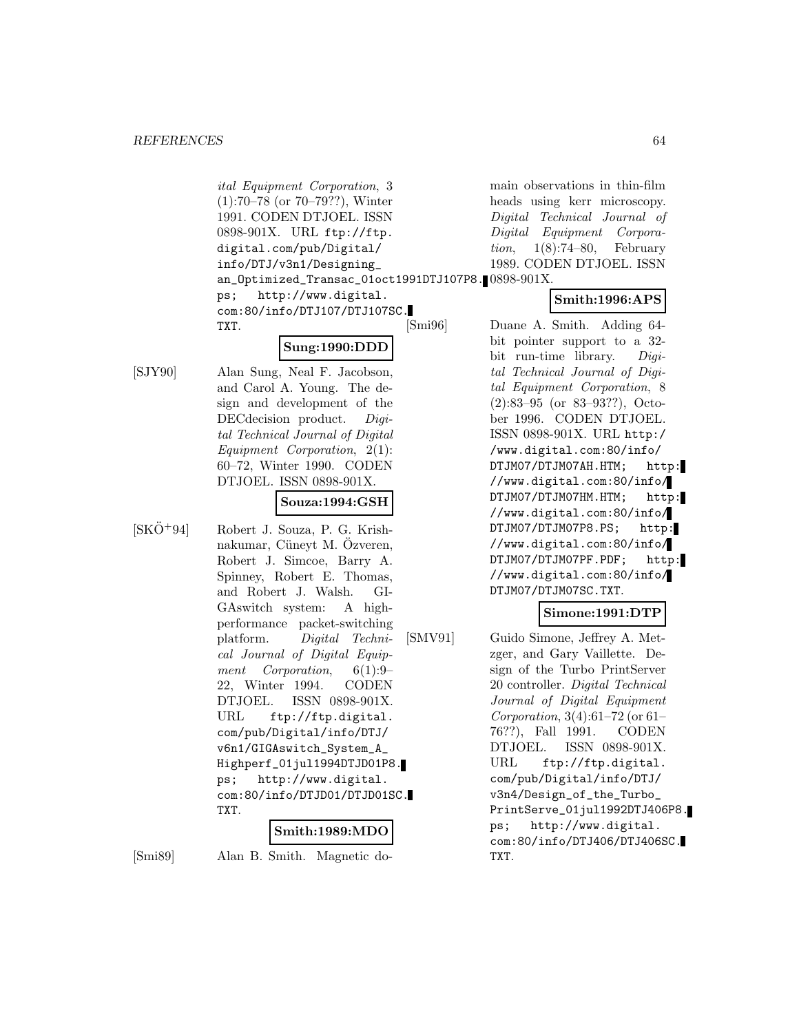*ital Equipment Corporation*, 3 (1):70–78 (or 70–79??), Winter 1991. CODEN DTJOEL. ISSN 0898-901X. URL ftp://ftp.digital.com/pub/Digital/info/DTJ/v3n1/Designing_an_Optimized_Transac_01oct1991DTJ107P8.ps; http://www.digital.com:80/info/DTJ107/DTJ107SC.TXT.

**Sung:1990:DDD**

[SJY90] Alan Sung, Neal F. Jacobson, and Carol A. Young. The design and development of the DECdecision product. *Digital Technical Journal of Digital Equipment Corporation*, 2(1): 60–72, Winter 1990. CODEN DTJOEL. ISSN 0898-901X.

**Souza:1994:GSH**

[SKÖ+94] Robert J. Souza, P. G. Krishnakumar, Cüneyt M. Özveren, Robert J. Simcoe, Barry A. Spinney, Robert E. Thomas, and Robert J. Walsh. GIGAswitch system: A high-performance packet-switching platform. *Digital Technical Journal of Digital Equipment Corporation*, 6(1):9–22, Winter 1994. CODEN DTJOEL. ISSN 0898-901X. URL ftp://ftp.digital.com/pub/Digital/info/DTJ/v6n1/GIGAswitch_System_A_Highperf_01jul1994DTJD01P8.ps; http://www.digital.com:80/info/DTJD01/DTJD01SC.TXT.

**Smith:1989:MDO**

[Smi89] Alan B. Smith. Magnetic domain observations in thin-film heads using kerr microscopy. *Digital Technical Journal of Digital Equipment Corporation*, 1(8):74–80, February 1989. CODEN DTJOEL. ISSN 0898-901X.

**Smith:1996:APS**

[Smi96] Duane A. Smith. Adding 64-bit pointer support to a 32-bit run-time library. *Digital Technical Journal of Digital Equipment Corporation*, 8 (2):83–95 (or 83–93??), October 1996. CODEN DTJOEL. ISSN 0898-901X. URL http://www.digital.com:80/info/DTJM07/DTJM07AH.HTM; http://www.digital.com:80/info/DTJM07/DTJM07HM.HTM; http://www.digital.com:80/info/DTJM07/DTJM07P8.PS; http://www.digital.com:80/info/DTJM07/DTJM07PF.PDF; http://www.digital.com:80/info/DTJM07/DTJM07SC.TXT.

**Simone:1991:DTP**

[SMV91] Guido Simone, Jeffrey A. Metzger, and Gary Vaillette. Design of the Turbo PrintServer 20 controller. *Digital Technical Journal of Digital Equipment Corporation*, 3(4):61–72 (or 61–76??), Fall 1991. CODEN DTJOEL. ISSN 0898-901X. URL ftp://ftp.digital.com/pub/Digital/info/DTJ/v3n4/Design_of_the_Turbo_PrintServe_01jul1992DTJ406P8.ps; http://www.digital.com:80/info/DTJ406/DTJ406SC.TXT.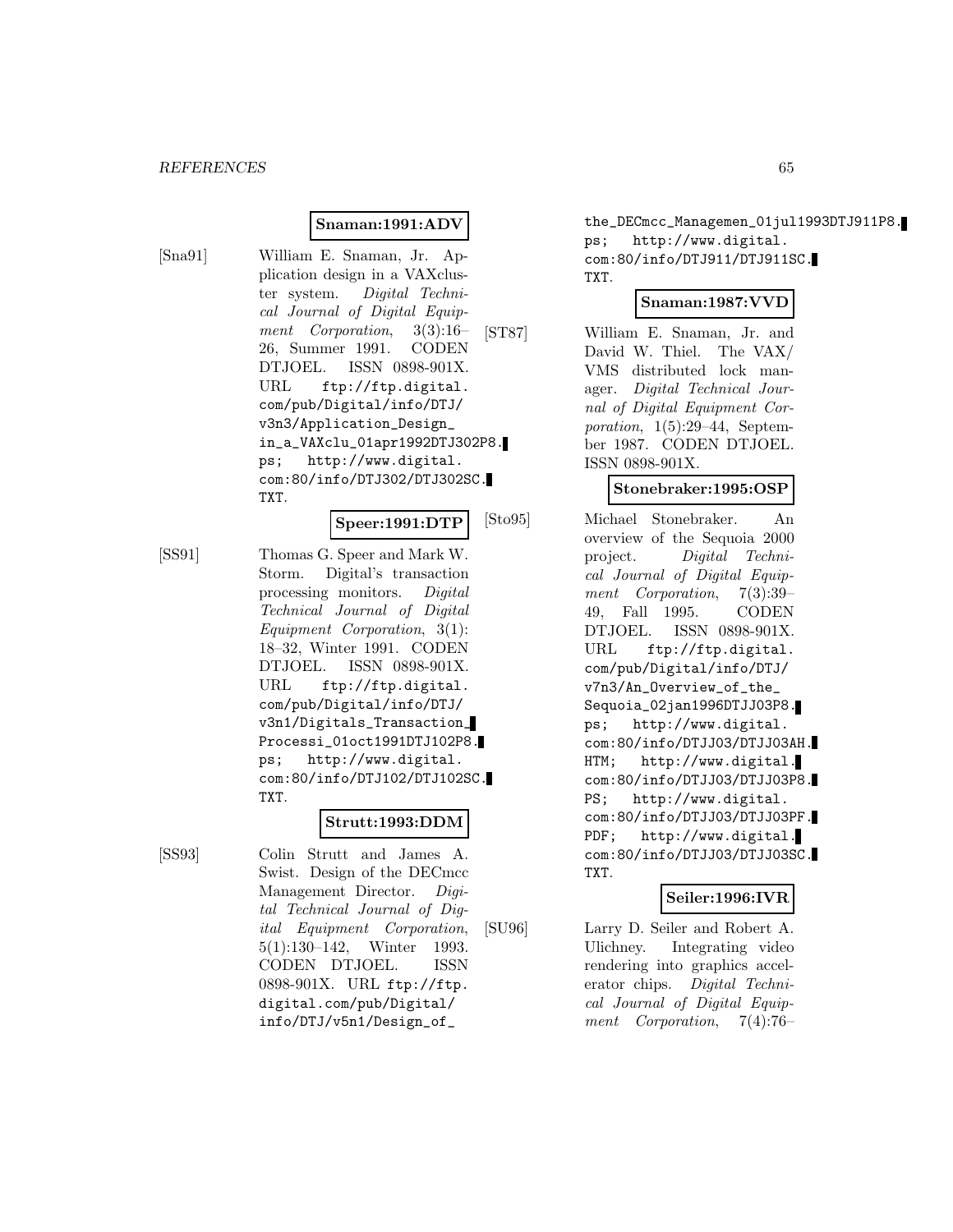**Snaman:1991:ADV**

[Sna91] William E. Snaman, Jr. Application design in a VAXcluster system. *Digital Technical Journal of Digital Equipment Corporation*, 3(3):16–26, Summer 1991. CODEN DTJOEL. ISSN 0898-901X. URL ftp://ftp.digital.com/pub/Digital/info/DTJ/v3n3/Application_Design_in_a_VAXclu_01apr1992DTJ302P8.ps; http://www.digital.com:80/info/DTJ302/DTJ302SC.TXT.

**Speer:1991:DTP**

[SS91] Thomas G. Speer and Mark W. Storm. Digital's transaction processing monitors. *Digital Technical Journal of Digital Equipment Corporation*, 3(1):18–32, Winter 1991. CODEN DTJOEL. ISSN 0898-901X. URL ftp://ftp.digital.com/pub/Digital/info/DTJ/v3n1/Digitals_Transaction_Processi_01oct1991DTJ102P8.ps; http://www.digital.com:80/info/DTJ102/DTJ102SC.TXT.

**Strutt:1993:DDM**

[SS93] Colin Strutt and James A. Swist. Design of the DECmcc Management Director. *Digital Technical Journal of Digital Equipment Corporation*, 5(1):130–142, Winter 1993. CODEN DTJOEL. ISSN 0898-901X. URL ftp://ftp.digital.com/pub/Digital/info/DTJ/v5n1/Design_of_the_DECmcc_Managemen_01jul1993DTJ911P8.ps; http://www.digital.com:80/info/DTJ911/DTJ911SC.TXT.

**Snaman:1987:VVD**

[ST87] William E. Snaman, Jr. and David W. Thiel. The VAX/VMS distributed lock manager. *Digital Technical Journal of Digital Equipment Corporation*, 1(5):29–44, September 1987. CODEN DTJOEL. ISSN 0898-901X.

**Stonebraker:1995:OSP**

[Sto95] Michael Stonebraker. An overview of the Sequoia 2000 project. *Digital Technical Journal of Digital Equipment Corporation*, 7(3):39–49, Fall 1995. CODEN DTJOEL. ISSN 0898-901X. URL ftp://ftp.digital.com/pub/Digital/info/DTJ/v7n3/An_Overview_of_the_Sequoia_02jan1996DTJJ03P8.ps; http://www.digital.com:80/info/DTJJ03/DTJJ03AH.HTM; http://www.digital.com:80/info/DTJJ03/DTJJ03P8.PS; http://www.digital.com:80/info/DTJJ03/DTJJ03PF.PDF; http://www.digital.com:80/info/DTJJ03/DTJJ03SC.TXT.

**Seiler:1996:IVR**

[SU96] Larry D. Seiler and Robert A. Ulichney. Integrating video rendering into graphics accelerator chips. *Digital Technical Journal of Digital Equipment Corporation*, 7(4):76–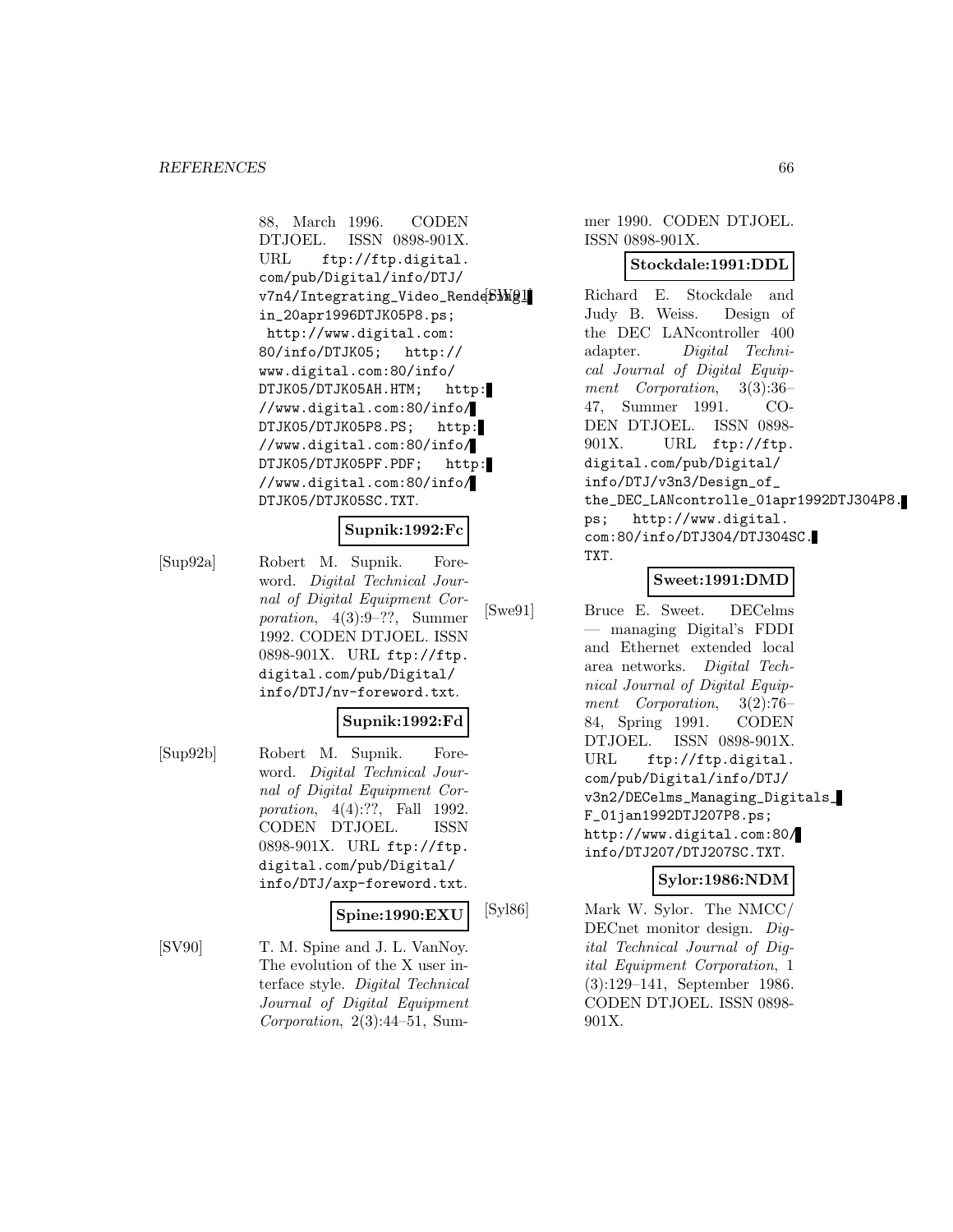88, March 1996. CODEN DTJOEL. ISSN 0898-901X. URL ftp://ftp.digital.com/pub/Digital/info/DTJ/v7n4/Integrating_Video_Rendering_in_20apr1996DTJK05P8.ps; http://www.digital.com:80/info/DTJK05; http://www.digital.com:80/info/DTJK05/DTJK05AH.HTM; http://www.digital.com:80/info/DTJK05/DTJK05P8.PS; http://www.digital.com:80/info/DTJK05/DTJK05PF.PDF; http://www.digital.com:80/info/DTJK05/DTJK05SC.TXT.

**Supnik:1992:Fc**

[Sup92a] Robert M. Supnik. Foreword. *Digital Technical Journal of Digital Equipment Corporation*, 4(3):9–??, Summer 1992. CODEN DTJOEL. ISSN 0898-901X. URL ftp://ftp.digital.com/pub/Digital/info/DTJ/nv-foreword.txt.

**Supnik:1992:Fd**

[Sup92b] Robert M. Supnik. Foreword. *Digital Technical Journal of Digital Equipment Corporation*, 4(4):??, Fall 1992. CODEN DTJOEL. ISSN 0898-901X. URL ftp://ftp.digital.com/pub/Digital/info/DTJ/axp-foreword.txt.

**Spine:1990:EXU**

[SV90] T. M. Spine and J. L. VanNoy. The evolution of the X user interface style. *Digital Technical Journal of Digital Equipment Corporation*, 2(3):44–51, Summer 1990. CODEN DTJOEL. ISSN 0898-901X.

**Stockdale:1991:DDL**

[SW91] Richard E. Stockdale and Judy B. Weiss. Design of the DEC LANcontroller 400 adapter. *Digital Technical Journal of Digital Equipment Corporation*, 3(3):36–47, Summer 1991. CODEN DTJOEL. ISSN 0898-901X. URL ftp://ftp.digital.com/pub/Digital/info/DTJ/v3n3/Design_of_the_DEC_LANcontrolle_01apr1992DTJ304P8.ps; http://www.digital.com:80/info/DTJ304/DTJ304SC.TXT.

**Sweet:1991:DMD**

[Swe91] Bruce E. Sweet. DECelms — managing Digital's FDDI and Ethernet extended local area networks. *Digital Technical Journal of Digital Equipment Corporation*, 3(2):76–84, Spring 1991. CODEN DTJOEL. ISSN 0898-901X. URL ftp://ftp.digital.com/pub/Digital/info/DTJ/v3n2/DECelms_Managing_Digitals_F_01jan1992DTJ207P8.ps; http://www.digital.com:80/info/DTJ207/DTJ207SC.TXT.

**Sylor:1986:NDM**

[Syl86] Mark W. Sylor. The NMCC/DECnet monitor design. *Digital Technical Journal of Digital Equipment Corporation*, 1 (3):129–141, September 1986. CODEN DTJOEL. ISSN 0898-901X.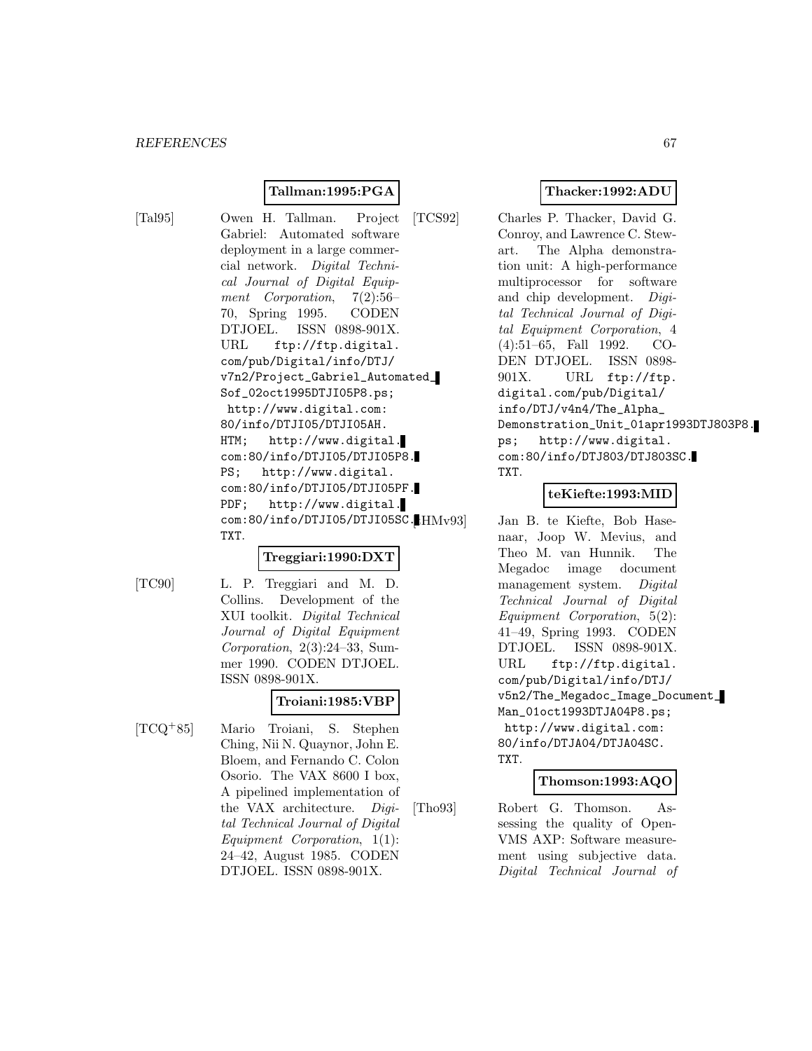**Tallman:1995:PGA**

[Tal95] Owen H. Tallman. Project Gabriel: Automated software deployment in a large commercial network. *Digital Technical Journal of Digital Equipment Corporation*, 7(2):56–70, Spring 1995. CODEN DTJOEL. ISSN 0898-901X. URL ftp://ftp.digital.com/pub/Digital/info/DTJ/v7n2/Project_Gabriel_Automated_Sof_02oct1995DTJI05P8.ps; http://www.digital.com:80/info/DTJI05/DTJI05AH.HTM; http://www.digital.com:80/info/DTJI05/DTJI05P8.PS; http://www.digital.com:80/info/DTJI05/DTJI05PF.PDF; http://www.digital.com:80/info/DTJI05/DTJI05SC.TXT.

**Treggiari:1990:DXT**

[TC90] L. P. Treggiari and M. D. Collins. Development of the XUI toolkit. *Digital Technical Journal of Digital Equipment Corporation*, 2(3):24–33, Summer 1990. CODEN DTJOEL. ISSN 0898-901X.

**Troiani:1985:VBP**

[TCQ+85] Mario Troiani, S. Stephen Ching, Nii N. Quaynor, John E. Bloem, and Fernando C. Colon Osorio. The VAX 8600 I box, A pipelined implementation of the VAX architecture. *Digital Technical Journal of Digital Equipment Corporation*, 1(1):24–42, August 1985. CODEN DTJOEL. ISSN 0898-901X.

**Thacker:1992:ADU**

[TCS92] Charles P. Thacker, David G. Conroy, and Lawrence C. Stewart. The Alpha demonstration unit: A high-performance multiprocessor for software and chip development. *Digital Technical Journal of Digital Equipment Corporation*, 4(4):51–65, Fall 1992. CODEN DTJOEL. ISSN 0898-901X. URL ftp://ftp.digital.com/pub/Digital/info/DTJ/v4n4/The_Alpha_Demonstration_Unit_01apr1993DTJ803P8.ps; http://www.digital.com:80/info/DTJ803/DTJ803SC.TXT.

**teKiefte:1993:MID**

[tHMv93] Jan B. te Kiefte, Bob Hasenaar, Joop W. Mevius, and Theo M. van Hunnik. The Megadoc image document management system. *Digital Technical Journal of Digital Equipment Corporation*, 5(2):41–49, Spring 1993. CODEN DTJOEL. ISSN 0898-901X. URL ftp://ftp.digital.com/pub/Digital/info/DTJ/v5n2/The_Megadoc_Image_Document_Man_01oct1993DTJA04P8.ps; http://www.digital.com:80/info/DTJA04/DTJA04SC.TXT.

**Thomson:1993:AQO**

[Tho93] Robert G. Thomson. Assessing the quality of OpenVMS AXP: Software measurement using subjective data. *Digital Technical Journal of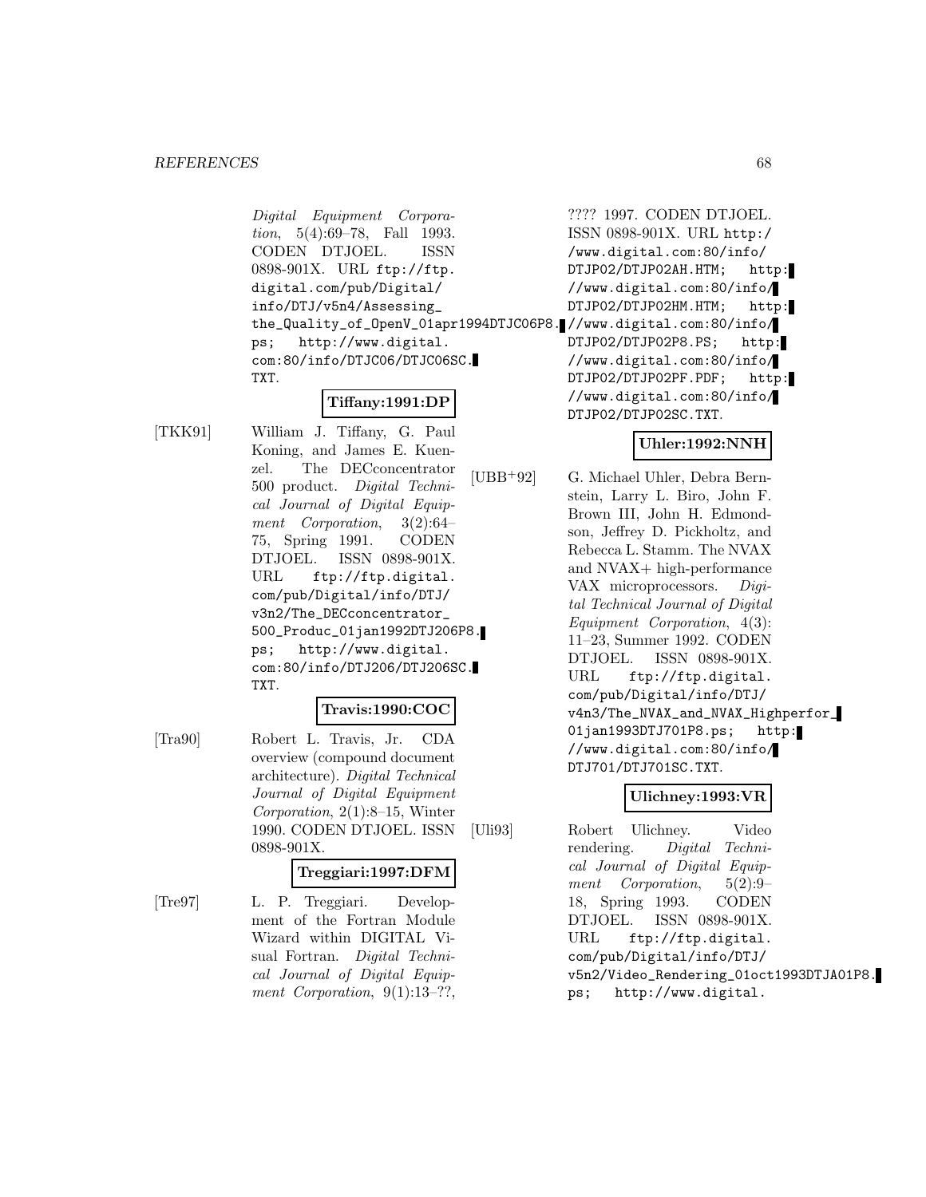*Digital Equipment Corporation*, 5(4):69–78, Fall 1993. CODEN DTJOEL. ISSN 0898-901X. URL ftp://ftp.digital.com/pub/Digital/info/DTJ/v5n4/Assessing_the_Quality_of_OpenV_01apr1994DTJC06P8.ps; http://www.digital.com:80/info/DTJC06/DTJC06SC.TXT.

**Tiffany:1991:DP**

[TKK91] William J. Tiffany, G. Paul Koning, and James E. Kuenzel. The DECconcentrator 500 product. *Digital Technical Journal of Digital Equipment Corporation*, 3(2):64–75, Spring 1991. CODEN DTJOEL. ISSN 0898-901X. URL ftp://ftp.digital.com/pub/Digital/info/DTJ/v3n2/The_DECconcentrator_500_Produc_01jan1992DTJ206P8.ps; http://www.digital.com:80/info/DTJ206/DTJ206SC.TXT.

**Travis:1990:COC**

[Tra90] Robert L. Travis, Jr. CDA overview (compound document architecture). *Digital Technical Journal of Digital Equipment Corporation*, 2(1):8–15, Winter 1990. CODEN DTJOEL. ISSN 0898-901X.

**Treggiari:1997:DFM**

[Tre97] L. P. Treggiari. Development of the Fortran Module Wizard within DIGITAL Visual Fortran. *Digital Technical Journal of Digital Equipment Corporation*, 9(1):13–??, ???? 1997. CODEN DTJOEL. ISSN 0898-901X. URL http://www.digital.com:80/info/DTJP02/DTJP02AH.HTM; http://www.digital.com:80/info/DTJP02/DTJP02HM.HTM; http://www.digital.com:80/info/DTJP02/DTJP02P8.PS; http://www.digital.com:80/info/DTJP02/DTJP02PF.PDF; http://www.digital.com:80/info/DTJP02/DTJP02SC.TXT.

**Uhler:1992:NNH**

[UBB+92] G. Michael Uhler, Debra Bernstein, Larry L. Biro, John F. Brown III, John H. Edmondson, Jeffrey D. Pickholtz, and Rebecca L. Stamm. The NVAX and NVAX+ high-performance VAX microprocessors. *Digital Technical Journal of Digital Equipment Corporation*, 4(3):11–23, Summer 1992. CODEN DTJOEL. ISSN 0898-901X. URL ftp://ftp.digital.com/pub/Digital/info/DTJ/v4n3/The_NVAX_and_NVAX_Highperfor_01jan1993DTJ701P8.ps; http://www.digital.com:80/info/DTJ701/DTJ701SC.TXT.

**Ulichney:1993:VR**

[Uli93] Robert Ulichney. Video rendering. *Digital Technical Journal of Digital Equipment Corporation*, 5(2):9–18, Spring 1993. CODEN DTJOEL. ISSN 0898-901X. URL ftp://ftp.digital.com/pub/Digital/info/DTJ/v5n2/Video_Rendering_01oct1993DTJA01P8.ps; http://www.digital.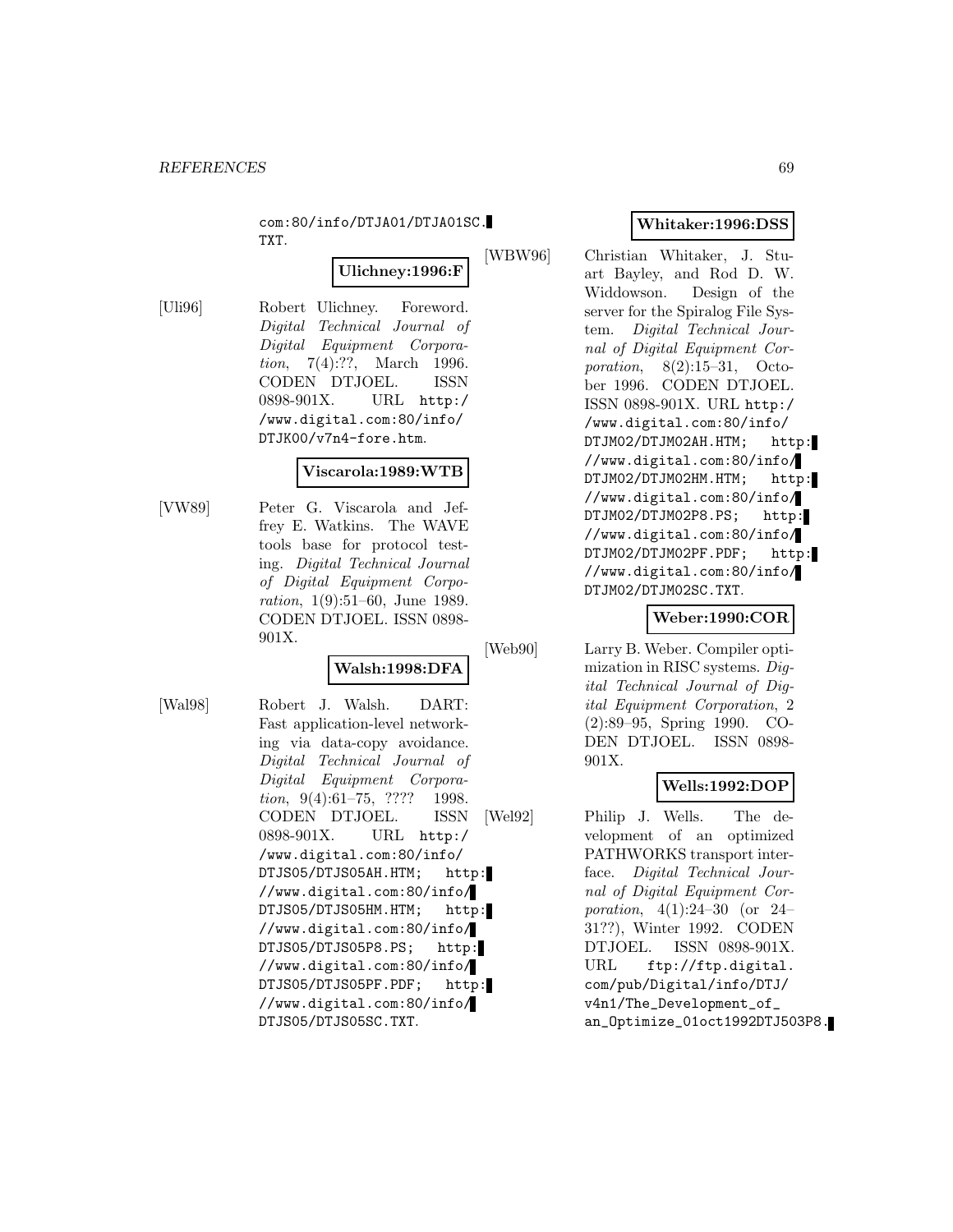com:80/info/DTJA01/DTJA01SC.TXT.

**Ulichney:1996:F**

[Uli96] Robert Ulichney. Foreword. *Digital Technical Journal of Digital Equipment Corporation*, 7(4):??, March 1996. CODEN DTJOEL. ISSN 0898-901X. URL http://www.digital.com:80/info/DTJK00/v7n4-fore.htm.

**Viscarola:1989:WTB**

[VW89] Peter G. Viscarola and Jeffrey E. Watkins. The WAVE tools base for protocol testing. *Digital Technical Journal of Digital Equipment Corporation*, 1(9):51–60, June 1989. CODEN DTJOEL. ISSN 0898-901X.

**Walsh:1998:DFA**

[Wal98] Robert J. Walsh. DART: Fast application-level networking via data-copy avoidance. *Digital Technical Journal of Digital Equipment Corporation*, 9(4):61–75, ???? 1998. CODEN DTJOEL. ISSN 0898-901X. URL http://www.digital.com:80/info/DTJS05/DTJS05AH.HTM; http://www.digital.com:80/info/DTJS05/DTJS05HM.HTM; http://www.digital.com:80/info/DTJS05/DTJS05P8.PS; http://www.digital.com:80/info/DTJS05/DTJS05PF.PDF; http://www.digital.com:80/info/DTJS05/DTJS05SC.TXT.

**Whitaker:1996:DSS**

[WBW96] Christian Whitaker, J. Stuart Bayley, and Rod D. W. Widdowson. Design of the server for the Spiralog File System. *Digital Technical Journal of Digital Equipment Corporation*, 8(2):15–31, October 1996. CODEN DTJOEL. ISSN 0898-901X. URL http://www.digital.com:80/info/DTJM02/DTJM02AH.HTM; http://www.digital.com:80/info/DTJM02/DTJM02HM.HTM; http://www.digital.com:80/info/DTJM02/DTJM02P8.PS; http://www.digital.com:80/info/DTJM02/DTJM02PF.PDF; http://www.digital.com:80/info/DTJM02/DTJM02SC.TXT.

**Weber:1990:COR**

[Web90] Larry B. Weber. Compiler optimization in RISC systems. *Digital Technical Journal of Digital Equipment Corporation*, 2(2):89–95, Spring 1990. CODEN DTJOEL. ISSN 0898-901X.

**Wells:1992:DOP**

[Wel92] Philip J. Wells. The development of an optimized PATHWORKS transport interface. *Digital Technical Journal of Digital Equipment Corporation*, 4(1):24–30 (or 24–31??), Winter 1992. CODEN DTJOEL. ISSN 0898-901X. URL ftp://ftp.digital.com/pub/Digital/info/DTJ/v4n1/The_Development_of_an_Optimize_01oct1992DTJ503P8.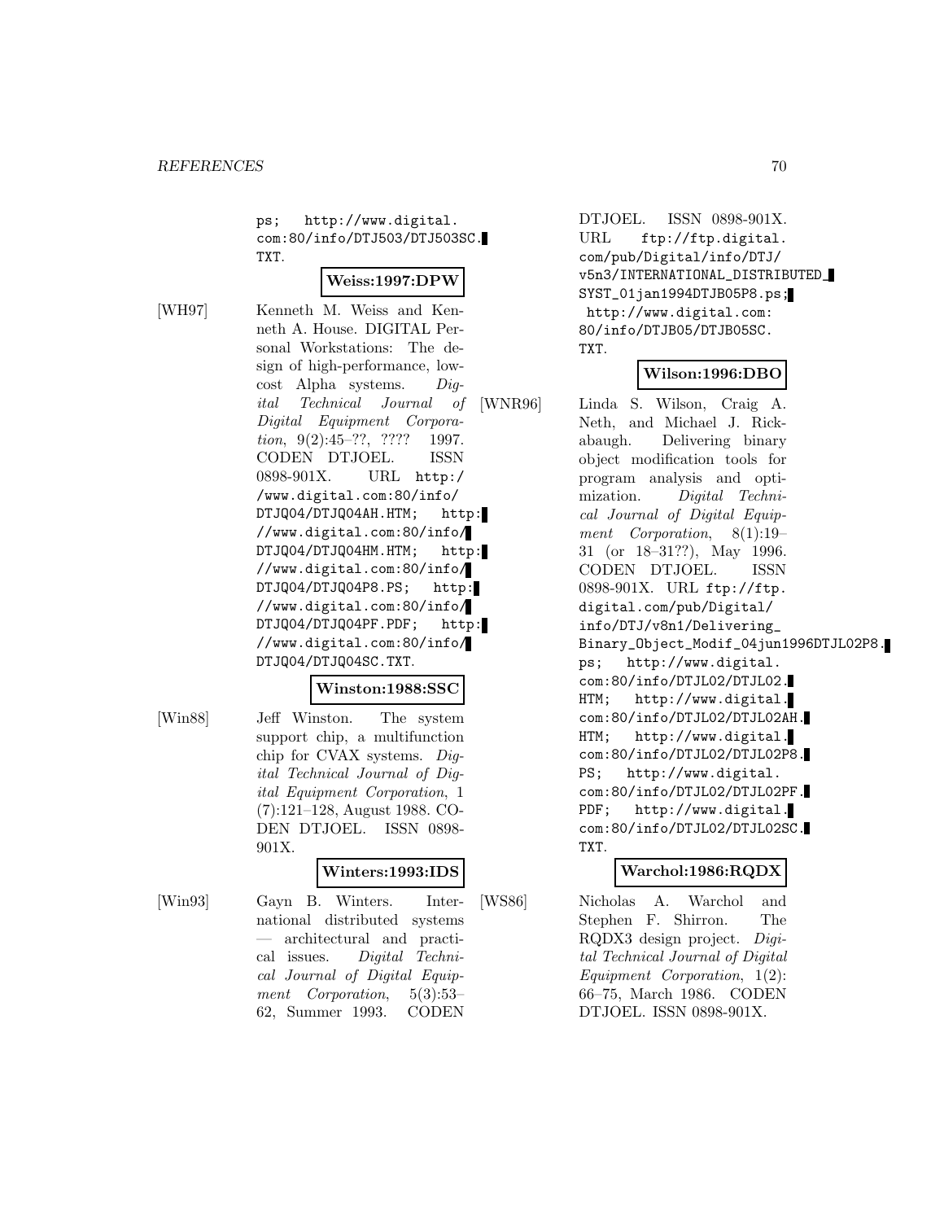ps; http://www.digital.com:80/info/DTJ503/DTJ503SC.TXT.

**Weiss:1997:DPW**

[WH97] Kenneth M. Weiss and Kenneth A. House. DIGITAL Personal Workstations: The design of high-performance, low-cost Alpha systems. *Digital Technical Journal of Digital Equipment Corporation*, 9(2):45–??, ???? 1997. CODEN DTJOEL. ISSN 0898-901X. URL http://www.digital.com:80/info/DTJQ04/DTJQ04AH.HTM; http://www.digital.com:80/info/DTJQ04/DTJQ04HM.HTM; http://www.digital.com:80/info/DTJQ04/DTJQ04P8.PS; http://www.digital.com:80/info/DTJQ04/DTJQ04PF.PDF; http://www.digital.com:80/info/DTJQ04/DTJQ04SC.TXT.

**Winston:1988:SSC**

[Win88] Jeff Winston. The system support chip, a multifunction chip for CVAX systems. *Digital Technical Journal of Digital Equipment Corporation*, 1(7):121–128, August 1988. CODEN DTJOEL. ISSN 0898-901X.

**Winters:1993:IDS**

[Win93] Gayn B. Winters. International distributed systems — architectural and practical issues. *Digital Technical Journal of Digital Equipment Corporation*, 5(3):53–62, Summer 1993. CODEN DTJOEL. ISSN 0898-901X. URL ftp://ftp.digital.com/pub/Digital/info/DTJ/v5n3/INTERNATIONAL_DISTRIBUTED_SYST_01jan1994DTJB05P8.ps; http://www.digital.com:80/info/DTJB05/DTJB05SC.TXT.

**Wilson:1996:DBO**

[WNR96] Linda S. Wilson, Craig A. Neth, and Michael J. Rickabaugh. Delivering binary object modification tools for program analysis and optimization. *Digital Technical Journal of Digital Equipment Corporation*, 8(1):19–31 (or 18–31??), May 1996. CODEN DTJOEL. ISSN 0898-901X. URL ftp://ftp.digital.com/pub/Digital/info/DTJ/v8n1/Delivering_Binary_Object_Modif_04jun1996DTJL02P8.ps; http://www.digital.com:80/info/DTJL02/DTJL02.HTM; http://www.digital.com:80/info/DTJL02/DTJL02AH.HTM; http://www.digital.com:80/info/DTJL02/DTJL02P8.PS; http://www.digital.com:80/info/DTJL02/DTJL02PF.PDF; http://www.digital.com:80/info/DTJL02/DTJL02SC.TXT.

**Warchol:1986:RQDX**

[WS86] Nicholas A. Warchol and Stephen F. Shirron. The RQDX3 design project. *Digital Technical Journal of Digital Equipment Corporation*, 1(2):66–75, March 1986. CODEN DTJOEL. ISSN 0898-901X.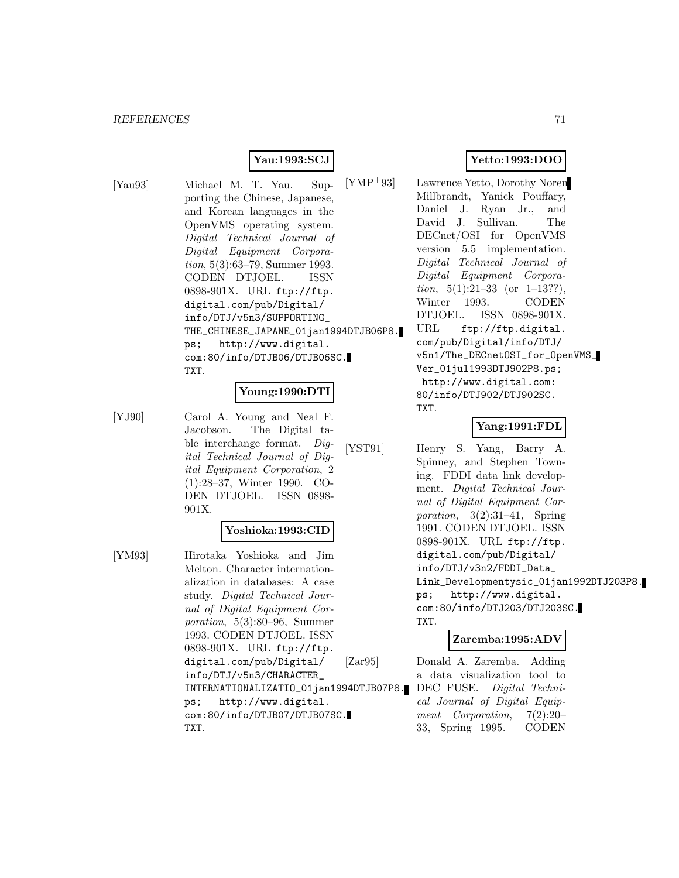**Yau:1993:SCJ**

[Yau93] Michael M. T. Yau. Supporting the Chinese, Japanese, and Korean languages in the OpenVMS operating system. *Digital Technical Journal of Digital Equipment Corporation*, 5(3):63–79, Summer 1993. CODEN DTJOEL. ISSN 0898-901X. URL `ftp://ftp.digital.com/pub/Digital/info/DTJ/v5n3/SUPPORTING_THE_CHINESE_JAPANE_01jan1994DTJB06P8.ps`; `http://www.digital.com:80/info/DTJB06/DTJB06SC.TXT`.

**Young:1990:DTI**

[YJ90] Carol A. Young and Neal F. Jacobson. The Digital table interchange format. *Digital Technical Journal of Digital Equipment Corporation*, 2(1):28–37, Winter 1990. CODEN DTJOEL. ISSN 0898-901X.

**Yoshioka:1993:CID**

[YM93] Hirotaka Yoshioka and Jim Melton. Character internationalization in databases: A case study. *Digital Technical Journal of Digital Equipment Corporation*, 5(3):80–96, Summer 1993. CODEN DTJOEL. ISSN 0898-901X. URL `ftp://ftp.digital.com/pub/Digital/info/DTJ/v5n3/CHARACTER_INTERNATIONALIZATIO_01jan1994DTJB07P8.ps`; `http://www.digital.com:80/info/DTJB07/DTJB07SC.TXT`.

**Yetto:1993:DOO**

[YMP+93] Lawrence Yetto, Dorothy Noren Millbrandt, Yanick Pouffary, Daniel J. Ryan Jr., and David J. Sullivan. The DECnet/OSI for OpenVMS version 5.5 implementation. *Digital Technical Journal of Digital Equipment Corporation*, 5(1):21–33 (or 1–13??), Winter 1993. CODEN DTJOEL. ISSN 0898-901X. URL `ftp://ftp.digital.com/pub/Digital/info/DTJ/v5n1/The_DECnetOSI_for_OpenVMS_Ver_01jul1993DTJ902P8.ps`; `http://www.digital.com:80/info/DTJ902/DTJ902SC.TXT`.

**Yang:1991:FDL**

[YST91] Henry S. Yang, Barry A. Spinney, and Stephen Towning. FDDI data link development. *Digital Technical Journal of Digital Equipment Corporation*, 3(2):31–41, Spring 1991. CODEN DTJOEL. ISSN 0898-901X. URL `ftp://ftp.digital.com/pub/Digital/info/DTJ/v3n2/FDDI_Data_Link_Developmentysic_01jan1992DTJ203P8.ps`; `http://www.digital.com:80/info/DTJ203/DTJ203SC.TXT`.

**Zaremba:1995:ADV**

[Zar95] Donald A. Zaremba. Adding a data visualization tool to DEC FUSE. *Digital Technical Journal of Digital Equipment Corporation*, 7(2):20–33, Spring 1995. CODEN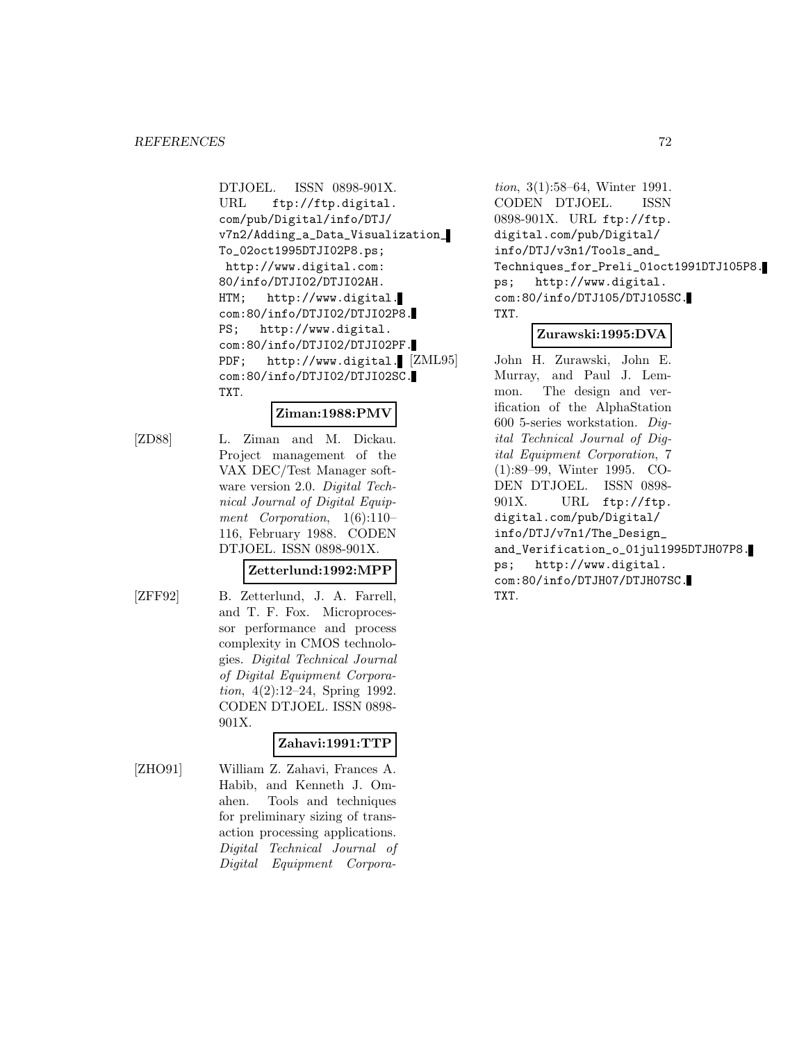DTJOEL. ISSN 0898-901X. URL ftp://ftp.digital.com/pub/Digital/info/DTJ/v7n2/Adding_a_Data_Visualization_To_02oct1995DTJI02P8.ps; http://www.digital.com:80/info/DTJI02/DTJI02AH.HTM; http://www.digital.com:80/info/DTJI02/DTJI02P8.PS; http://www.digital.com:80/info/DTJI02/DTJI02PF.PDF; http://www.digital.com:80/info/DTJI02/DTJI02SC.TXT.

**Ziman:1988:PMV**

[ZD88] L. Ziman and M. Dickau. Project management of the VAX DEC/Test Manager software version 2.0. *Digital Technical Journal of Digital Equipment Corporation*, 1(6):110–116, February 1988. CODEN DTJOEL. ISSN 0898-901X.

**Zetterlund:1992:MPP**

[ZFF92] B. Zetterlund, J. A. Farrell, and T. F. Fox. Microprocessor performance and process complexity in CMOS technologies. *Digital Technical Journal of Digital Equipment Corporation*, 4(2):12–24, Spring 1992. CODEN DTJOEL. ISSN 0898-901X.

**Zahavi:1991:TTP**

[ZHO91] William Z. Zahavi, Frances A. Habib, and Kenneth J. Omahen. Tools and techniques for preliminary sizing of transaction processing applications. *Digital Technical Journal of Digital Equipment Corporation*, 3(1):58–64, Winter 1991. CODEN DTJOEL. ISSN 0898-901X. URL ftp://ftp.digital.com/pub/Digital/info/DTJ/v3n1/Tools_and_Techniques_for_Preli_01oct1991DTJ105P8.ps; http://www.digital.com:80/info/DTJ105/DTJ105SC.TXT.

**Zurawski:1995:DVA**

[ZML95] John H. Zurawski, John E. Murray, and Paul J. Lemmon. The design and verification of the AlphaStation 600 5-series workstation. *Digital Technical Journal of Digital Equipment Corporation*, 7(1):89–99, Winter 1995. CODEN DTJOEL. ISSN 0898-901X. URL ftp://ftp.digital.com/pub/Digital/info/DTJ/v7n1/The_Design_and_Verification_o_01jul1995DTJH07P8.ps; http://www.digital.com:80/info/DTJH07/DTJH07SC.TXT.